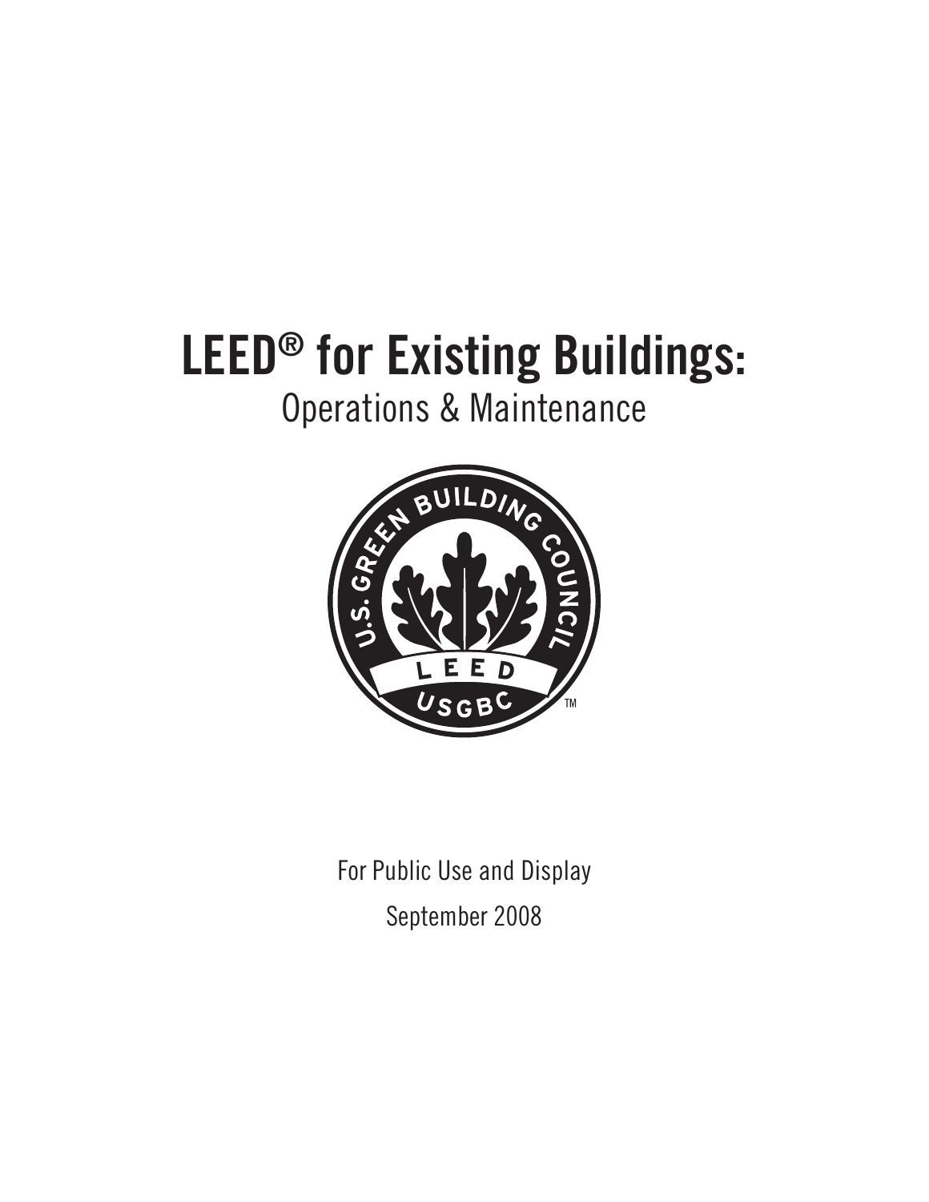# LEED® for Existing Buildings:

## Operations & Maintenance

For Public Use and Display

September 2008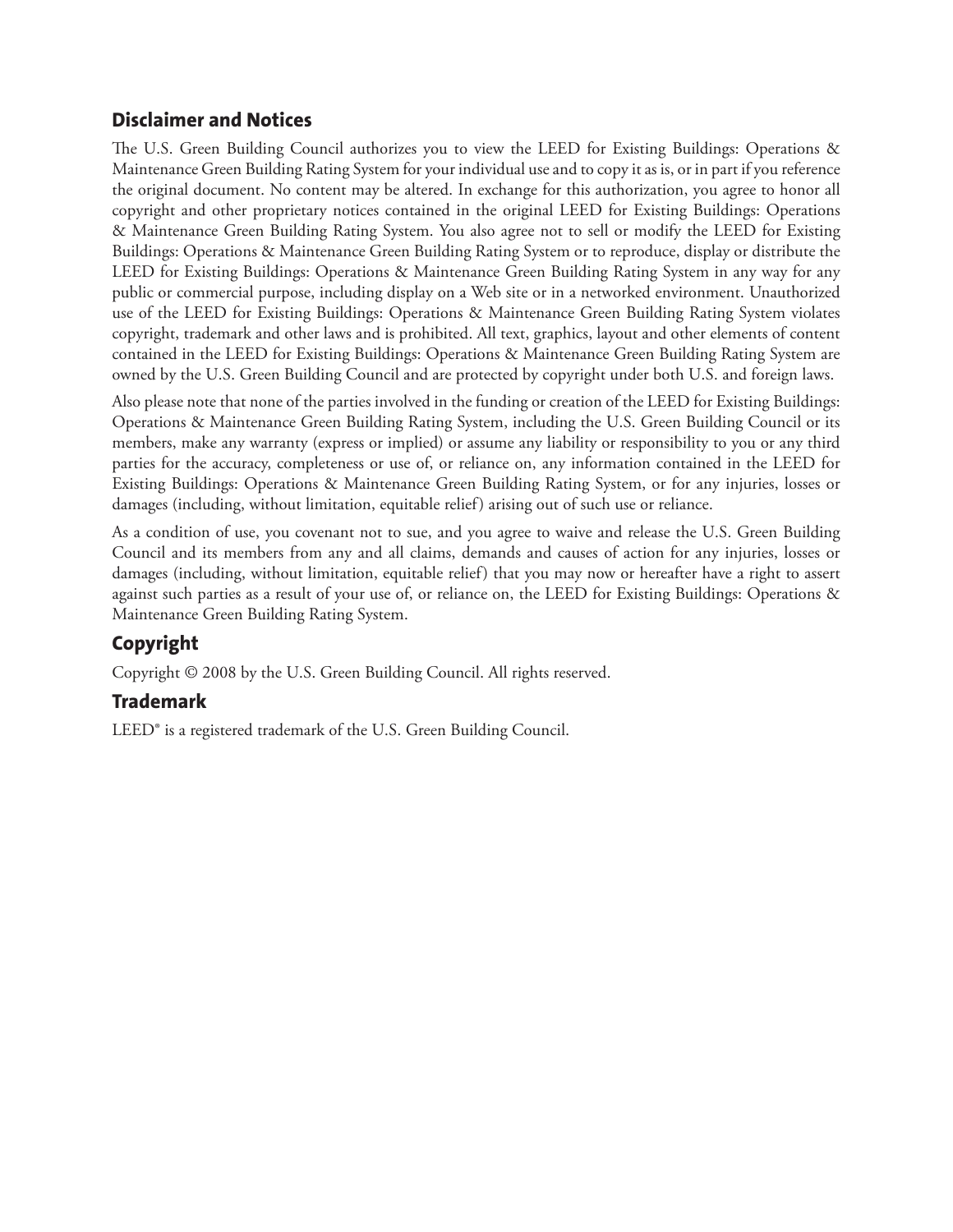## Disclaimer and Notices

The U.S. Green Building Council authorizes you to view the LEED for Existing Buildings: Operations & Maintenance Green Building Rating System for your individual use and to copy it as is, or in part if you reference the original document. No content may be altered. In exchange for this authorization, you agree to honor all copyright and other proprietary notices contained in the original LEED for Existing Buildings: Operations & Maintenance Green Building Rating System. You also agree not to sell or modify the LEED for Existing Buildings: Operations & Maintenance Green Building Rating System or to reproduce, display or distribute the LEED for Existing Buildings: Operations & Maintenance Green Building Rating System in any way for any public or commercial purpose, including display on a Web site or in a networked environment. Unauthorized use of the LEED for Existing Buildings: Operations & Maintenance Green Building Rating System violates copyright, trademark and other laws and is prohibited. All text, graphics, layout and other elements of content contained in the LEED for Existing Buildings: Operations & Maintenance Green Building Rating System are owned by the U.S. Green Building Council and are protected by copyright under both U.S. and foreign laws.

Also please note that none of the parties involved in the funding or creation of the LEED for Existing Buildings: Operations & Maintenance Green Building Rating System, including the U.S. Green Building Council or its members, make any warranty (express or implied) or assume any liability or responsibility to you or any third parties for the accuracy, completeness or use of, or reliance on, any information contained in the LEED for Existing Buildings: Operations & Maintenance Green Building Rating System, or for any injuries, losses or damages (including, without limitation, equitable relief) arising out of such use or reliance.

As a condition of use, you covenant not to sue, and you agree to waive and release the U.S. Green Building Council and its members from any and all claims, demands and causes of action for any injuries, losses or damages (including, without limitation, equitable relief) that you may now or hereafter have a right to assert against such parties as a result of your use of, or reliance on, the LEED for Existing Buildings: Operations & Maintenance Green Building Rating System.

## Copyright

Copyright © 2008 by the U.S. Green Building Council. All rights reserved.

## Trademark

LEED® is a registered trademark of the U.S. Green Building Council.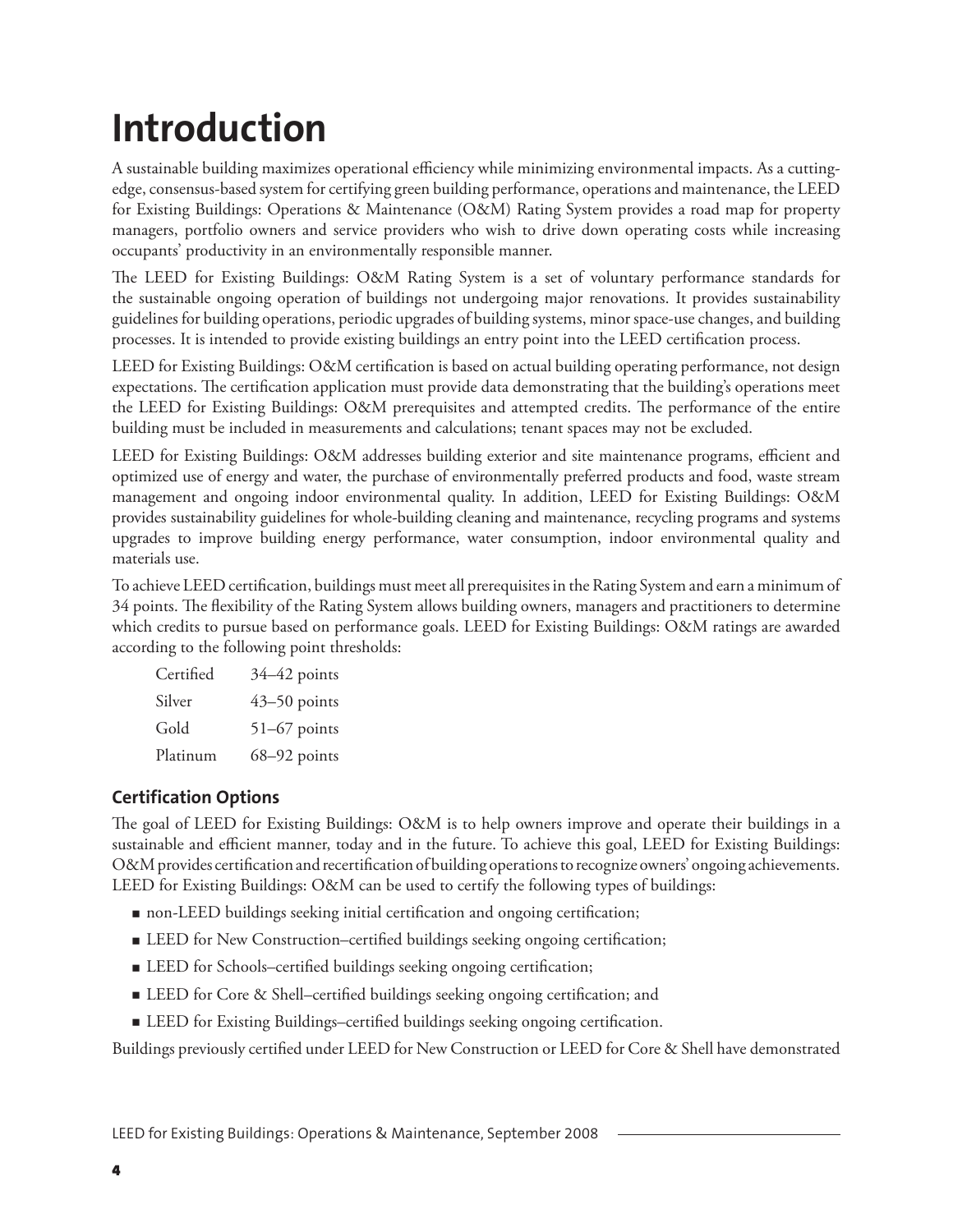# Introduction

A sustainable building maximizes operational efficiency while minimizing environmental impacts. As a cutting-edge, consensus-based system for certifying green building performance, operations and maintenance, the LEED for Existing Buildings: Operations & Maintenance (O&M) Rating System provides a road map for property managers, portfolio owners and service providers who wish to drive down operating costs while increasing occupants' productivity in an environmentally responsible manner.

The LEED for Existing Buildings: O&M Rating System is a set of voluntary performance standards for the sustainable ongoing operation of buildings not undergoing major renovations. It provides sustainability guidelines for building operations, periodic upgrades of building systems, minor space-use changes, and building processes. It is intended to provide existing buildings an entry point into the LEED certification process.

LEED for Existing Buildings: O&M certification is based on actual building operating performance, not design expectations. The certification application must provide data demonstrating that the building's operations meet the LEED for Existing Buildings: O&M prerequisites and attempted credits. The performance of the entire building must be included in measurements and calculations; tenant spaces may not be excluded.

LEED for Existing Buildings: O&M addresses building exterior and site maintenance programs, efficient and optimized use of energy and water, the purchase of environmentally preferred products and food, waste stream management and ongoing indoor environmental quality. In addition, LEED for Existing Buildings: O&M provides sustainability guidelines for whole-building cleaning and maintenance, recycling programs and systems upgrades to improve building energy performance, water consumption, indoor environmental quality and materials use.

To achieve LEED certification, buildings must meet all prerequisites in the Rating System and earn a minimum of 34 points. The flexibility of the Rating System allows building owners, managers and practitioners to determine which credits to pursue based on performance goals. LEED for Existing Buildings: O&M ratings are awarded according to the following point thresholds:

| | |
|---|---|
| Certified | 34–42 points |
| Silver | 43–50 points |
| Gold | 51–67 points |
| Platinum | 68–92 points |

## Certification Options

The goal of LEED for Existing Buildings: O&M is to help owners improve and operate their buildings in a sustainable and efficient manner, today and in the future. To achieve this goal, LEED for Existing Buildings: O&M provides certification and recertification of building operations to recognize owners' ongoing achievements. LEED for Existing Buildings: O&M can be used to certify the following types of buildings:

- non-LEED buildings seeking initial certification and ongoing certification;
- LEED for New Construction–certified buildings seeking ongoing certification;
- LEED for Schools–certified buildings seeking ongoing certification;
- LEED for Core & Shell–certified buildings seeking ongoing certification; and
- LEED for Existing Buildings–certified buildings seeking ongoing certification.

Buildings previously certified under LEED for New Construction or LEED for Core & Shell have demonstrated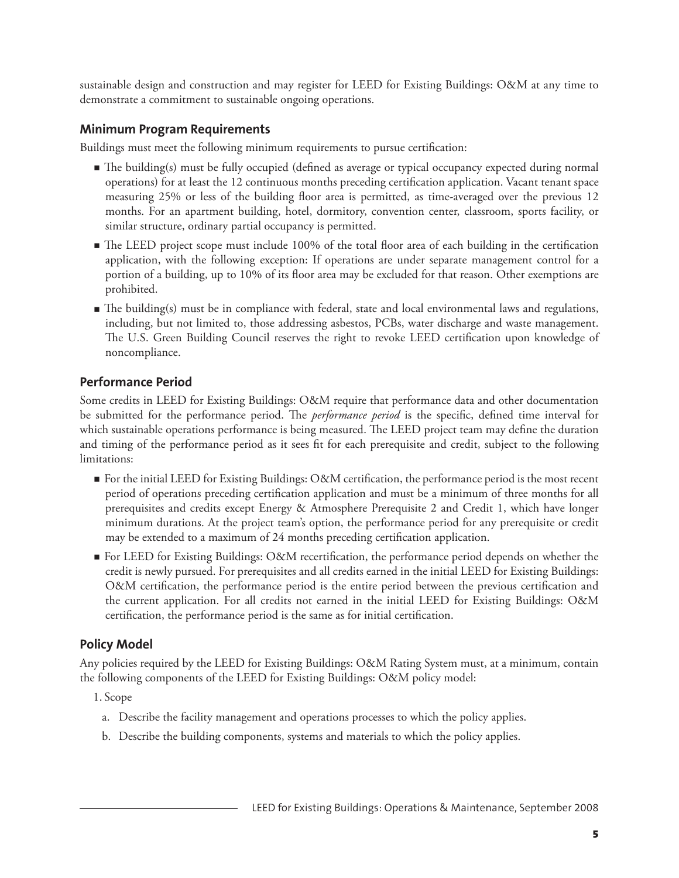sustainable design and construction and may register for LEED for Existing Buildings: O&M at any time to demonstrate a commitment to sustainable ongoing operations.

### Minimum Program Requirements

Buildings must meet the following minimum requirements to pursue certification:

- The building(s) must be fully occupied (defined as average or typical occupancy expected during normal operations) for at least the 12 continuous months preceding certification application. Vacant tenant space measuring 25% or less of the building floor area is permitted, as time-averaged over the previous 12 months. For an apartment building, hotel, dormitory, convention center, classroom, sports facility, or similar structure, ordinary partial occupancy is permitted.
- The LEED project scope must include 100% of the total floor area of each building in the certification application, with the following exception: If operations are under separate management control for a portion of a building, up to 10% of its floor area may be excluded for that reason. Other exemptions are prohibited.
- The building(s) must be in compliance with federal, state and local environmental laws and regulations, including, but not limited to, those addressing asbestos, PCBs, water discharge and waste management. The U.S. Green Building Council reserves the right to revoke LEED certification upon knowledge of noncompliance.

### Performance Period

Some credits in LEED for Existing Buildings: O&M require that performance data and other documentation be submitted for the performance period. The *performance period* is the specific, defined time interval for which sustainable operations performance is being measured. The LEED project team may define the duration and timing of the performance period as it sees fit for each prerequisite and credit, subject to the following limitations:

- For the initial LEED for Existing Buildings: O&M certification, the performance period is the most recent period of operations preceding certification application and must be a minimum of three months for all prerequisites and credits except Energy & Atmosphere Prerequisite 2 and Credit 1, which have longer minimum durations. At the project team's option, the performance period for any prerequisite or credit may be extended to a maximum of 24 months preceding certification application.
- For LEED for Existing Buildings: O&M recertification, the performance period depends on whether the credit is newly pursued. For prerequisites and all credits earned in the initial LEED for Existing Buildings: O&M certification, the performance period is the entire period between the previous certification and the current application. For all credits not earned in the initial LEED for Existing Buildings: O&M certification, the performance period is the same as for initial certification.

### Policy Model

Any policies required by the LEED for Existing Buildings: O&M Rating System must, at a minimum, contain the following components of the LEED for Existing Buildings: O&M policy model:

1. Scope
   a. Describe the facility management and operations processes to which the policy applies.
   b. Describe the building components, systems and materials to which the policy applies.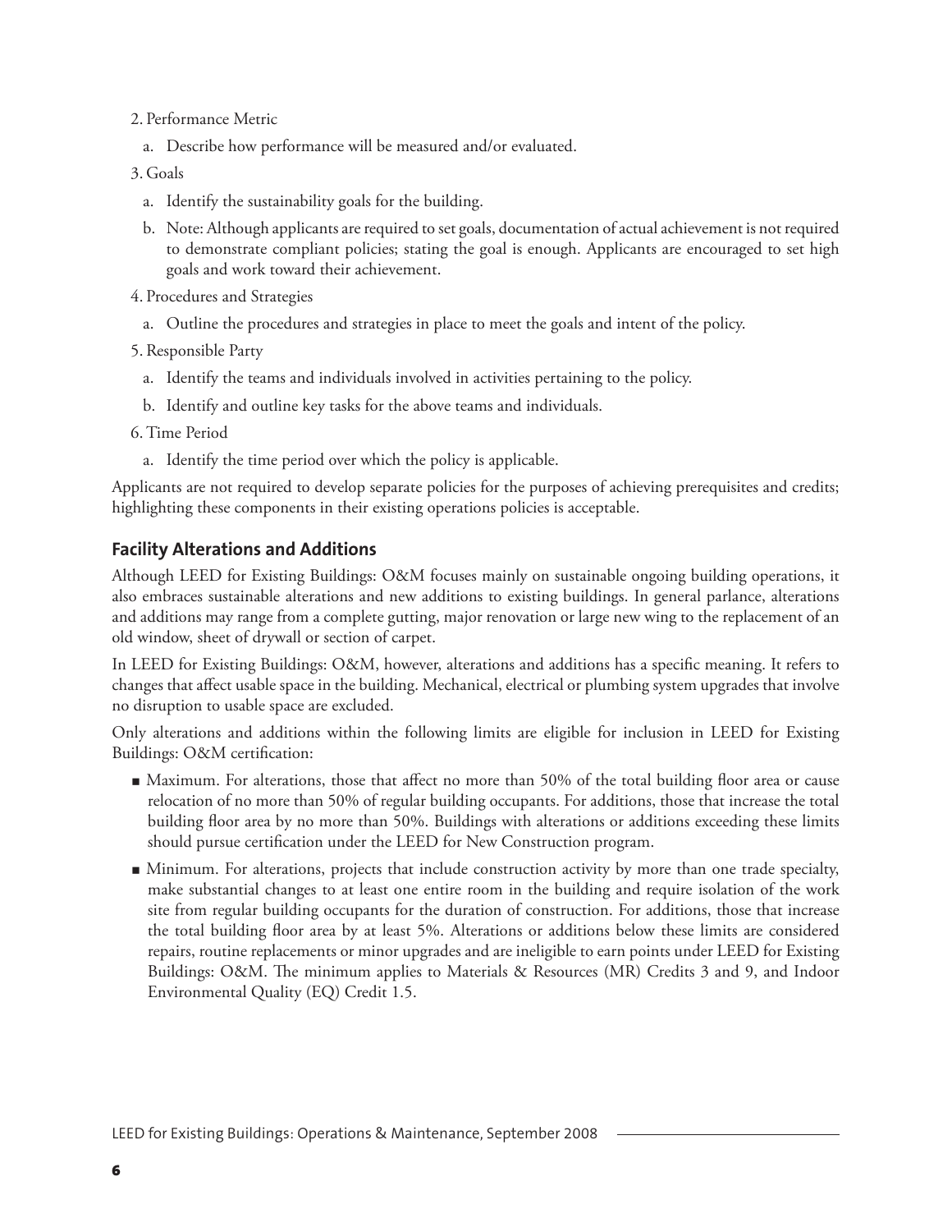2. Performance Metric

   a. Describe how performance will be measured and/or evaluated.

3. Goals

   a. Identify the sustainability goals for the building.

   b. Note: Although applicants are required to set goals, documentation of actual achievement is not required to demonstrate compliant policies; stating the goal is enough. Applicants are encouraged to set high goals and work toward their achievement.

4. Procedures and Strategies

   a. Outline the procedures and strategies in place to meet the goals and intent of the policy.

5. Responsible Party

   a. Identify the teams and individuals involved in activities pertaining to the policy.

   b. Identify and outline key tasks for the above teams and individuals.

6. Time Period

   a. Identify the time period over which the policy is applicable.

Applicants are not required to develop separate policies for the purposes of achieving prerequisites and credits; highlighting these components in their existing operations policies is acceptable.

## Facility Alterations and Additions

Although LEED for Existing Buildings: O&M focuses mainly on sustainable ongoing building operations, it also embraces sustainable alterations and new additions to existing buildings. In general parlance, alterations and additions may range from a complete gutting, major renovation or large new wing to the replacement of an old window, sheet of drywall or section of carpet.

In LEED for Existing Buildings: O&M, however, alterations and additions has a specific meaning. It refers to changes that affect usable space in the building. Mechanical, electrical or plumbing system upgrades that involve no disruption to usable space are excluded.

Only alterations and additions within the following limits are eligible for inclusion in LEED for Existing Buildings: O&M certification:

- Maximum. For alterations, those that affect no more than 50% of the total building floor area or cause relocation of no more than 50% of regular building occupants. For additions, those that increase the total building floor area by no more than 50%. Buildings with alterations or additions exceeding these limits should pursue certification under the LEED for New Construction program.
- Minimum. For alterations, projects that include construction activity by more than one trade specialty, make substantial changes to at least one entire room in the building and require isolation of the work site from regular building occupants for the duration of construction. For additions, those that increase the total building floor area by at least 5%. Alterations or additions below these limits are considered repairs, routine replacements or minor upgrades and are ineligible to earn points under LEED for Existing Buildings: O&M. The minimum applies to Materials & Resources (MR) Credits 3 and 9, and Indoor Environmental Quality (EQ) Credit 1.5.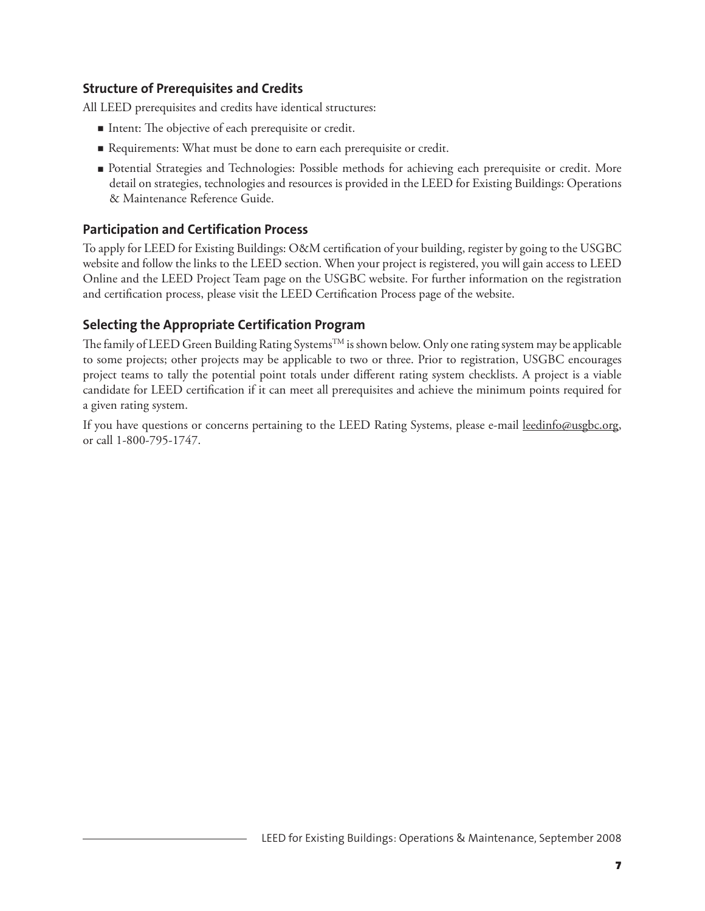## Structure of Prerequisites and Credits

All LEED prerequisites and credits have identical structures:

- Intent: The objective of each prerequisite or credit.
- Requirements: What must be done to earn each prerequisite or credit.
- Potential Strategies and Technologies: Possible methods for achieving each prerequisite or credit. More detail on strategies, technologies and resources is provided in the LEED for Existing Buildings: Operations & Maintenance Reference Guide.

## Participation and Certification Process

To apply for LEED for Existing Buildings: O&M certification of your building, register by going to the USGBC website and follow the links to the LEED section. When your project is registered, you will gain access to LEED Online and the LEED Project Team page on the USGBC website. For further information on the registration and certification process, please visit the LEED Certification Process page of the website.

## Selecting the Appropriate Certification Program

The family of LEED Green Building Rating Systems™ is shown below. Only one rating system may be applicable to some projects; other projects may be applicable to two or three. Prior to registration, USGBC encourages project teams to tally the potential point totals under different rating system checklists. A project is a viable candidate for LEED certification if it can meet all prerequisites and achieve the minimum points required for a given rating system.

If you have questions or concerns pertaining to the LEED Rating Systems, please e-mail leedinfo@usgbc.org, or call 1-800-795-1747.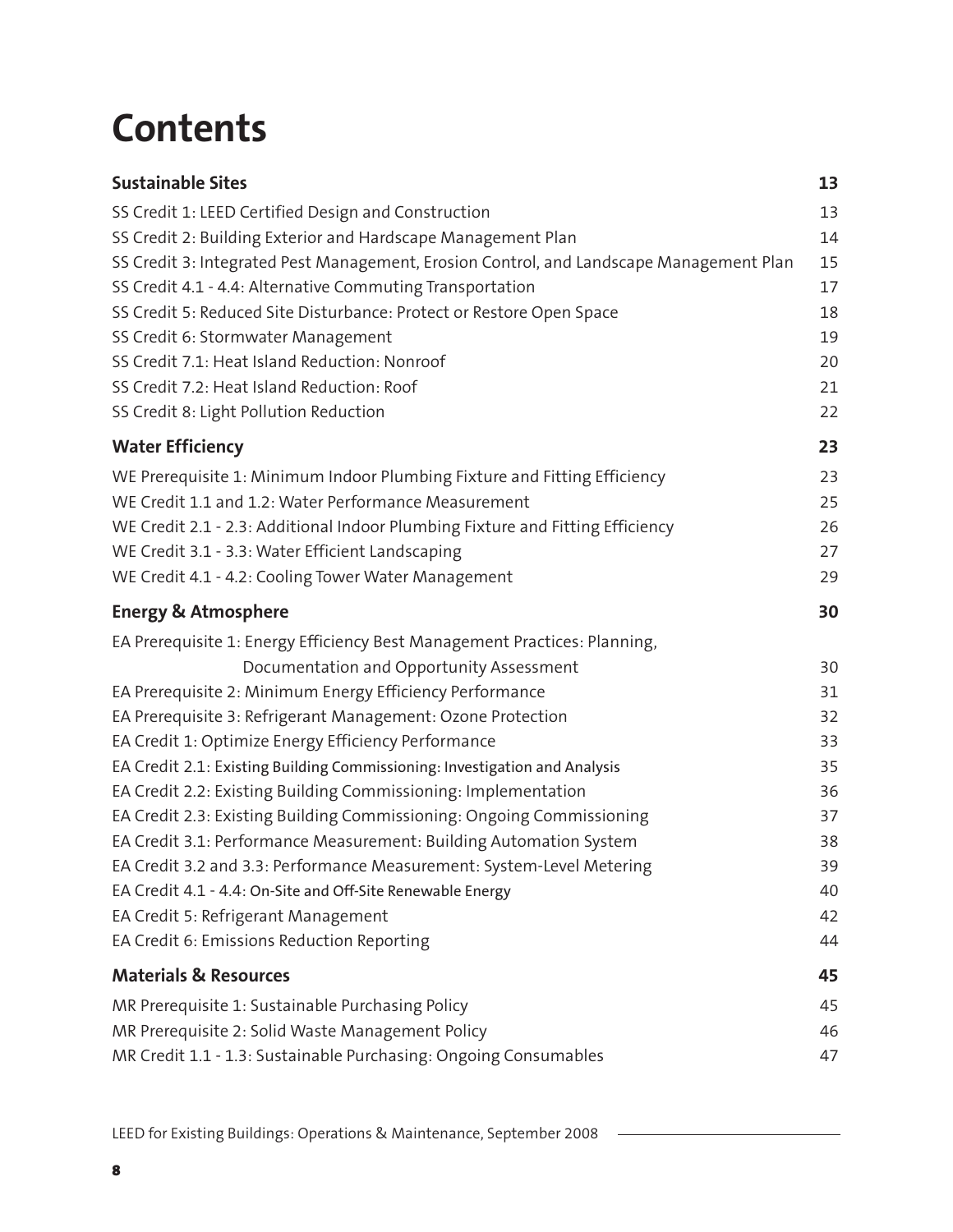# Contents

| | |
|---|---|
| **Sustainable Sites** | **13** |
| SS Credit 1: LEED Certified Design and Construction | 13 |
| SS Credit 2: Building Exterior and Hardscape Management Plan | 14 |
| SS Credit 3: Integrated Pest Management, Erosion Control, and Landscape Management Plan | 15 |
| SS Credit 4.1 - 4.4: Alternative Commuting Transportation | 17 |
| SS Credit 5: Reduced Site Disturbance: Protect or Restore Open Space | 18 |
| SS Credit 6: Stormwater Management | 19 |
| SS Credit 7.1: Heat Island Reduction: Nonroof | 20 |
| SS Credit 7.2: Heat Island Reduction: Roof | 21 |
| SS Credit 8: Light Pollution Reduction | 22 |
| **Water Efficiency** | **23** |
| WE Prerequisite 1: Minimum Indoor Plumbing Fixture and Fitting Efficiency | 23 |
| WE Credit 1.1 and 1.2: Water Performance Measurement | 25 |
| WE Credit 2.1 - 2.3: Additional Indoor Plumbing Fixture and Fitting Efficiency | 26 |
| WE Credit 3.1 - 3.3: Water Efficient Landscaping | 27 |
| WE Credit 4.1 - 4.2: Cooling Tower Water Management | 29 |
| **Energy & Atmosphere** | **30** |
| EA Prerequisite 1: Energy Efficiency Best Management Practices: Planning, Documentation and Opportunity Assessment | 30 |
| EA Prerequisite 2: Minimum Energy Efficiency Performance | 31 |
| EA Prerequisite 3: Refrigerant Management: Ozone Protection | 32 |
| EA Credit 1: Optimize Energy Efficiency Performance | 33 |
| EA Credit 2.1: Existing Building Commissioning: Investigation and Analysis | 35 |
| EA Credit 2.2: Existing Building Commissioning: Implementation | 36 |
| EA Credit 2.3: Existing Building Commissioning: Ongoing Commissioning | 37 |
| EA Credit 3.1: Performance Measurement: Building Automation System | 38 |
| EA Credit 3.2 and 3.3: Performance Measurement: System-Level Metering | 39 |
| EA Credit 4.1 - 4.4: On-Site and Off-Site Renewable Energy | 40 |
| EA Credit 5: Refrigerant Management | 42 |
| EA Credit 6: Emissions Reduction Reporting | 44 |
| **Materials & Resources** | **45** |
| MR Prerequisite 1: Sustainable Purchasing Policy | 45 |
| MR Prerequisite 2: Solid Waste Management Policy | 46 |
| MR Credit 1.1 - 1.3: Sustainable Purchasing: Ongoing Consumables | 47 |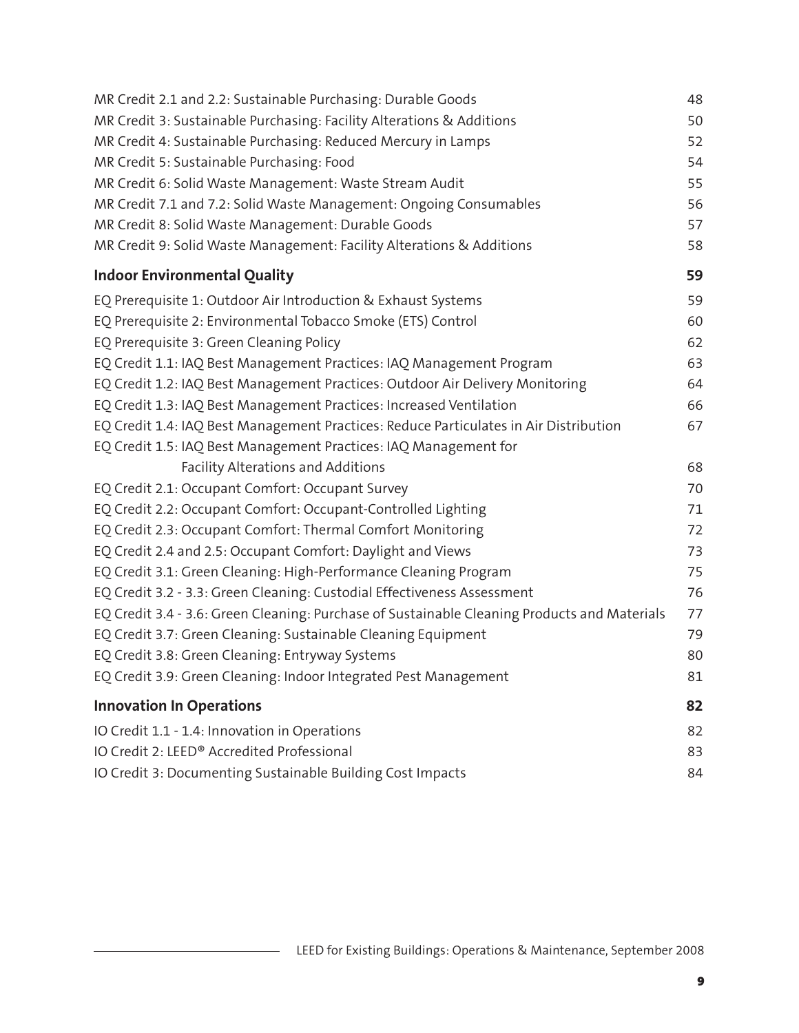| | |
|---|---|
| MR Credit 2.1 and 2.2: Sustainable Purchasing: Durable Goods | 48 |
| MR Credit 3: Sustainable Purchasing: Facility Alterations & Additions | 50 |
| MR Credit 4: Sustainable Purchasing: Reduced Mercury in Lamps | 52 |
| MR Credit 5: Sustainable Purchasing: Food | 54 |
| MR Credit 6: Solid Waste Management: Waste Stream Audit | 55 |
| MR Credit 7.1 and 7.2: Solid Waste Management: Ongoing Consumables | 56 |
| MR Credit 8: Solid Waste Management: Durable Goods | 57 |
| MR Credit 9: Solid Waste Management: Facility Alterations & Additions | 58 |
| **Indoor Environmental Quality** | **59** |
| EQ Prerequisite 1: Outdoor Air Introduction & Exhaust Systems | 59 |
| EQ Prerequisite 2: Environmental Tobacco Smoke (ETS) Control | 60 |
| EQ Prerequisite 3: Green Cleaning Policy | 62 |
| EQ Credit 1.1: IAQ Best Management Practices: IAQ Management Program | 63 |
| EQ Credit 1.2: IAQ Best Management Practices: Outdoor Air Delivery Monitoring | 64 |
| EQ Credit 1.3: IAQ Best Management Practices: Increased Ventilation | 66 |
| EQ Credit 1.4: IAQ Best Management Practices: Reduce Particulates in Air Distribution | 67 |
| EQ Credit 1.5: IAQ Best Management Practices: IAQ Management for Facility Alterations and Additions | 68 |
| EQ Credit 2.1: Occupant Comfort: Occupant Survey | 70 |
| EQ Credit 2.2: Occupant Comfort: Occupant-Controlled Lighting | 71 |
| EQ Credit 2.3: Occupant Comfort: Thermal Comfort Monitoring | 72 |
| EQ Credit 2.4 and 2.5: Occupant Comfort: Daylight and Views | 73 |
| EQ Credit 3.1: Green Cleaning: High-Performance Cleaning Program | 75 |
| EQ Credit 3.2 - 3.3: Green Cleaning: Custodial Effectiveness Assessment | 76 |
| EQ Credit 3.4 - 3.6: Green Cleaning: Purchase of Sustainable Cleaning Products and Materials | 77 |
| EQ Credit 3.7: Green Cleaning: Sustainable Cleaning Equipment | 79 |
| EQ Credit 3.8: Green Cleaning: Entryway Systems | 80 |
| EQ Credit 3.9: Green Cleaning: Indoor Integrated Pest Management | 81 |
| **Innovation In Operations** | **82** |
| IO Credit 1.1 - 1.4: Innovation in Operations | 82 |
| IO Credit 2: LEED® Accredited Professional | 83 |
| IO Credit 3: Documenting Sustainable Building Cost Impacts | 84 |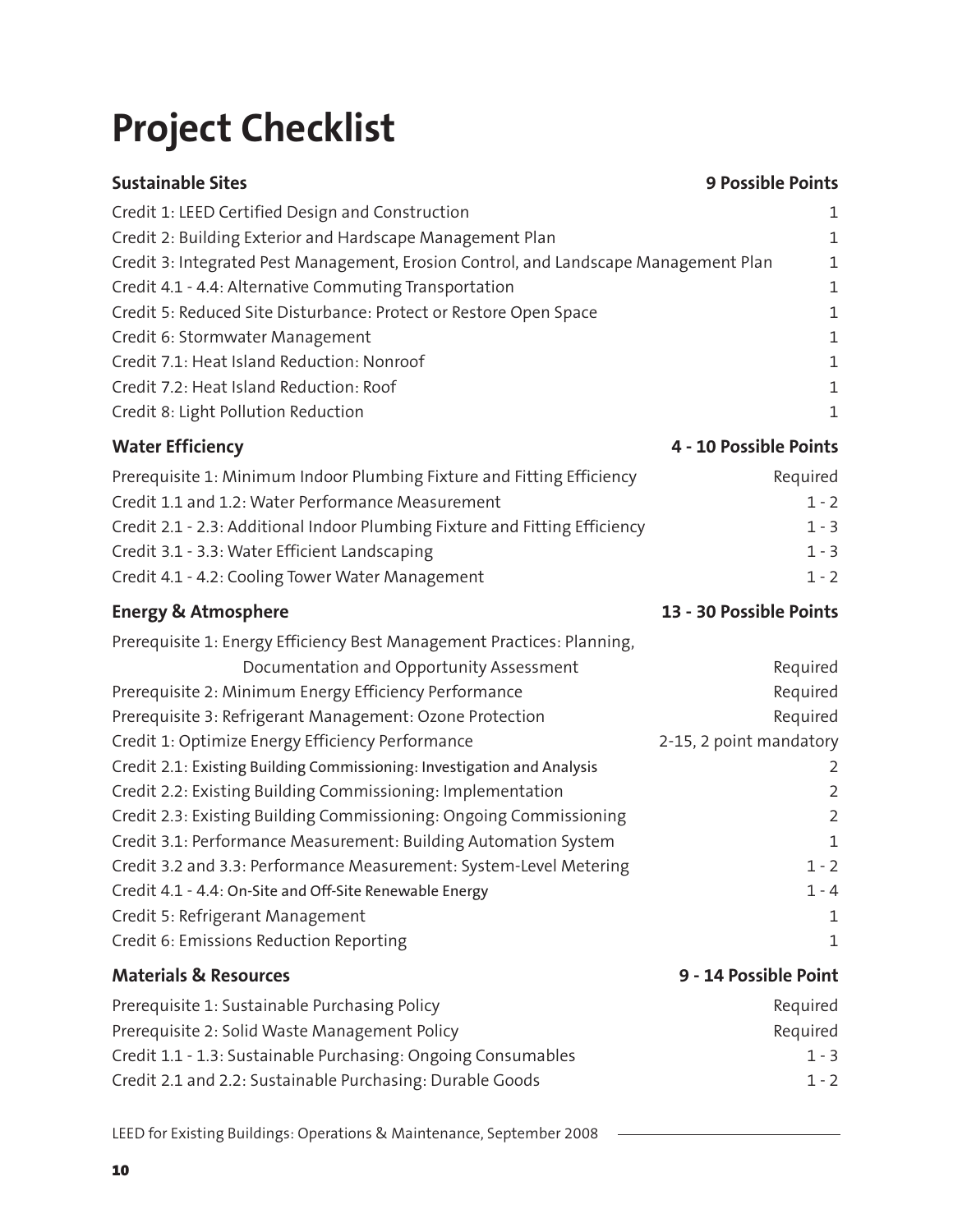# Project Checklist

| Sustainable Sites | 9 Possible Points |
|---|---|
| Credit 1: LEED Certified Design and Construction | 1 |
| Credit 2: Building Exterior and Hardscape Management Plan | 1 |
| Credit 3: Integrated Pest Management, Erosion Control, and Landscape Management Plan | 1 |
| Credit 4.1 - 4.4: Alternative Commuting Transportation | 1 |
| Credit 5: Reduced Site Disturbance: Protect or Restore Open Space | 1 |
| Credit 6: Stormwater Management | 1 |
| Credit 7.1: Heat Island Reduction: Nonroof | 1 |
| Credit 7.2: Heat Island Reduction: Roof | 1 |
| Credit 8: Light Pollution Reduction | 1 |

| Water Efficiency | 4 - 10 Possible Points |
|---|---|
| Prerequisite 1: Minimum Indoor Plumbing Fixture and Fitting Efficiency | Required |
| Credit 1.1 and 1.2: Water Performance Measurement | 1 - 2 |
| Credit 2.1 - 2.3: Additional Indoor Plumbing Fixture and Fitting Efficiency | 1 - 3 |
| Credit 3.1 - 3.3: Water Efficient Landscaping | 1 - 3 |
| Credit 4.1 - 4.2: Cooling Tower Water Management | 1 - 2 |

| Energy & Atmosphere | 13 - 30 Possible Points |
|---|---|
| Prerequisite 1: Energy Efficiency Best Management Practices: Planning, Documentation and Opportunity Assessment | Required |
| Prerequisite 2: Minimum Energy Efficiency Performance | Required |
| Prerequisite 3: Refrigerant Management: Ozone Protection | Required |
| Credit 1: Optimize Energy Efficiency Performance | 2-15, 2 point mandatory |
| Credit 2.1: Existing Building Commissioning: Investigation and Analysis | 2 |
| Credit 2.2: Existing Building Commissioning: Implementation | 2 |
| Credit 2.3: Existing Building Commissioning: Ongoing Commissioning | 2 |
| Credit 3.1: Performance Measurement: Building Automation System | 1 |
| Credit 3.2 and 3.3: Performance Measurement: System-Level Metering | 1 - 2 |
| Credit 4.1 - 4.4: On-Site and Off-Site Renewable Energy | 1 - 4 |
| Credit 5: Refrigerant Management | 1 |
| Credit 6: Emissions Reduction Reporting | 1 |

| Materials & Resources | 9 - 14 Possible Point |
|---|---|
| Prerequisite 1: Sustainable Purchasing Policy | Required |
| Prerequisite 2: Solid Waste Management Policy | Required |
| Credit 1.1 - 1.3: Sustainable Purchasing: Ongoing Consumables | 1 - 3 |
| Credit 2.1 and 2.2: Sustainable Purchasing: Durable Goods | 1 - 2 |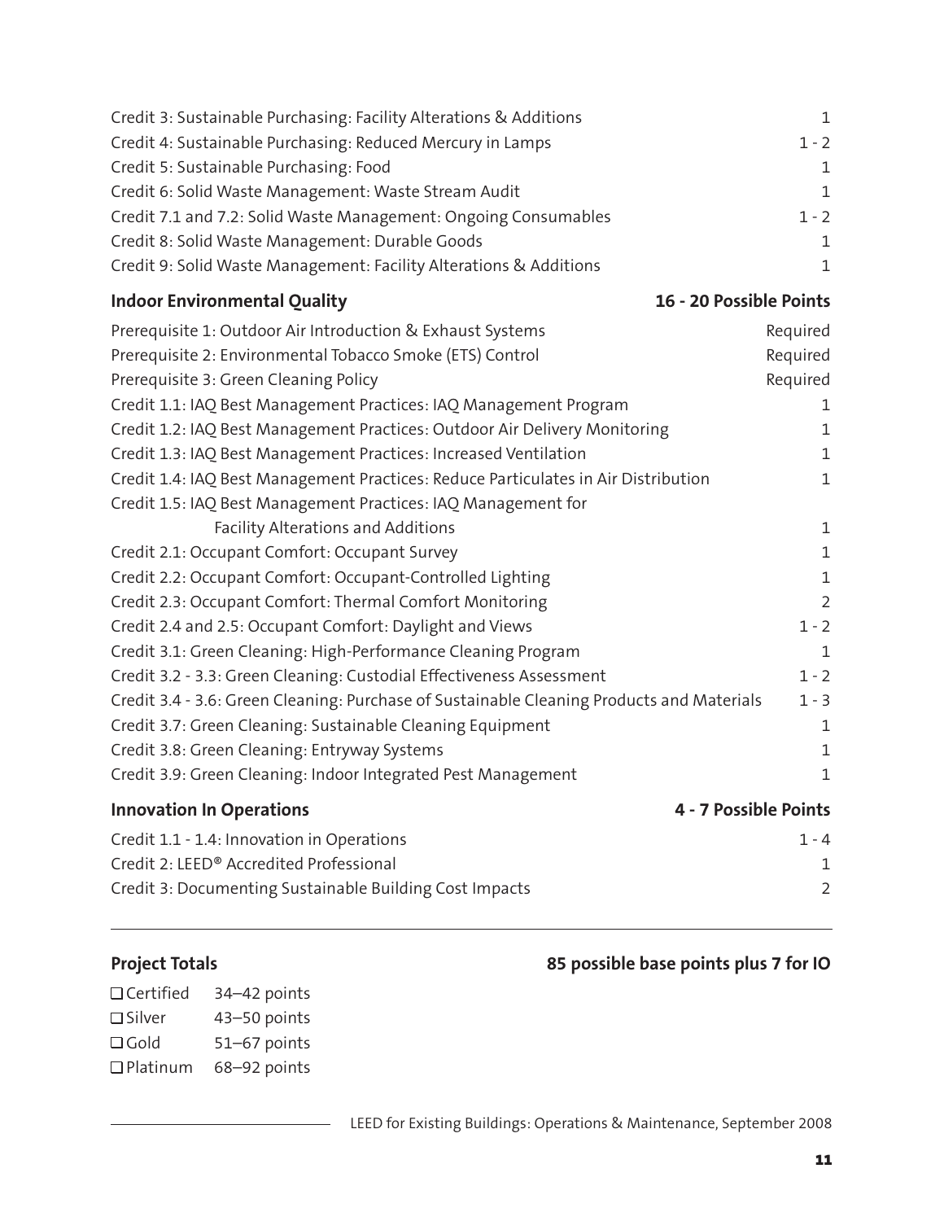| | |
|---|---|
| Credit 3: Sustainable Purchasing: Facility Alterations & Additions | 1 |
| Credit 4: Sustainable Purchasing: Reduced Mercury in Lamps | 1 - 2 |
| Credit 5: Sustainable Purchasing: Food | 1 |
| Credit 6: Solid Waste Management: Waste Stream Audit | 1 |
| Credit 7.1 and 7.2: Solid Waste Management: Ongoing Consumables | 1 - 2 |
| Credit 8: Solid Waste Management: Durable Goods | 1 |
| Credit 9: Solid Waste Management: Facility Alterations & Additions | 1 |

| **Indoor Environmental Quality** | **16 - 20 Possible Points** |
|---|---|
| Prerequisite 1: Outdoor Air Introduction & Exhaust Systems | Required |
| Prerequisite 2: Environmental Tobacco Smoke (ETS) Control | Required |
| Prerequisite 3: Green Cleaning Policy | Required |
| Credit 1.1: IAQ Best Management Practices: IAQ Management Program | 1 |
| Credit 1.2: IAQ Best Management Practices: Outdoor Air Delivery Monitoring | 1 |
| Credit 1.3: IAQ Best Management Practices: Increased Ventilation | 1 |
| Credit 1.4: IAQ Best Management Practices: Reduce Particulates in Air Distribution | 1 |
| Credit 1.5: IAQ Best Management Practices: IAQ Management for Facility Alterations and Additions | 1 |
| Credit 2.1: Occupant Comfort: Occupant Survey | 1 |
| Credit 2.2: Occupant Comfort: Occupant-Controlled Lighting | 1 |
| Credit 2.3: Occupant Comfort: Thermal Comfort Monitoring | 2 |
| Credit 2.4 and 2.5: Occupant Comfort: Daylight and Views | 1 - 2 |
| Credit 3.1: Green Cleaning: High-Performance Cleaning Program | 1 |
| Credit 3.2 - 3.3: Green Cleaning: Custodial Effectiveness Assessment | 1 - 2 |
| Credit 3.4 - 3.6: Green Cleaning: Purchase of Sustainable Cleaning Products and Materials | 1 - 3 |
| Credit 3.7: Green Cleaning: Sustainable Cleaning Equipment | 1 |
| Credit 3.8: Green Cleaning: Entryway Systems | 1 |
| Credit 3.9: Green Cleaning: Indoor Integrated Pest Management | 1 |

| **Innovation In Operations** | **4 - 7 Possible Points** |
|---|---|
| Credit 1.1 - 1.4: Innovation in Operations | 1 - 4 |
| Credit 2: LEED® Accredited Professional | 1 |
| Credit 3: Documenting Sustainable Building Cost Impacts | 2 |

---

**Project Totals** **85 possible base points plus 7 for IO**

| | |
|---|---|
| ☐ Certified | 34–42 points |
| ☐ Silver | 43–50 points |
| ☐ Gold | 51–67 points |
| ☐ Platinum | 68–92 points |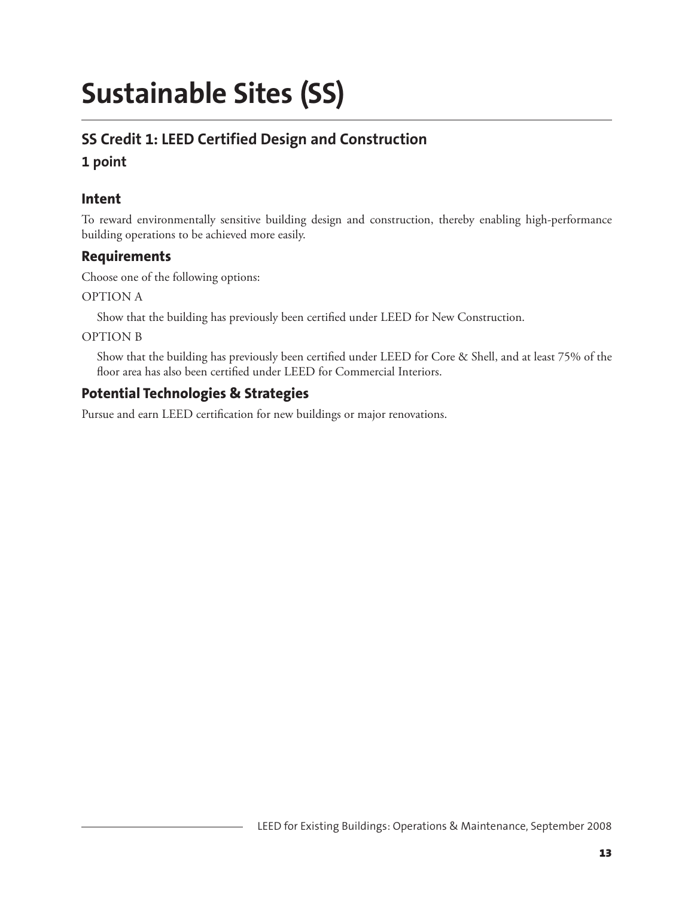# Sustainable Sites (SS)

## SS Credit 1: LEED Certified Design and Construction

### 1 point

### Intent

To reward environmentally sensitive building design and construction, thereby enabling high-performance building operations to be achieved more easily.

### Requirements

Choose one of the following options:

OPTION A

Show that the building has previously been certified under LEED for New Construction.

OPTION B

Show that the building has previously been certified under LEED for Core & Shell, and at least 75% of the floor area has also been certified under LEED for Commercial Interiors.

### Potential Technologies & Strategies

Pursue and earn LEED certification for new buildings or major renovations.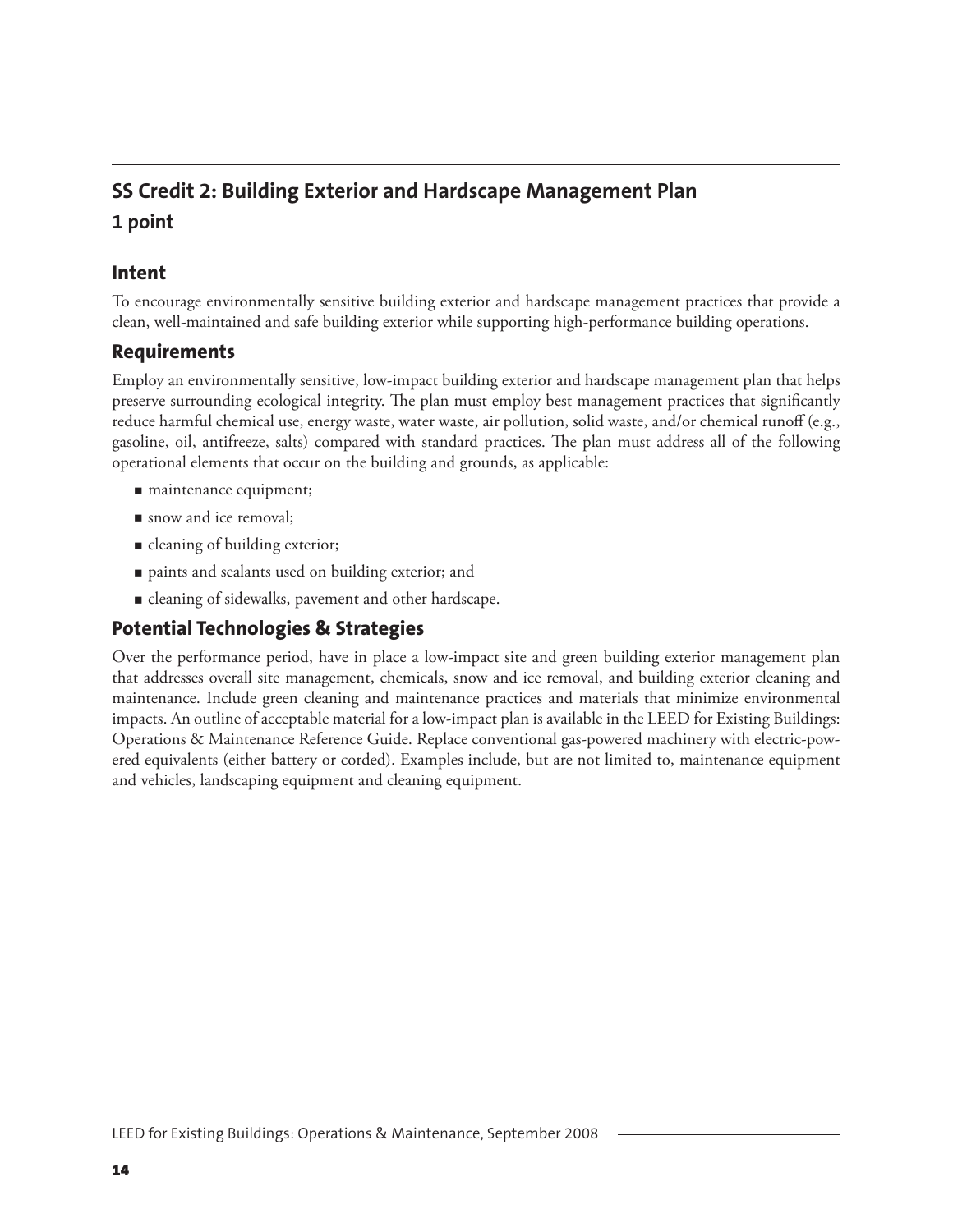## SS Credit 2: Building Exterior and Hardscape Management Plan

### 1 point

### Intent

To encourage environmentally sensitive building exterior and hardscape management practices that provide a clean, well-maintained and safe building exterior while supporting high-performance building operations.

### Requirements

Employ an environmentally sensitive, low-impact building exterior and hardscape management plan that helps preserve surrounding ecological integrity. The plan must employ best management practices that significantly reduce harmful chemical use, energy waste, water waste, air pollution, solid waste, and/or chemical runoff (e.g., gasoline, oil, antifreeze, salts) compared with standard practices. The plan must address all of the following operational elements that occur on the building and grounds, as applicable:

- maintenance equipment;
- snow and ice removal;
- cleaning of building exterior;
- paints and sealants used on building exterior; and
- cleaning of sidewalks, pavement and other hardscape.

### Potential Technologies & Strategies

Over the performance period, have in place a low-impact site and green building exterior management plan that addresses overall site management, chemicals, snow and ice removal, and building exterior cleaning and maintenance. Include green cleaning and maintenance practices and materials that minimize environmental impacts. An outline of acceptable material for a low-impact plan is available in the LEED for Existing Buildings: Operations & Maintenance Reference Guide. Replace conventional gas-powered machinery with electric-powered equivalents (either battery or corded). Examples include, but are not limited to, maintenance equipment and vehicles, landscaping equipment and cleaning equipment.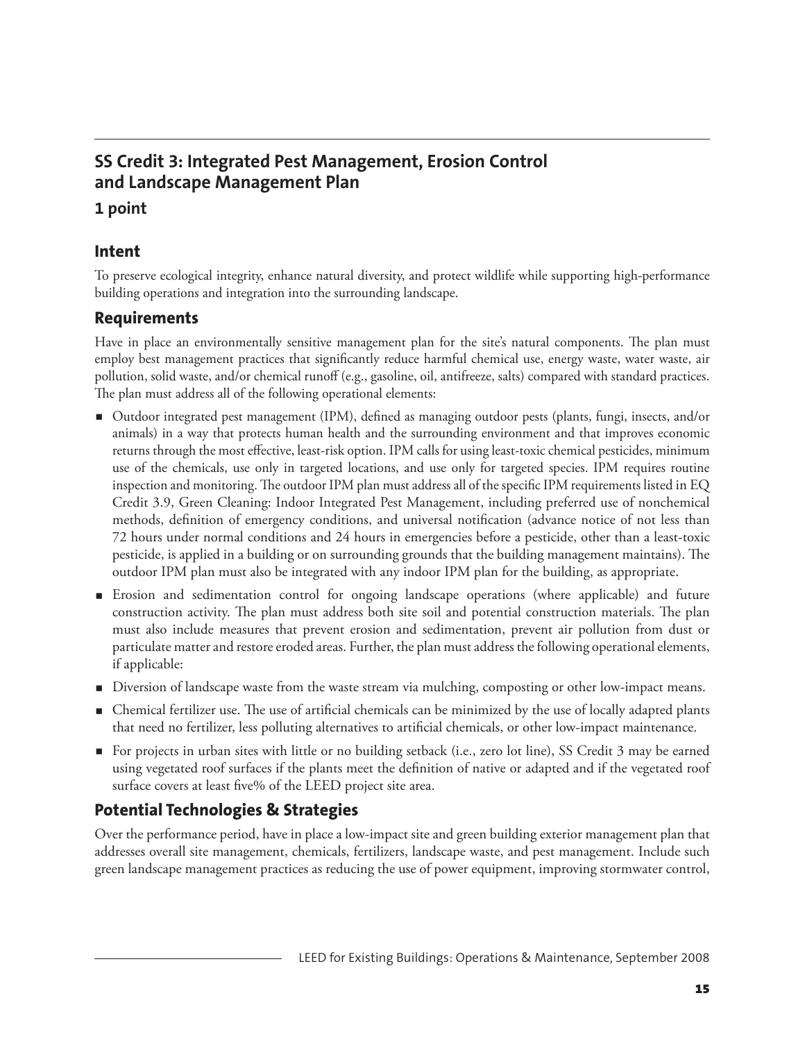## SS Credit 3: Integrated Pest Management, Erosion Control and Landscape Management Plan

### 1 point

### Intent

To preserve ecological integrity, enhance natural diversity, and protect wildlife while supporting high-performance building operations and integration into the surrounding landscape.

### Requirements

Have in place an environmentally sensitive management plan for the site's natural components. The plan must employ best management practices that significantly reduce harmful chemical use, energy waste, water waste, air pollution, solid waste, and/or chemical runoff (e.g., gasoline, oil, antifreeze, salts) compared with standard practices. The plan must address all of the following operational elements:

- Outdoor integrated pest management (IPM), defined as managing outdoor pests (plants, fungi, insects, and/or animals) in a way that protects human health and the surrounding environment and that improves economic returns through the most effective, least-risk option. IPM calls for using least-toxic chemical pesticides, minimum use of the chemicals, use only in targeted locations, and use only for targeted species. IPM requires routine inspection and monitoring. The outdoor IPM plan must address all of the specific IPM requirements listed in EQ Credit 3.9, Green Cleaning: Indoor Integrated Pest Management, including preferred use of nonchemical methods, definition of emergency conditions, and universal notification (advance notice of not less than 72 hours under normal conditions and 24 hours in emergencies before a pesticide, other than a least-toxic pesticide, is applied in a building or on surrounding grounds that the building management maintains). The outdoor IPM plan must also be integrated with any indoor IPM plan for the building, as appropriate.
- Erosion and sedimentation control for ongoing landscape operations (where applicable) and future construction activity. The plan must address both site soil and potential construction materials. The plan must also include measures that prevent erosion and sedimentation, prevent air pollution from dust or particulate matter and restore eroded areas. Further, the plan must address the following operational elements, if applicable:
- Diversion of landscape waste from the waste stream via mulching, composting or other low-impact means.
- Chemical fertilizer use. The use of artificial chemicals can be minimized by the use of locally adapted plants that need no fertilizer, less polluting alternatives to artificial chemicals, or other low-impact maintenance.
- For projects in urban sites with little or no building setback (i.e., zero lot line), SS Credit 3 may be earned using vegetated roof surfaces if the plants meet the definition of native or adapted and if the vegetated roof surface covers at least five% of the LEED project site area.

### Potential Technologies & Strategies

Over the performance period, have in place a low-impact site and green building exterior management plan that addresses overall site management, chemicals, fertilizers, landscape waste, and pest management. Include such green landscape management practices as reducing the use of power equipment, improving stormwater control,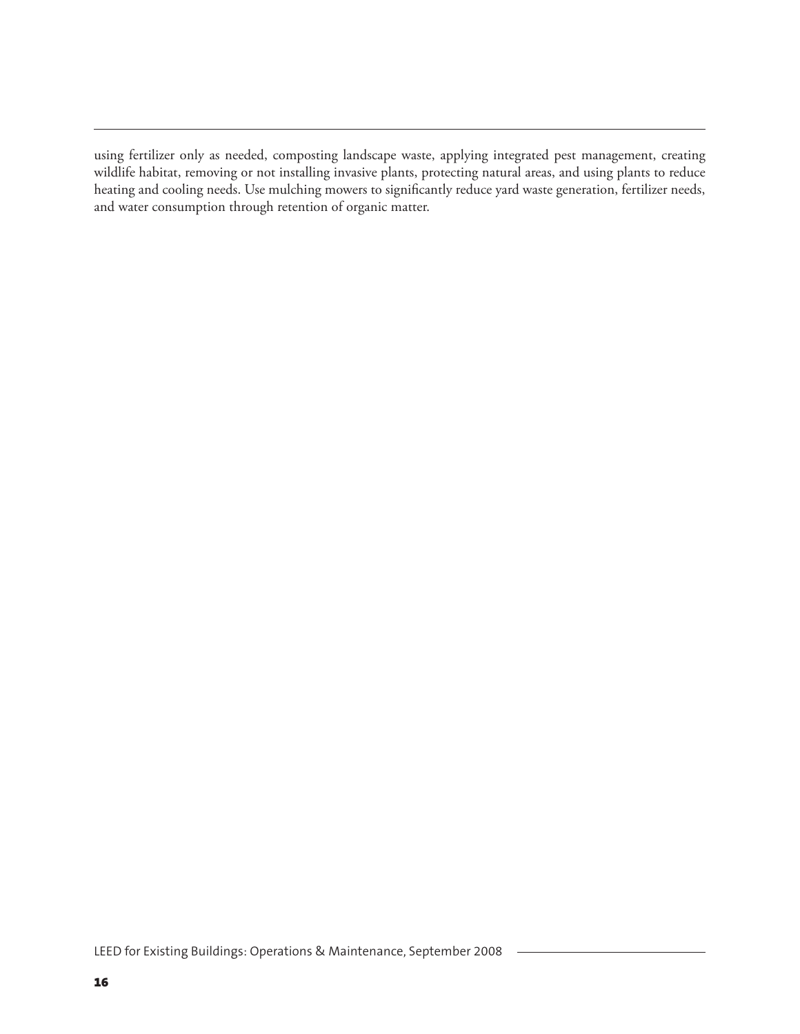using fertilizer only as needed, composting landscape waste, applying integrated pest management, creating wildlife habitat, removing or not installing invasive plants, protecting natural areas, and using plants to reduce heating and cooling needs. Use mulching mowers to significantly reduce yard waste generation, fertilizer needs, and water consumption through retention of organic matter.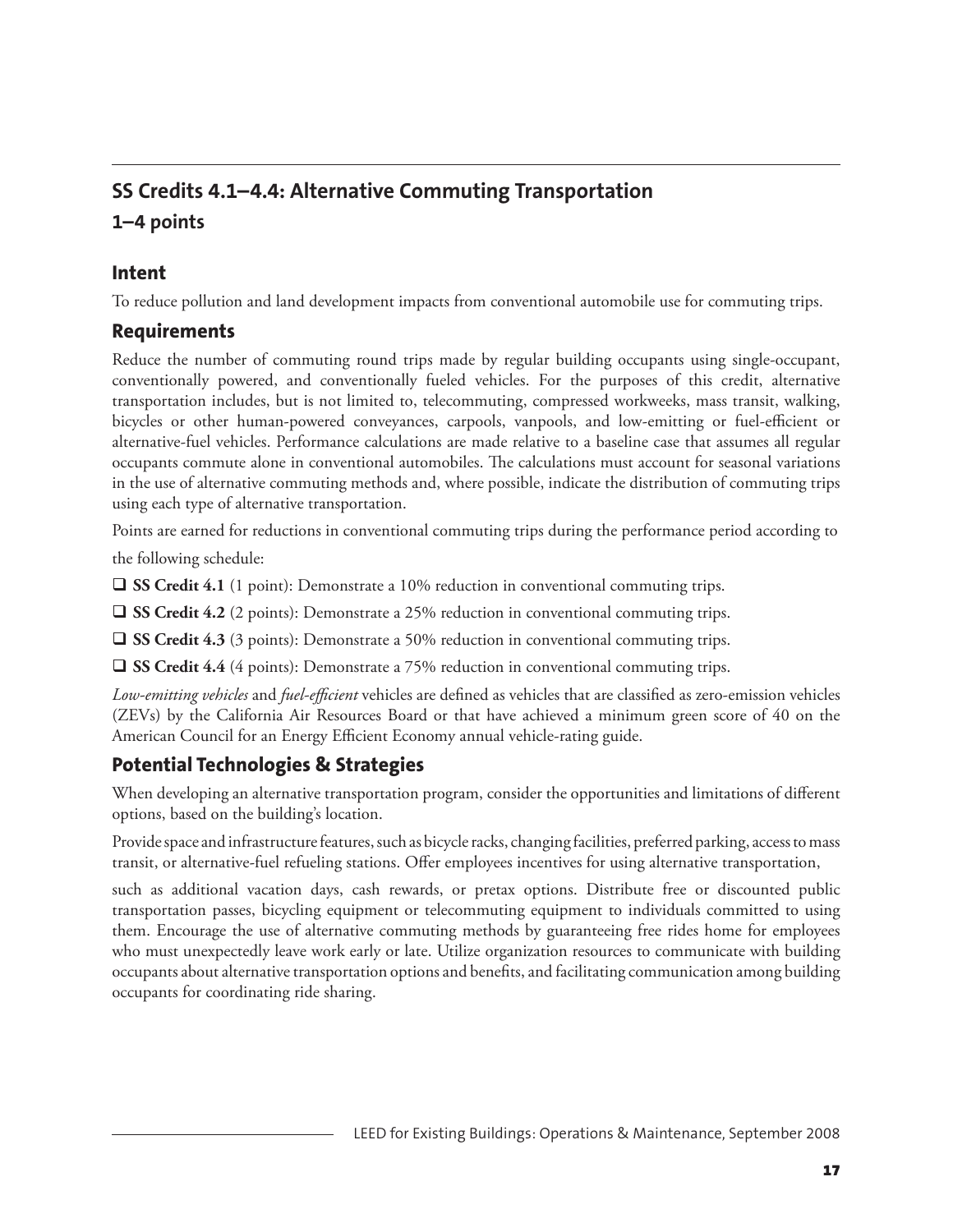## SS Credits 4.1–4.4: Alternative Commuting Transportation

### 1–4 points

### Intent

To reduce pollution and land development impacts from conventional automobile use for commuting trips.

### Requirements

Reduce the number of commuting round trips made by regular building occupants using single-occupant, conventionally powered, and conventionally fueled vehicles. For the purposes of this credit, alternative transportation includes, but is not limited to, telecommuting, compressed workweeks, mass transit, walking, bicycles or other human-powered conveyances, carpools, vanpools, and low-emitting or fuel-efficient or alternative-fuel vehicles. Performance calculations are made relative to a baseline case that assumes all regular occupants commute alone in conventional automobiles. The calculations must account for seasonal variations in the use of alternative commuting methods and, where possible, indicate the distribution of commuting trips using each type of alternative transportation.

Points are earned for reductions in conventional commuting trips during the performance period according to the following schedule:

- ❑ **SS Credit 4.1** (1 point): Demonstrate a 10% reduction in conventional commuting trips.
- ❑ **SS Credit 4.2** (2 points): Demonstrate a 25% reduction in conventional commuting trips.
- ❑ **SS Credit 4.3** (3 points): Demonstrate a 50% reduction in conventional commuting trips.
- ❑ **SS Credit 4.4** (4 points): Demonstrate a 75% reduction in conventional commuting trips.

*Low-emitting vehicles* and *fuel-efficient* vehicles are defined as vehicles that are classified as zero-emission vehicles (ZEVs) by the California Air Resources Board or that have achieved a minimum green score of 40 on the American Council for an Energy Efficient Economy annual vehicle-rating guide.

### Potential Technologies & Strategies

When developing an alternative transportation program, consider the opportunities and limitations of different options, based on the building's location.

Provide space and infrastructure features, such as bicycle racks, changing facilities, preferred parking, access to mass transit, or alternative-fuel refueling stations. Offer employees incentives for using alternative transportation,

such as additional vacation days, cash rewards, or pretax options. Distribute free or discounted public transportation passes, bicycling equipment or telecommuting equipment to individuals committed to using them. Encourage the use of alternative commuting methods by guaranteeing free rides home for employees who must unexpectedly leave work early or late. Utilize organization resources to communicate with building occupants about alternative transportation options and benefits, and facilitating communication among building occupants for coordinating ride sharing.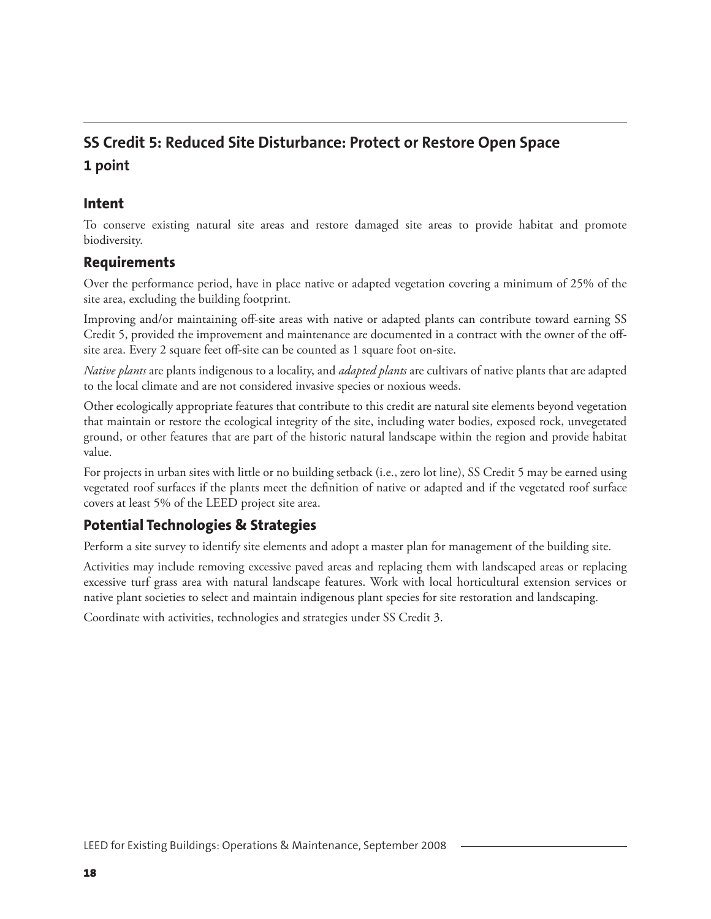## SS Credit 5: Reduced Site Disturbance: Protect or Restore Open Space

### 1 point

### Intent

To conserve existing natural site areas and restore damaged site areas to provide habitat and promote biodiversity.

### Requirements

Over the performance period, have in place native or adapted vegetation covering a minimum of 25% of the site area, excluding the building footprint.

Improving and/or maintaining off-site areas with native or adapted plants can contribute toward earning SS Credit 5, provided the improvement and maintenance are documented in a contract with the owner of the off-site area. Every 2 square feet off-site can be counted as 1 square foot on-site.

*Native plants* are plants indigenous to a locality, and *adapted plants* are cultivars of native plants that are adapted to the local climate and are not considered invasive species or noxious weeds.

Other ecologically appropriate features that contribute to this credit are natural site elements beyond vegetation that maintain or restore the ecological integrity of the site, including water bodies, exposed rock, unvegetated ground, or other features that are part of the historic natural landscape within the region and provide habitat value.

For projects in urban sites with little or no building setback (i.e., zero lot line), SS Credit 5 may be earned using vegetated roof surfaces if the plants meet the definition of native or adapted and if the vegetated roof surface covers at least 5% of the LEED project site area.

### Potential Technologies & Strategies

Perform a site survey to identify site elements and adopt a master plan for management of the building site.

Activities may include removing excessive paved areas and replacing them with landscaped areas or replacing excessive turf grass area with natural landscape features. Work with local horticultural extension services or native plant societies to select and maintain indigenous plant species for site restoration and landscaping.

Coordinate with activities, technologies and strategies under SS Credit 3.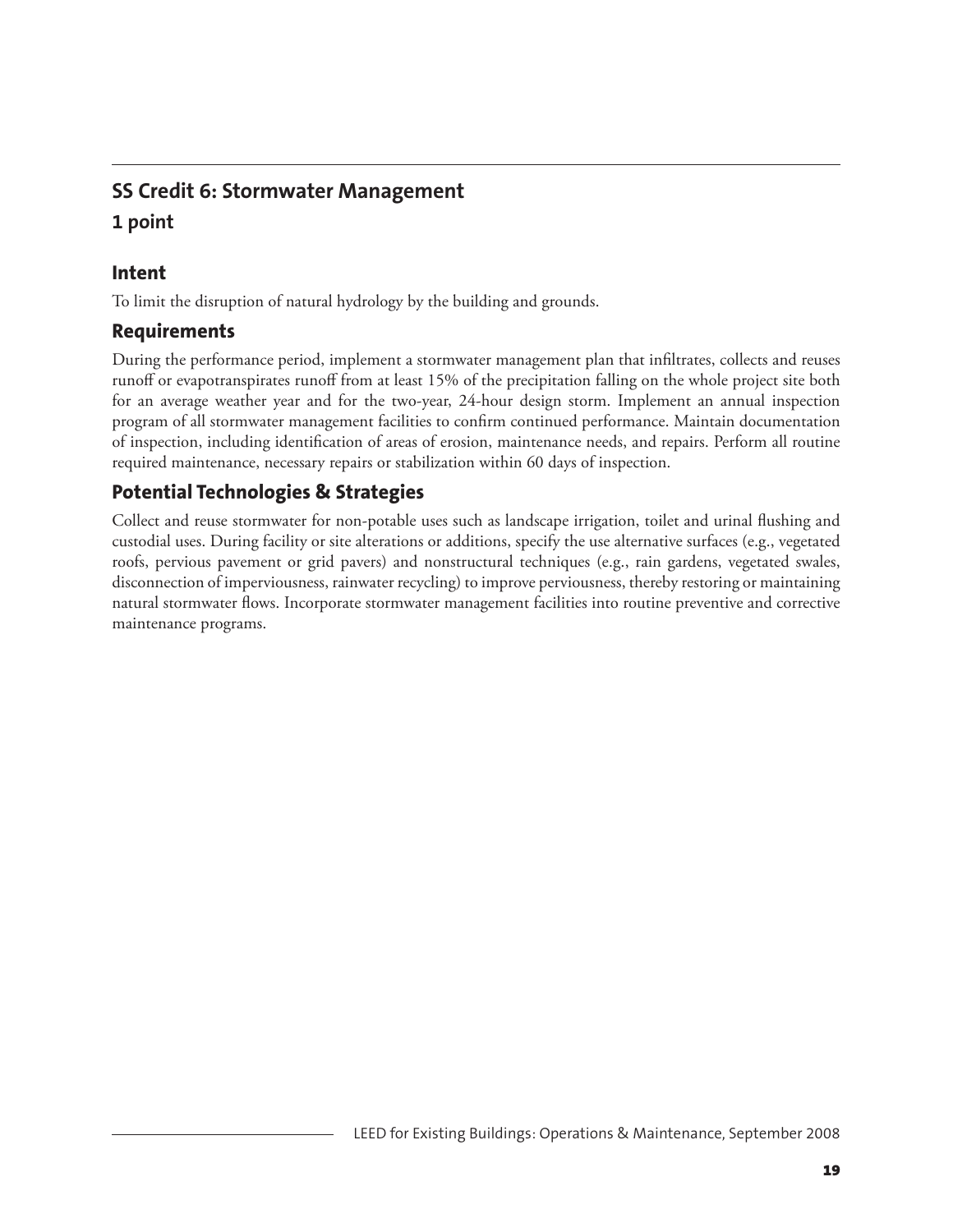## SS Credit 6: Stormwater Management

### 1 point

### Intent

To limit the disruption of natural hydrology by the building and grounds.

### Requirements

During the performance period, implement a stormwater management plan that infiltrates, collects and reuses runoff or evapotranspirates runoff from at least 15% of the precipitation falling on the whole project site both for an average weather year and for the two-year, 24-hour design storm. Implement an annual inspection program of all stormwater management facilities to confirm continued performance. Maintain documentation of inspection, including identification of areas of erosion, maintenance needs, and repairs. Perform all routine required maintenance, necessary repairs or stabilization within 60 days of inspection.

### Potential Technologies & Strategies

Collect and reuse stormwater for non-potable uses such as landscape irrigation, toilet and urinal flushing and custodial uses. During facility or site alterations or additions, specify the use alternative surfaces (e.g., vegetated roofs, pervious pavement or grid pavers) and nonstructural techniques (e.g., rain gardens, vegetated swales, disconnection of imperviousness, rainwater recycling) to improve perviousness, thereby restoring or maintaining natural stormwater flows. Incorporate stormwater management facilities into routine preventive and corrective maintenance programs.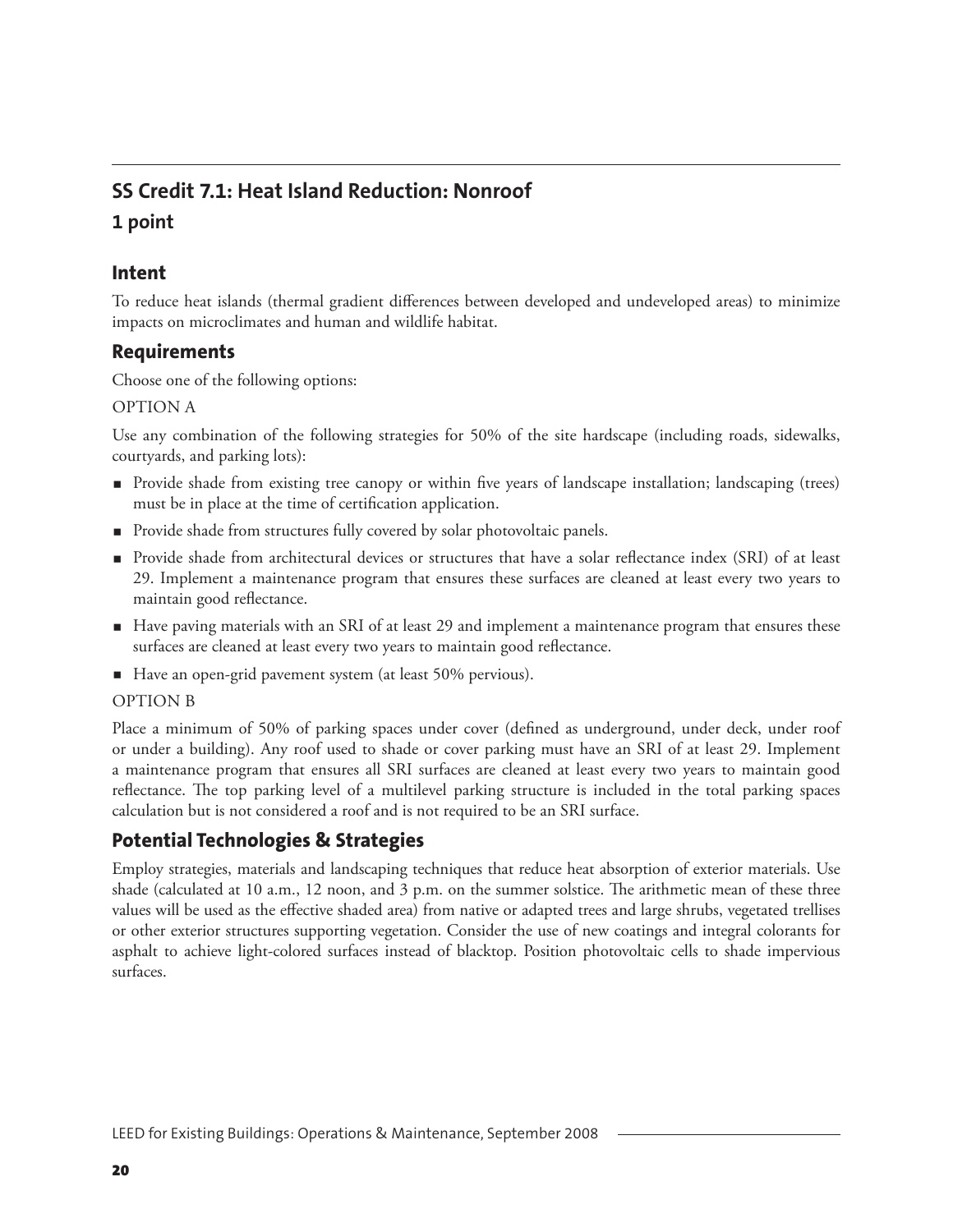## SS Credit 7.1: Heat Island Reduction: Nonroof

### 1 point

### Intent

To reduce heat islands (thermal gradient differences between developed and undeveloped areas) to minimize impacts on microclimates and human and wildlife habitat.

### Requirements

Choose one of the following options:

OPTION A

Use any combination of the following strategies for 50% of the site hardscape (including roads, sidewalks, courtyards, and parking lots):

- Provide shade from existing tree canopy or within five years of landscape installation; landscaping (trees) must be in place at the time of certification application.
- Provide shade from structures fully covered by solar photovoltaic panels.
- Provide shade from architectural devices or structures that have a solar reflectance index (SRI) of at least 29. Implement a maintenance program that ensures these surfaces are cleaned at least every two years to maintain good reflectance.
- Have paving materials with an SRI of at least 29 and implement a maintenance program that ensures these surfaces are cleaned at least every two years to maintain good reflectance.
- Have an open-grid pavement system (at least 50% pervious).

OPTION B

Place a minimum of 50% of parking spaces under cover (defined as underground, under deck, under roof or under a building). Any roof used to shade or cover parking must have an SRI of at least 29. Implement a maintenance program that ensures all SRI surfaces are cleaned at least every two years to maintain good reflectance. The top parking level of a multilevel parking structure is included in the total parking spaces calculation but is not considered a roof and is not required to be an SRI surface.

### Potential Technologies & Strategies

Employ strategies, materials and landscaping techniques that reduce heat absorption of exterior materials. Use shade (calculated at 10 a.m., 12 noon, and 3 p.m. on the summer solstice. The arithmetic mean of these three values will be used as the effective shaded area) from native or adapted trees and large shrubs, vegetated trellises or other exterior structures supporting vegetation. Consider the use of new coatings and integral colorants for asphalt to achieve light-colored surfaces instead of blacktop. Position photovoltaic cells to shade impervious surfaces.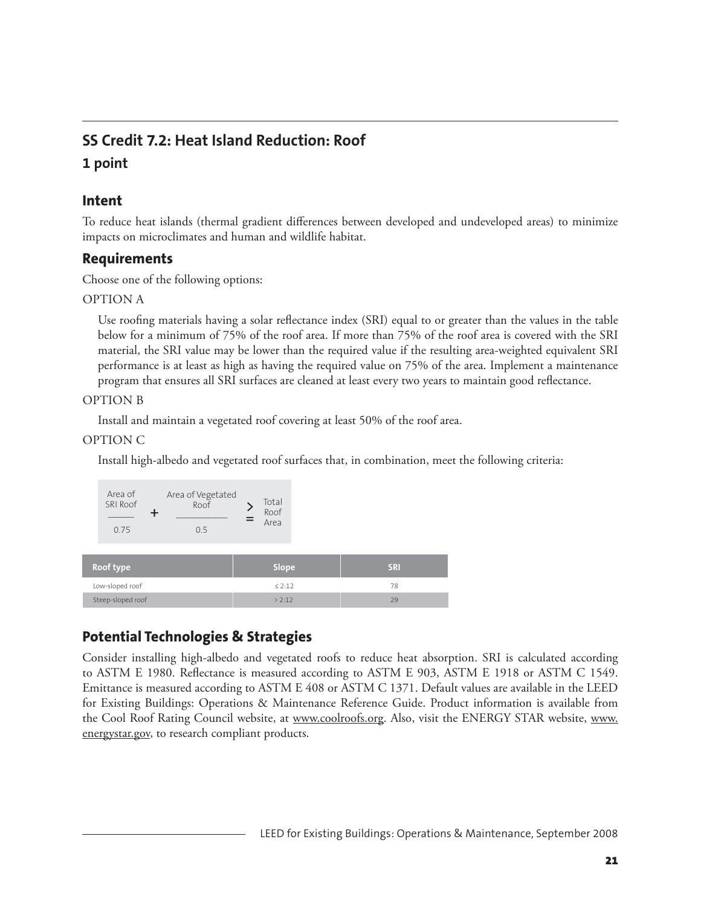## SS Credit 7.2: Heat Island Reduction: Roof

### 1 point

### Intent

To reduce heat islands (thermal gradient differences between developed and undeveloped areas) to minimize impacts on microclimates and human and wildlife habitat.

### Requirements

Choose one of the following options:

OPTION A

Use roofing materials having a solar reflectance index (SRI) equal to or greater than the values in the table below for a minimum of 75% of the roof area. If more than 75% of the roof area is covered with the SRI material, the SRI value may be lower than the required value if the resulting area-weighted equivalent SRI performance is at least as high as having the required value on 75% of the area. Implement a maintenance program that ensures all SRI surfaces are cleaned at least every two years to maintain good reflectance.

OPTION B

Install and maintain a vegetated roof covering at least 50% of the roof area.

OPTION C

Install high-albedo and vegetated roof surfaces that, in combination, meet the following criteria:

$$\frac{\text{Area of SRI Roof}}{0.75} + \frac{\text{Area of Vegetated Roof}}{0.5} \geq \text{Total Roof Area}$$

| Roof type | Slope | SRI |
|---|---|---|
| Low-sloped roof | ≤ 2:12 | 78 |
| Steep-sloped roof | > 2:12 | 29 |

### Potential Technologies & Strategies

Consider installing high-albedo and vegetated roofs to reduce heat absorption. SRI is calculated according to ASTM E 1980. Reflectance is measured according to ASTM E 903, ASTM E 1918 or ASTM C 1549. Emittance is measured according to ASTM E 408 or ASTM C 1371. Default values are available in the LEED for Existing Buildings: Operations & Maintenance Reference Guide. Product information is available from the Cool Roof Rating Council website, at www.coolroofs.org. Also, visit the ENERGY STAR website, www.energystar.gov, to research compliant products.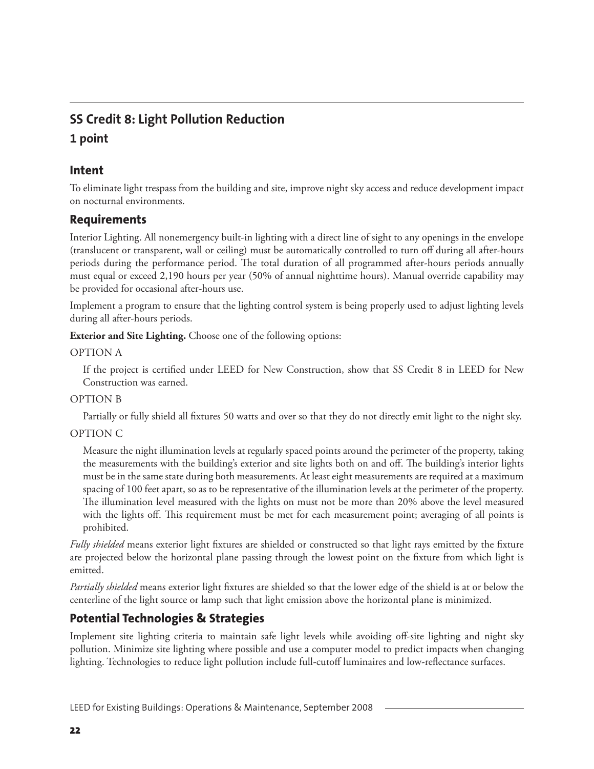## SS Credit 8: Light Pollution Reduction

### 1 point

### Intent

To eliminate light trespass from the building and site, improve night sky access and reduce development impact on nocturnal environments.

### Requirements

Interior Lighting. All nonemergency built-in lighting with a direct line of sight to any openings in the envelope (translucent or transparent, wall or ceiling) must be automatically controlled to turn off during all after-hours periods during the performance period. The total duration of all programmed after-hours periods annually must equal or exceed 2,190 hours per year (50% of annual nighttime hours). Manual override capability may be provided for occasional after-hours use.

Implement a program to ensure that the lighting control system is being properly used to adjust lighting levels during all after-hours periods.

**Exterior and Site Lighting.** Choose one of the following options:

OPTION A

If the project is certified under LEED for New Construction, show that SS Credit 8 in LEED for New Construction was earned.

OPTION B

Partially or fully shield all fixtures 50 watts and over so that they do not directly emit light to the night sky.

OPTION C

Measure the night illumination levels at regularly spaced points around the perimeter of the property, taking the measurements with the building's exterior and site lights both on and off. The building's interior lights must be in the same state during both measurements. At least eight measurements are required at a maximum spacing of 100 feet apart, so as to be representative of the illumination levels at the perimeter of the property. The illumination level measured with the lights on must not be more than 20% above the level measured with the lights off. This requirement must be met for each measurement point; averaging of all points is prohibited.

*Fully shielded* means exterior light fixtures are shielded or constructed so that light rays emitted by the fixture are projected below the horizontal plane passing through the lowest point on the fixture from which light is emitted.

*Partially shielded* means exterior light fixtures are shielded so that the lower edge of the shield is at or below the centerline of the light source or lamp such that light emission above the horizontal plane is minimized.

### Potential Technologies & Strategies

Implement site lighting criteria to maintain safe light levels while avoiding off-site lighting and night sky pollution. Minimize site lighting where possible and use a computer model to predict impacts when changing lighting. Technologies to reduce light pollution include full-cutoff luminaires and low-reflectance surfaces.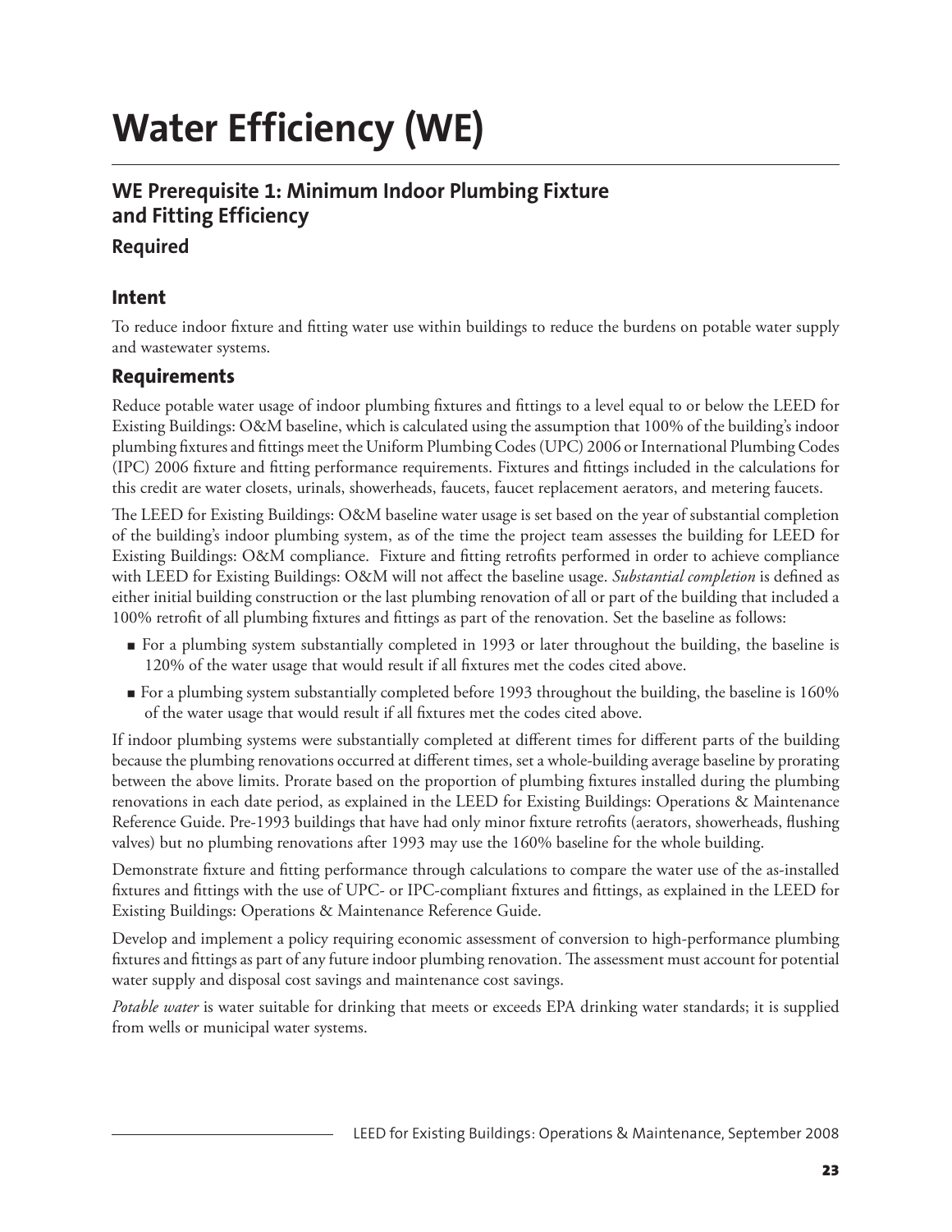# Water Efficiency (WE)

## WE Prerequisite 1: Minimum Indoor Plumbing Fixture and Fitting Efficiency

### Required

### Intent

To reduce indoor fixture and fitting water use within buildings to reduce the burdens on potable water supply and wastewater systems.

### Requirements

Reduce potable water usage of indoor plumbing fixtures and fittings to a level equal to or below the LEED for Existing Buildings: O&M baseline, which is calculated using the assumption that 100% of the building's indoor plumbing fixtures and fittings meet the Uniform Plumbing Codes (UPC) 2006 or International Plumbing Codes (IPC) 2006 fixture and fitting performance requirements. Fixtures and fittings included in the calculations for this credit are water closets, urinals, showerheads, faucets, faucet replacement aerators, and metering faucets.

The LEED for Existing Buildings: O&M baseline water usage is set based on the year of substantial completion of the building's indoor plumbing system, as of the time the project team assesses the building for LEED for Existing Buildings: O&M compliance. Fixture and fitting retrofits performed in order to achieve compliance with LEED for Existing Buildings: O&M will not affect the baseline usage. *Substantial completion* is defined as either initial building construction or the last plumbing renovation of all or part of the building that included a 100% retrofit of all plumbing fixtures and fittings as part of the renovation. Set the baseline as follows:

- For a plumbing system substantially completed in 1993 or later throughout the building, the baseline is 120% of the water usage that would result if all fixtures met the codes cited above.
- For a plumbing system substantially completed before 1993 throughout the building, the baseline is 160% of the water usage that would result if all fixtures met the codes cited above.

If indoor plumbing systems were substantially completed at different times for different parts of the building because the plumbing renovations occurred at different times, set a whole-building average baseline by prorating between the above limits. Prorate based on the proportion of plumbing fixtures installed during the plumbing renovations in each date period, as explained in the LEED for Existing Buildings: Operations & Maintenance Reference Guide. Pre-1993 buildings that have had only minor fixture retrofits (aerators, showerheads, flushing valves) but no plumbing renovations after 1993 may use the 160% baseline for the whole building.

Demonstrate fixture and fitting performance through calculations to compare the water use of the as-installed fixtures and fittings with the use of UPC- or IPC-compliant fixtures and fittings, as explained in the LEED for Existing Buildings: Operations & Maintenance Reference Guide.

Develop and implement a policy requiring economic assessment of conversion to high-performance plumbing fixtures and fittings as part of any future indoor plumbing renovation. The assessment must account for potential water supply and disposal cost savings and maintenance cost savings.

*Potable water* is water suitable for drinking that meets or exceeds EPA drinking water standards; it is supplied from wells or municipal water systems.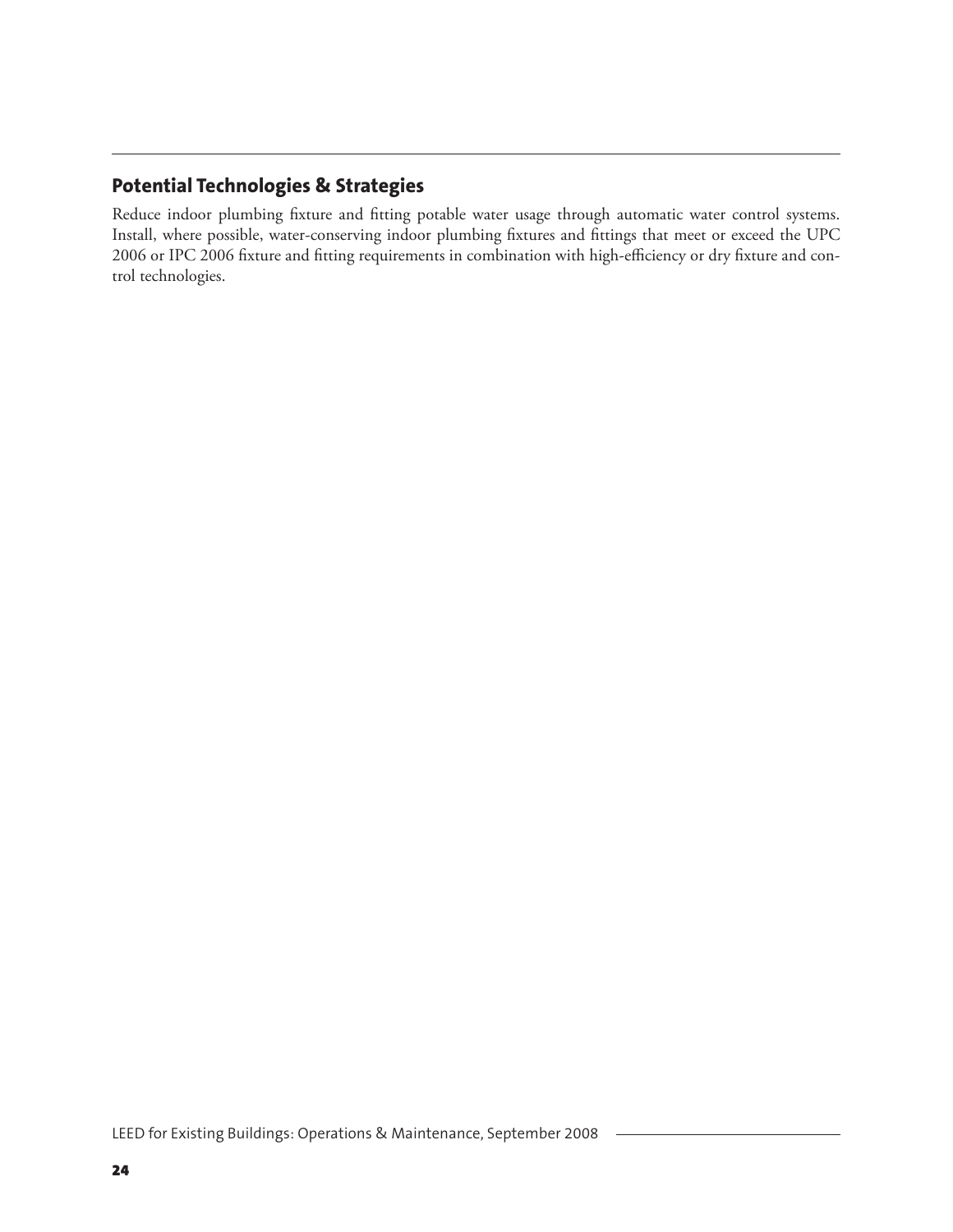## Potential Technologies & Strategies

Reduce indoor plumbing fixture and fitting potable water usage through automatic water control systems. Install, where possible, water-conserving indoor plumbing fixtures and fittings that meet or exceed the UPC 2006 or IPC 2006 fixture and fitting requirements in combination with high-efficiency or dry fixture and control technologies.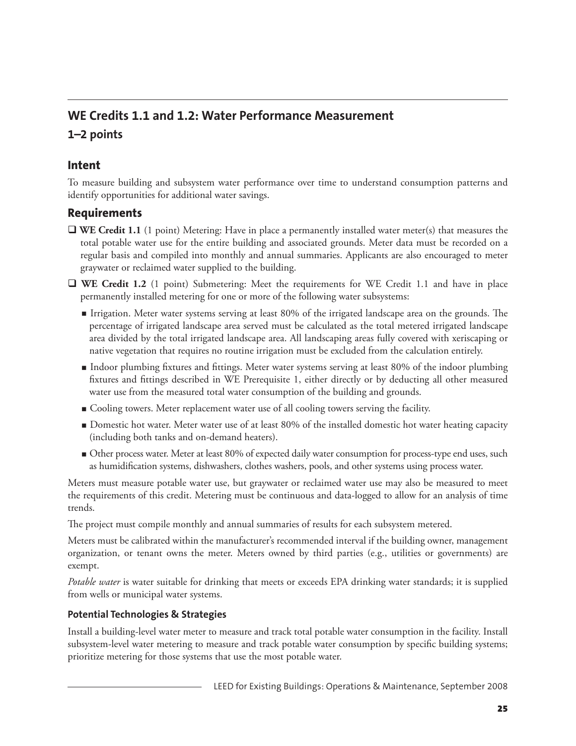## WE Credits 1.1 and 1.2: Water Performance Measurement

### 1–2 points

### Intent

To measure building and subsystem water performance over time to understand consumption patterns and identify opportunities for additional water savings.

### Requirements

- ❑ **WE Credit 1.1** (1 point) Metering: Have in place a permanently installed water meter(s) that measures the total potable water use for the entire building and associated grounds. Meter data must be recorded on a regular basis and compiled into monthly and annual summaries. Applicants are also encouraged to meter graywater or reclaimed water supplied to the building.
- ❑ **WE Credit 1.2** (1 point) Submetering: Meet the requirements for WE Credit 1.1 and have in place permanently installed metering for one or more of the following water subsystems:
  - Irrigation. Meter water systems serving at least 80% of the irrigated landscape area on the grounds. The percentage of irrigated landscape area served must be calculated as the total metered irrigated landscape area divided by the total irrigated landscape area. All landscaping areas fully covered with xeriscaping or native vegetation that requires no routine irrigation must be excluded from the calculation entirely.
  - Indoor plumbing fixtures and fittings. Meter water systems serving at least 80% of the indoor plumbing fixtures and fittings described in WE Prerequisite 1, either directly or by deducting all other measured water use from the measured total water consumption of the building and grounds.
  - Cooling towers. Meter replacement water use of all cooling towers serving the facility.
  - Domestic hot water. Meter water use of at least 80% of the installed domestic hot water heating capacity (including both tanks and on-demand heaters).
  - Other process water. Meter at least 80% of expected daily water consumption for process-type end uses, such as humidification systems, dishwashers, clothes washers, pools, and other systems using process water.

Meters must measure potable water use, but graywater or reclaimed water use may also be measured to meet the requirements of this credit. Metering must be continuous and data-logged to allow for an analysis of time trends.

The project must compile monthly and annual summaries of results for each subsystem metered.

Meters must be calibrated within the manufacturer's recommended interval if the building owner, management organization, or tenant owns the meter. Meters owned by third parties (e.g., utilities or governments) are exempt.

*Potable water* is water suitable for drinking that meets or exceeds EPA drinking water standards; it is supplied from wells or municipal water systems.

#### Potential Technologies & Strategies

Install a building-level water meter to measure and track total potable water consumption in the facility. Install subsystem-level water metering to measure and track potable water consumption by specific building systems; prioritize metering for those systems that use the most potable water.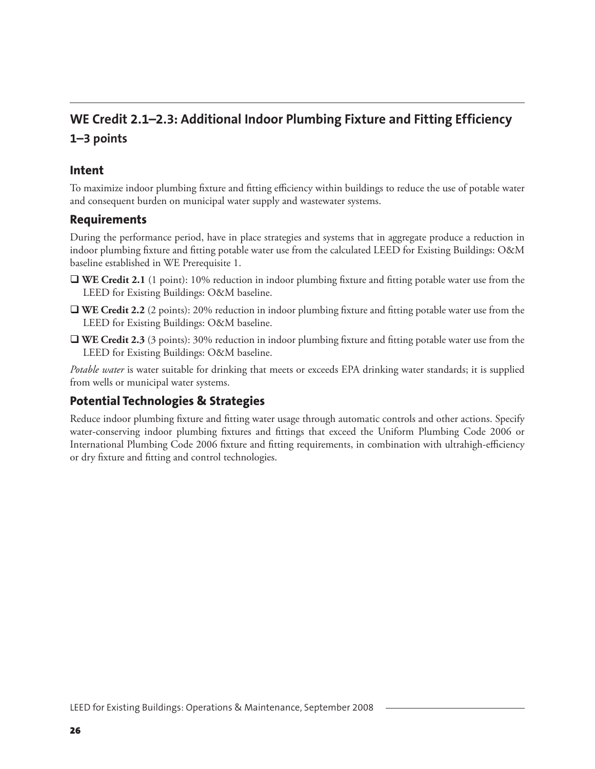## WE Credit 2.1–2.3: Additional Indoor Plumbing Fixture and Fitting Efficiency

### 1–3 points

### Intent

To maximize indoor plumbing fixture and fitting efficiency within buildings to reduce the use of potable water and consequent burden on municipal water supply and wastewater systems.

### Requirements

During the performance period, have in place strategies and systems that in aggregate produce a reduction in indoor plumbing fixture and fitting potable water use from the calculated LEED for Existing Buildings: O&M baseline established in WE Prerequisite 1.

- ❑ **WE Credit 2.1** (1 point): 10% reduction in indoor plumbing fixture and fitting potable water use from the LEED for Existing Buildings: O&M baseline.
- ❑ **WE Credit 2.2** (2 points): 20% reduction in indoor plumbing fixture and fitting potable water use from the LEED for Existing Buildings: O&M baseline.
- ❑ **WE Credit 2.3** (3 points): 30% reduction in indoor plumbing fixture and fitting potable water use from the LEED for Existing Buildings: O&M baseline.

*Potable water* is water suitable for drinking that meets or exceeds EPA drinking water standards; it is supplied from wells or municipal water systems.

### Potential Technologies & Strategies

Reduce indoor plumbing fixture and fitting water usage through automatic controls and other actions. Specify water-conserving indoor plumbing fixtures and fittings that exceed the Uniform Plumbing Code 2006 or International Plumbing Code 2006 fixture and fitting requirements, in combination with ultrahigh-efficiency or dry fixture and fitting and control technologies.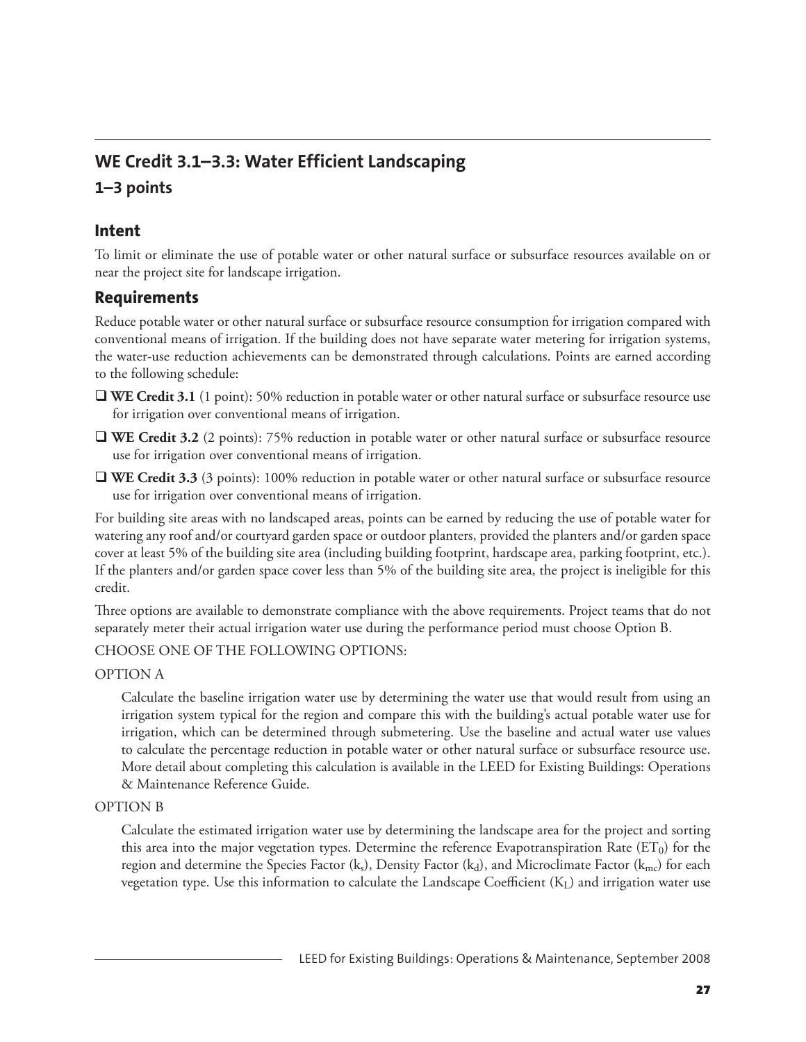## WE Credit 3.1–3.3: Water Efficient Landscaping

### 1–3 points

### Intent

To limit or eliminate the use of potable water or other natural surface or subsurface resources available on or near the project site for landscape irrigation.

### Requirements

Reduce potable water or other natural surface or subsurface resource consumption for irrigation compared with conventional means of irrigation. If the building does not have separate water metering for irrigation systems, the water-use reduction achievements can be demonstrated through calculations. Points are earned according to the following schedule:

- ❑ **WE Credit 3.1** (1 point): 50% reduction in potable water or other natural surface or subsurface resource use for irrigation over conventional means of irrigation.
- ❑ **WE Credit 3.2** (2 points): 75% reduction in potable water or other natural surface or subsurface resource use for irrigation over conventional means of irrigation.
- ❑ **WE Credit 3.3** (3 points): 100% reduction in potable water or other natural surface or subsurface resource use for irrigation over conventional means of irrigation.

For building site areas with no landscaped areas, points can be earned by reducing the use of potable water for watering any roof and/or courtyard garden space or outdoor planters, provided the planters and/or garden space cover at least 5% of the building site area (including building footprint, hardscape area, parking footprint, etc.). If the planters and/or garden space cover less than 5% of the building site area, the project is ineligible for this credit.

Three options are available to demonstrate compliance with the above requirements. Project teams that do not separately meter their actual irrigation water use during the performance period must choose Option B.

CHOOSE ONE OF THE FOLLOWING OPTIONS:

OPTION A

Calculate the baseline irrigation water use by determining the water use that would result from using an irrigation system typical for the region and compare this with the building's actual potable water use for irrigation, which can be determined through submetering. Use the baseline and actual water use values to calculate the percentage reduction in potable water or other natural surface or subsurface resource use. More detail about completing this calculation is available in the LEED for Existing Buildings: Operations & Maintenance Reference Guide.

OPTION B

Calculate the estimated irrigation water use by determining the landscape area for the project and sorting this area into the major vegetation types. Determine the reference Evapotranspiration Rate ($ET_0$) for the region and determine the Species Factor ($k_s$), Density Factor ($k_d$), and Microclimate Factor ($k_{mc}$) for each vegetation type. Use this information to calculate the Landscape Coefficient ($K_L$) and irrigation water use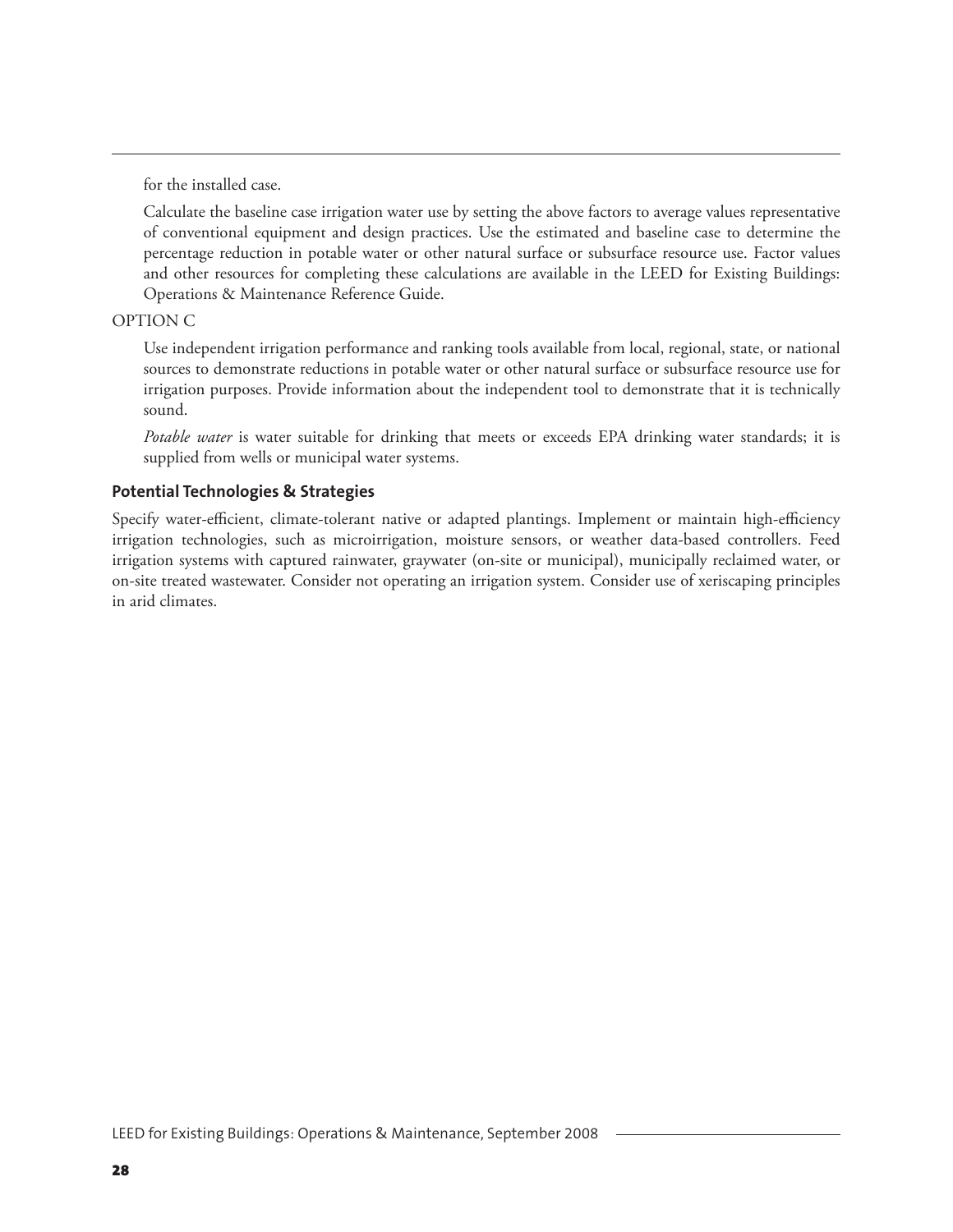for the installed case.

Calculate the baseline case irrigation water use by setting the above factors to average values representative of conventional equipment and design practices. Use the estimated and baseline case to determine the percentage reduction in potable water or other natural surface or subsurface resource use. Factor values and other resources for completing these calculations are available in the LEED for Existing Buildings: Operations & Maintenance Reference Guide.

OPTION C

Use independent irrigation performance and ranking tools available from local, regional, state, or national sources to demonstrate reductions in potable water or other natural surface or subsurface resource use for irrigation purposes. Provide information about the independent tool to demonstrate that it is technically sound.

*Potable water* is water suitable for drinking that meets or exceeds EPA drinking water standards; it is supplied from wells or municipal water systems.

### Potential Technologies & Strategies

Specify water-efficient, climate-tolerant native or adapted plantings. Implement or maintain high-efficiency irrigation technologies, such as microirrigation, moisture sensors, or weather data-based controllers. Feed irrigation systems with captured rainwater, graywater (on-site or municipal), municipally reclaimed water, or on-site treated wastewater. Consider not operating an irrigation system. Consider use of xeriscaping principles in arid climates.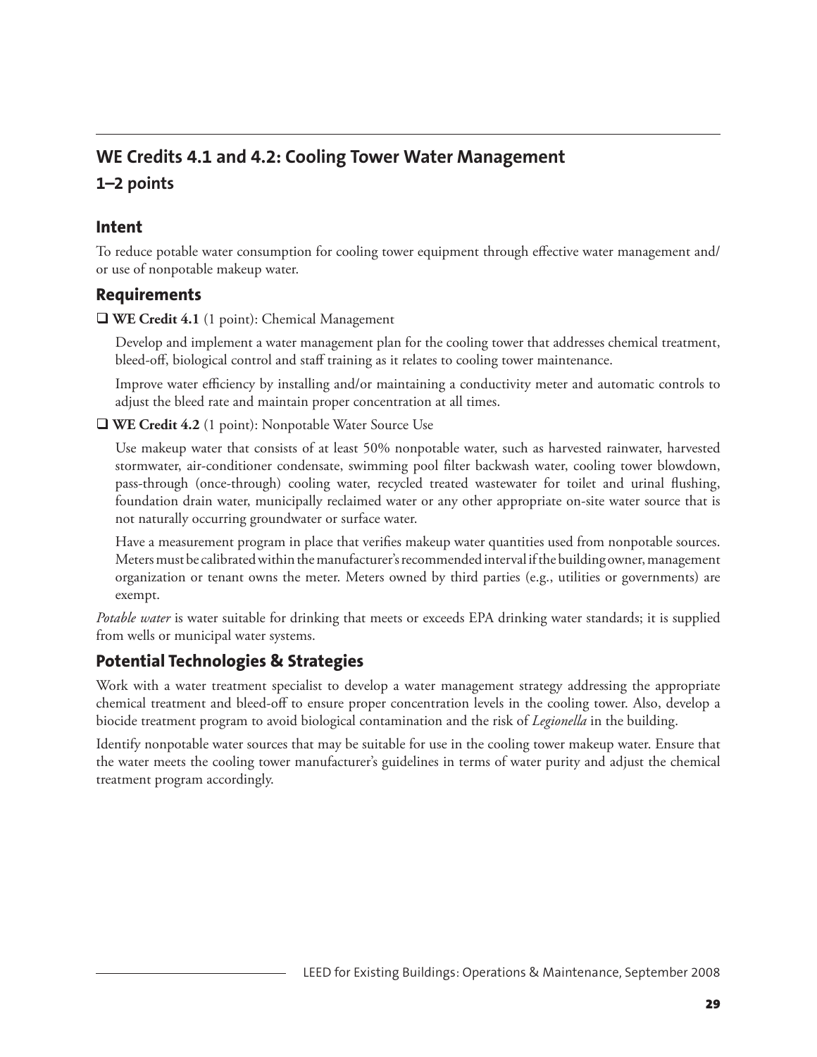## WE Credits 4.1 and 4.2: Cooling Tower Water Management

### 1–2 points

### Intent

To reduce potable water consumption for cooling tower equipment through effective water management and/or use of nonpotable makeup water.

### Requirements

- [ ] **WE Credit 4.1** (1 point): Chemical Management

  Develop and implement a water management plan for the cooling tower that addresses chemical treatment, bleed-off, biological control and staff training as it relates to cooling tower maintenance.

  Improve water efficiency by installing and/or maintaining a conductivity meter and automatic controls to adjust the bleed rate and maintain proper concentration at all times.

- [ ] **WE Credit 4.2** (1 point): Nonpotable Water Source Use

  Use makeup water that consists of at least 50% nonpotable water, such as harvested rainwater, harvested stormwater, air-conditioner condensate, swimming pool filter backwash water, cooling tower blowdown, pass-through (once-through) cooling water, recycled treated wastewater for toilet and urinal flushing, foundation drain water, municipally reclaimed water or any other appropriate on-site water source that is not naturally occurring groundwater or surface water.

  Have a measurement program in place that verifies makeup water quantities used from nonpotable sources. Meters must be calibrated within the manufacturer's recommended interval if the building owner, management organization or tenant owns the meter. Meters owned by third parties (e.g., utilities or governments) are exempt.

*Potable water* is water suitable for drinking that meets or exceeds EPA drinking water standards; it is supplied from wells or municipal water systems.

### Potential Technologies & Strategies

Work with a water treatment specialist to develop a water management strategy addressing the appropriate chemical treatment and bleed-off to ensure proper concentration levels in the cooling tower. Also, develop a biocide treatment program to avoid biological contamination and the risk of *Legionella* in the building.

Identify nonpotable water sources that may be suitable for use in the cooling tower makeup water. Ensure that the water meets the cooling tower manufacturer's guidelines in terms of water purity and adjust the chemical treatment program accordingly.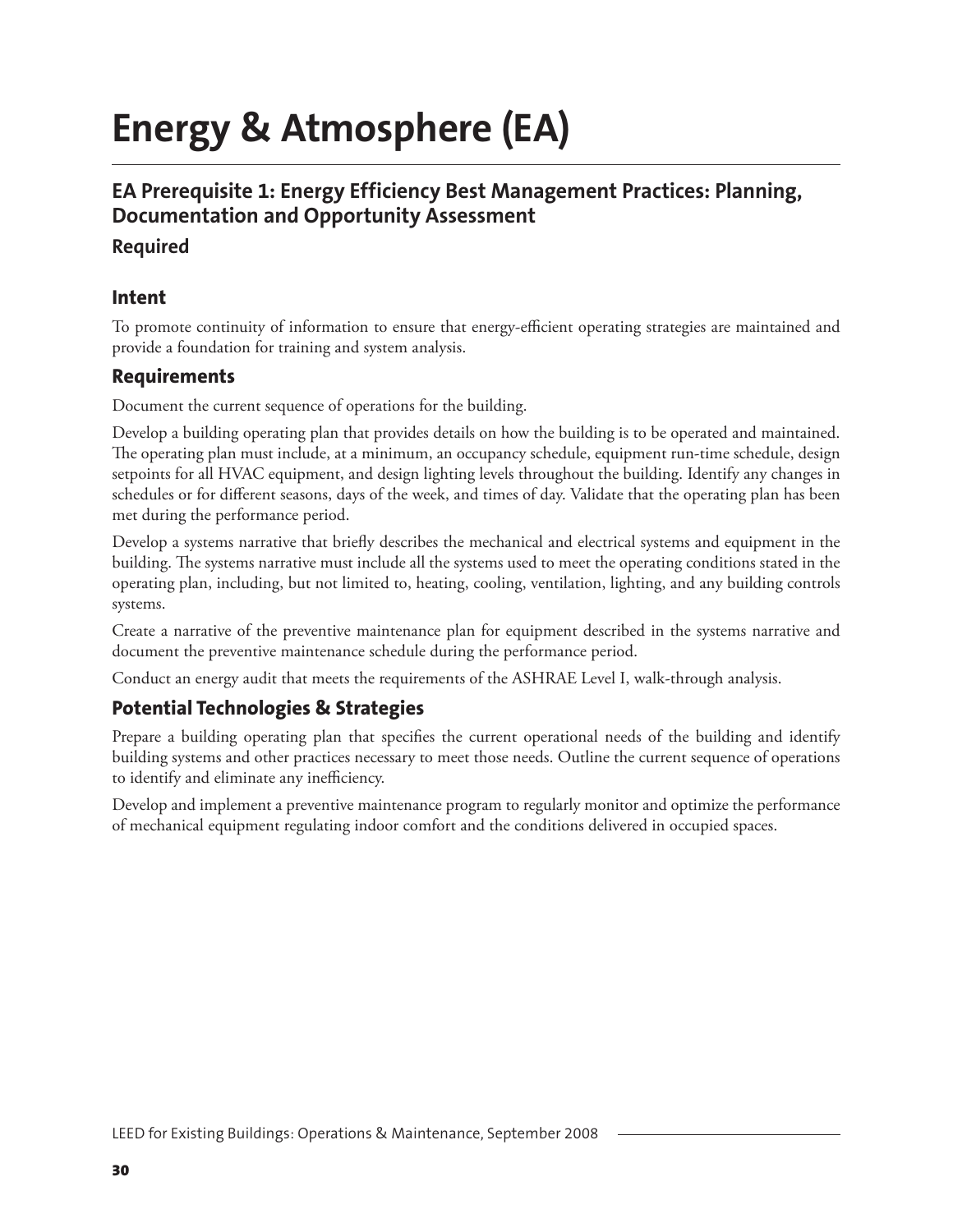# Energy & Atmosphere (EA)

## EA Prerequisite 1: Energy Efficiency Best Management Practices: Planning, Documentation and Opportunity Assessment

### Required

### Intent

To promote continuity of information to ensure that energy-efficient operating strategies are maintained and provide a foundation for training and system analysis.

### Requirements

Document the current sequence of operations for the building.

Develop a building operating plan that provides details on how the building is to be operated and maintained. The operating plan must include, at a minimum, an occupancy schedule, equipment run-time schedule, design setpoints for all HVAC equipment, and design lighting levels throughout the building. Identify any changes in schedules or for different seasons, days of the week, and times of day. Validate that the operating plan has been met during the performance period.

Develop a systems narrative that briefly describes the mechanical and electrical systems and equipment in the building. The systems narrative must include all the systems used to meet the operating conditions stated in the operating plan, including, but not limited to, heating, cooling, ventilation, lighting, and any building controls systems.

Create a narrative of the preventive maintenance plan for equipment described in the systems narrative and document the preventive maintenance schedule during the performance period.

Conduct an energy audit that meets the requirements of the ASHRAE Level I, walk-through analysis.

### Potential Technologies & Strategies

Prepare a building operating plan that specifies the current operational needs of the building and identify building systems and other practices necessary to meet those needs. Outline the current sequence of operations to identify and eliminate any inefficiency.

Develop and implement a preventive maintenance program to regularly monitor and optimize the performance of mechanical equipment regulating indoor comfort and the conditions delivered in occupied spaces.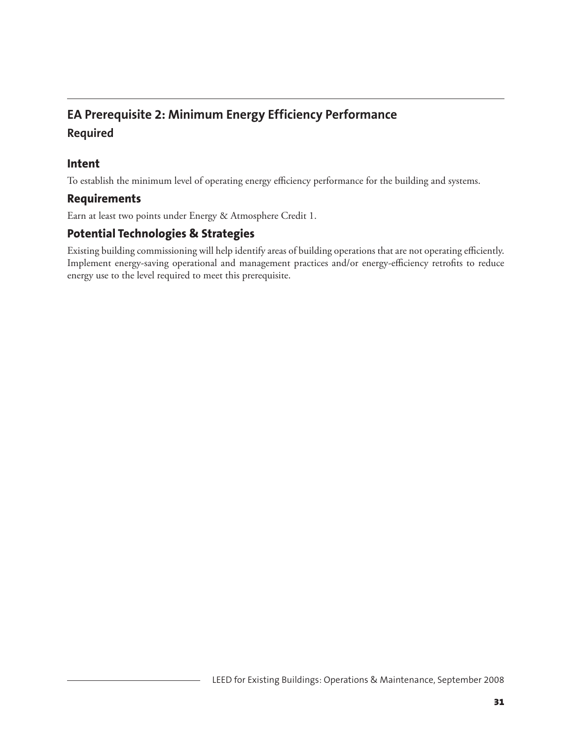## EA Prerequisite 2: Minimum Energy Efficiency Performance

### Required

### Intent

To establish the minimum level of operating energy efficiency performance for the building and systems.

### Requirements

Earn at least two points under Energy & Atmosphere Credit 1.

### Potential Technologies & Strategies

Existing building commissioning will help identify areas of building operations that are not operating efficiently. Implement energy-saving operational and management practices and/or energy-efficiency retrofits to reduce energy use to the level required to meet this prerequisite.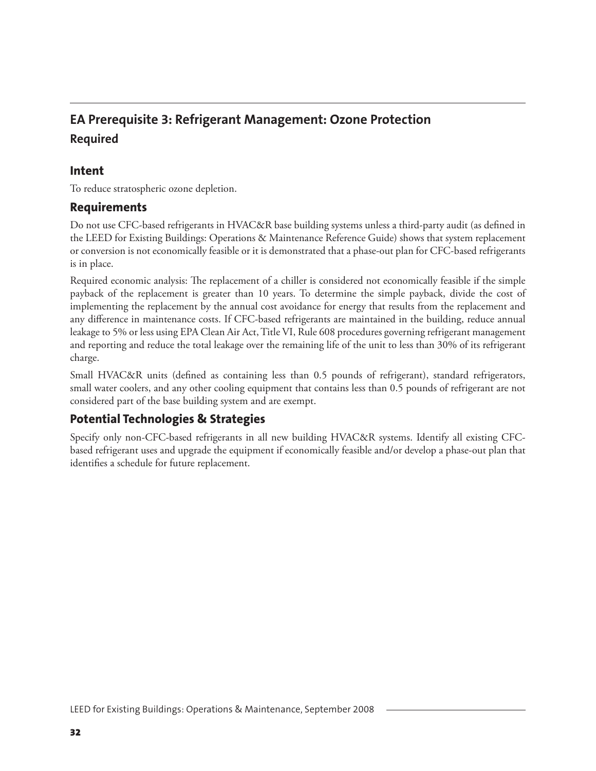## EA Prerequisite 3: Refrigerant Management: Ozone Protection

**Required**

### Intent

To reduce stratospheric ozone depletion.

### Requirements

Do not use CFC-based refrigerants in HVAC&R base building systems unless a third-party audit (as defined in the LEED for Existing Buildings: Operations & Maintenance Reference Guide) shows that system replacement or conversion is not economically feasible or it is demonstrated that a phase-out plan for CFC-based refrigerants is in place.

Required economic analysis: The replacement of a chiller is considered not economically feasible if the simple payback of the replacement is greater than 10 years. To determine the simple payback, divide the cost of implementing the replacement by the annual cost avoidance for energy that results from the replacement and any difference in maintenance costs. If CFC-based refrigerants are maintained in the building, reduce annual leakage to 5% or less using EPA Clean Air Act, Title VI, Rule 608 procedures governing refrigerant management and reporting and reduce the total leakage over the remaining life of the unit to less than 30% of its refrigerant charge.

Small HVAC&R units (defined as containing less than 0.5 pounds of refrigerant), standard refrigerators, small water coolers, and any other cooling equipment that contains less than 0.5 pounds of refrigerant are not considered part of the base building system and are exempt.

### Potential Technologies & Strategies

Specify only non-CFC-based refrigerants in all new building HVAC&R systems. Identify all existing CFC-based refrigerant uses and upgrade the equipment if economically feasible and/or develop a phase-out plan that identifies a schedule for future replacement.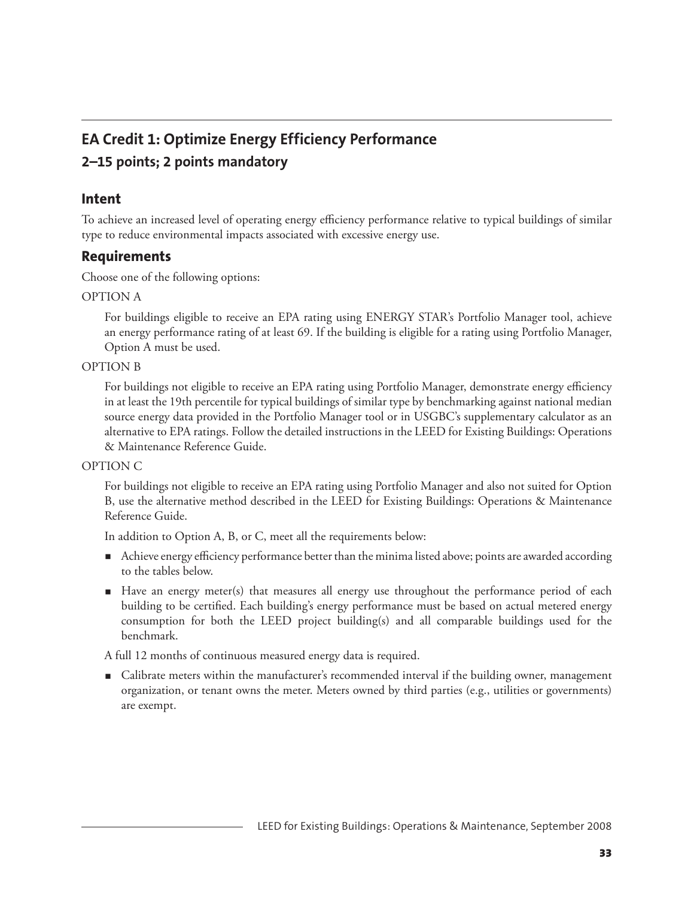## EA Credit 1: Optimize Energy Efficiency Performance

### 2–15 points; 2 points mandatory

### Intent

To achieve an increased level of operating energy efficiency performance relative to typical buildings of similar type to reduce environmental impacts associated with excessive energy use.

### Requirements

Choose one of the following options:

OPTION A

For buildings eligible to receive an EPA rating using ENERGY STAR's Portfolio Manager tool, achieve an energy performance rating of at least 69. If the building is eligible for a rating using Portfolio Manager, Option A must be used.

OPTION B

For buildings not eligible to receive an EPA rating using Portfolio Manager, demonstrate energy efficiency in at least the 19th percentile for typical buildings of similar type by benchmarking against national median source energy data provided in the Portfolio Manager tool or in USGBC's supplementary calculator as an alternative to EPA ratings. Follow the detailed instructions in the LEED for Existing Buildings: Operations & Maintenance Reference Guide.

OPTION C

For buildings not eligible to receive an EPA rating using Portfolio Manager and also not suited for Option B, use the alternative method described in the LEED for Existing Buildings: Operations & Maintenance Reference Guide.

In addition to Option A, B, or C, meet all the requirements below:

- Achieve energy efficiency performance better than the minima listed above; points are awarded according to the tables below.
- Have an energy meter(s) that measures all energy use throughout the performance period of each building to be certified. Each building's energy performance must be based on actual metered energy consumption for both the LEED project building(s) and all comparable buildings used for the benchmark.

A full 12 months of continuous measured energy data is required.

- Calibrate meters within the manufacturer's recommended interval if the building owner, management organization, or tenant owns the meter. Meters owned by third parties (e.g., utilities or governments) are exempt.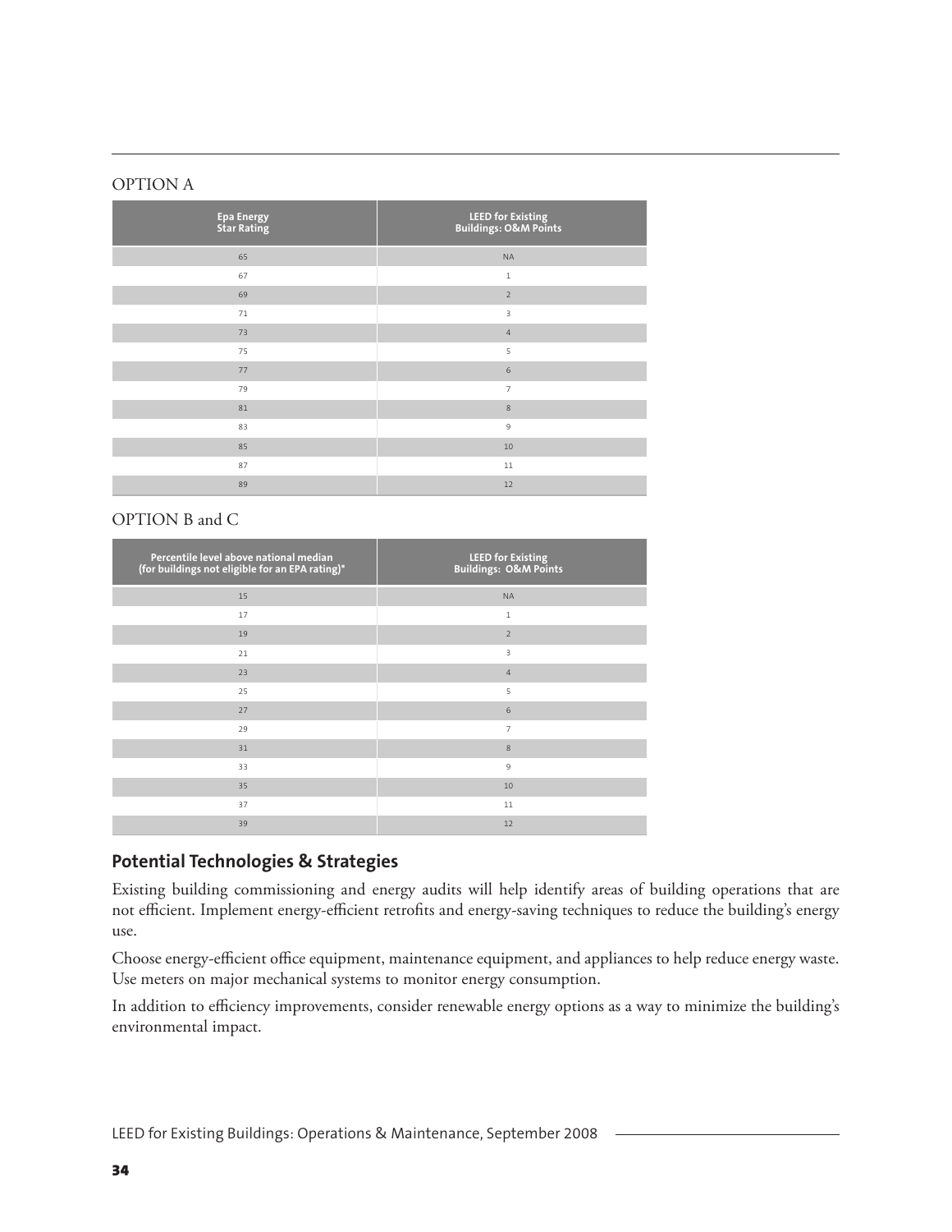OPTION A

| Epa Energy Star Rating | LEED for Existing Buildings: O&M Points |
|---|---|
| 65 | NA |
| 67 | 1 |
| 69 | 2 |
| 71 | 3 |
| 73 | 4 |
| 75 | 5 |
| 77 | 6 |
| 79 | 7 |
| 81 | 8 |
| 83 | 9 |
| 85 | 10 |
| 87 | 11 |
| 89 | 12 |

OPTION B and C

| Percentile level above national median (for buildings not eligible for an EPA rating)* | LEED for Existing Buildings: O&M Points |
|---|---|
| 15 | NA |
| 17 | 1 |
| 19 | 2 |
| 21 | 3 |
| 23 | 4 |
| 25 | 5 |
| 27 | 6 |
| 29 | 7 |
| 31 | 8 |
| 33 | 9 |
| 35 | 10 |
| 37 | 11 |
| 39 | 12 |

## Potential Technologies & Strategies

Existing building commissioning and energy audits will help identify areas of building operations that are not efficient. Implement energy-efficient retrofits and energy-saving techniques to reduce the building's energy use.

Choose energy-efficient office equipment, maintenance equipment, and appliances to help reduce energy waste. Use meters on major mechanical systems to monitor energy consumption.

In addition to efficiency improvements, consider renewable energy options as a way to minimize the building's environmental impact.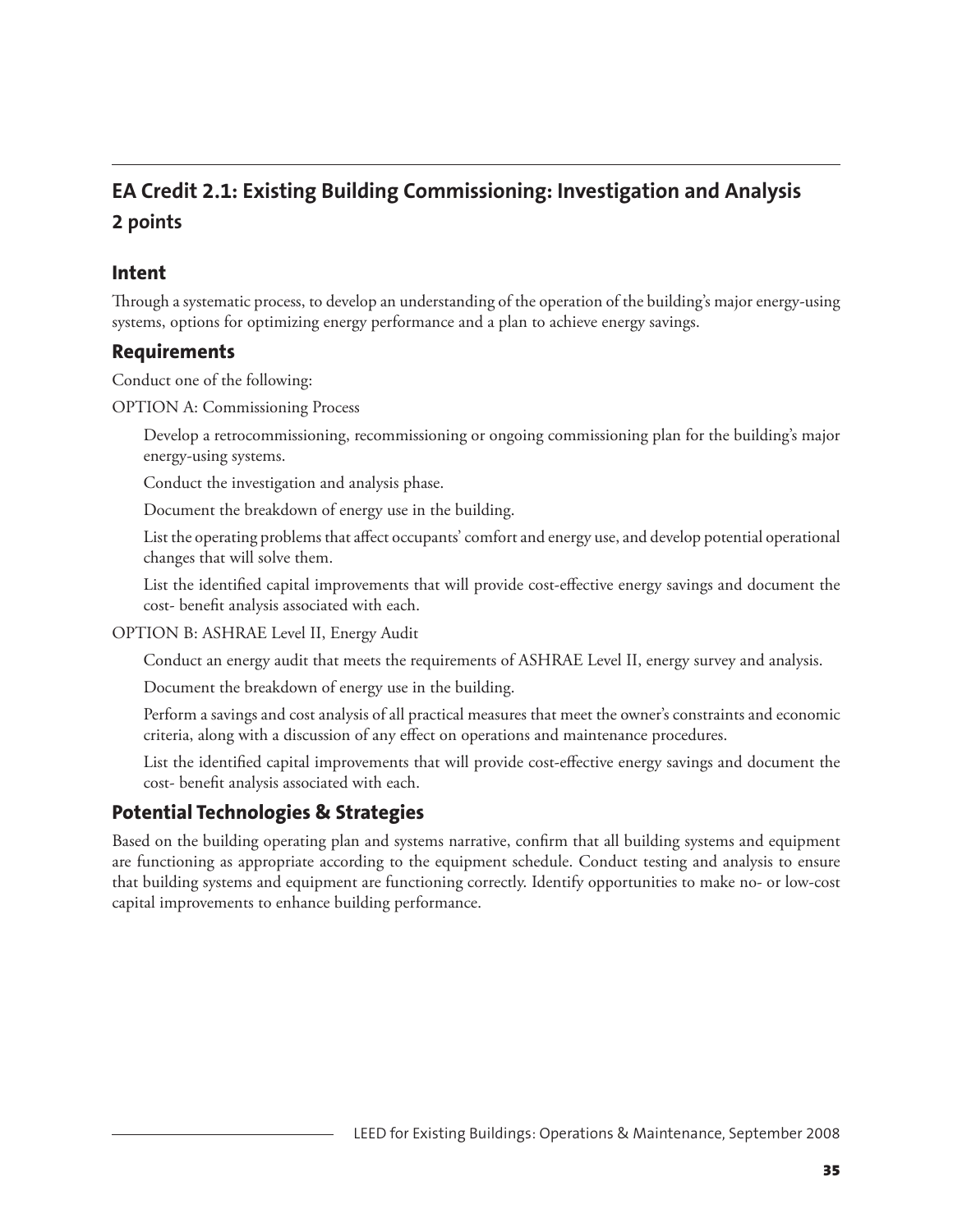## EA Credit 2.1: Existing Building Commissioning: Investigation and Analysis

### 2 points

### Intent

Through a systematic process, to develop an understanding of the operation of the building's major energy-using systems, options for optimizing energy performance and a plan to achieve energy savings.

### Requirements

Conduct one of the following:

OPTION A: Commissioning Process

Develop a retrocommissioning, recommissioning or ongoing commissioning plan for the building's major energy-using systems.

Conduct the investigation and analysis phase.

Document the breakdown of energy use in the building.

List the operating problems that affect occupants' comfort and energy use, and develop potential operational changes that will solve them.

List the identified capital improvements that will provide cost-effective energy savings and document the cost- benefit analysis associated with each.

OPTION B: ASHRAE Level II, Energy Audit

Conduct an energy audit that meets the requirements of ASHRAE Level II, energy survey and analysis.

Document the breakdown of energy use in the building.

Perform a savings and cost analysis of all practical measures that meet the owner's constraints and economic criteria, along with a discussion of any effect on operations and maintenance procedures.

List the identified capital improvements that will provide cost-effective energy savings and document the cost- benefit analysis associated with each.

### Potential Technologies & Strategies

Based on the building operating plan and systems narrative, confirm that all building systems and equipment are functioning as appropriate according to the equipment schedule. Conduct testing and analysis to ensure that building systems and equipment are functioning correctly. Identify opportunities to make no- or low-cost capital improvements to enhance building performance.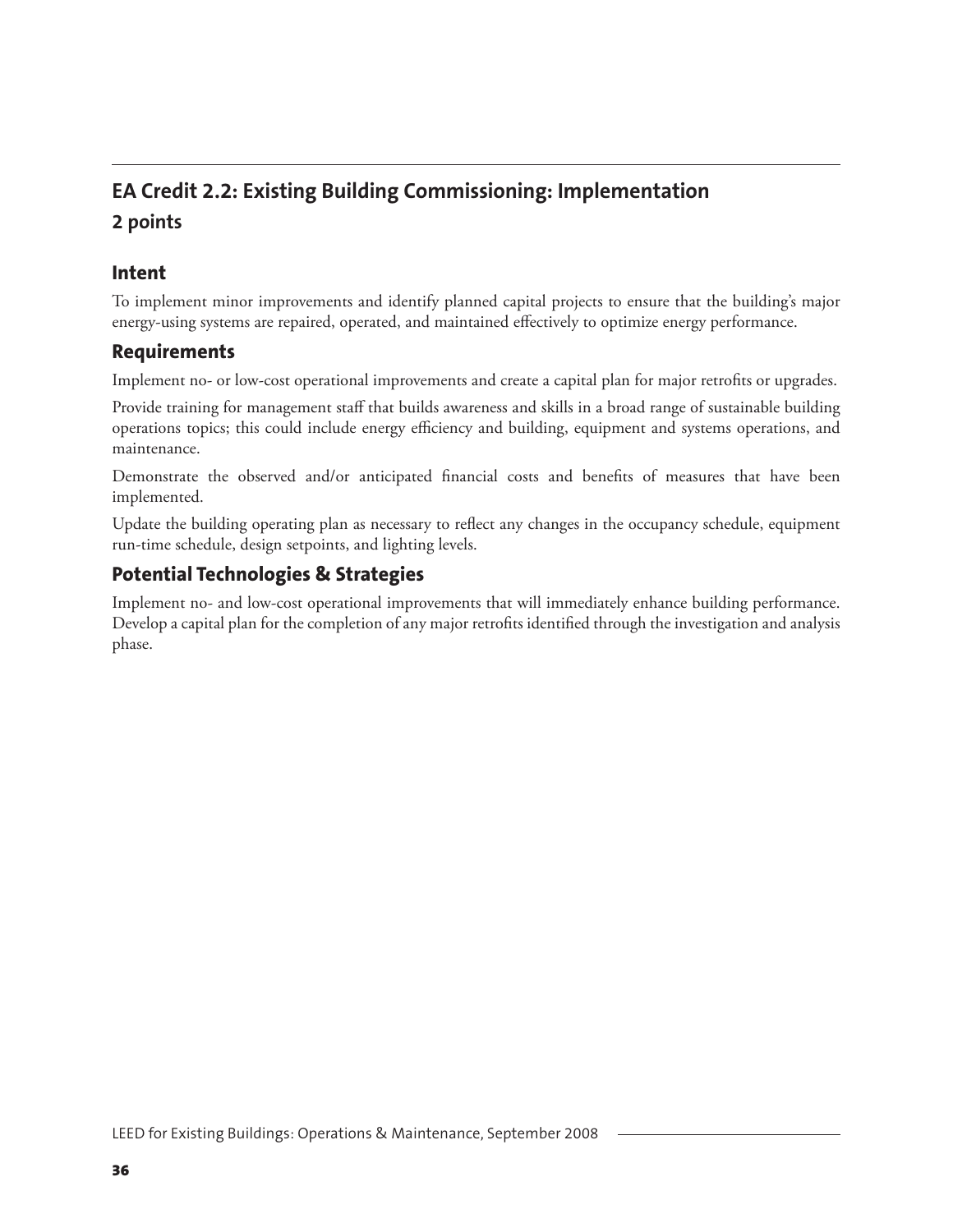## EA Credit 2.2: Existing Building Commissioning: Implementation

### 2 points

### Intent

To implement minor improvements and identify planned capital projects to ensure that the building's major energy-using systems are repaired, operated, and maintained effectively to optimize energy performance.

### Requirements

Implement no- or low-cost operational improvements and create a capital plan for major retrofits or upgrades.

Provide training for management staff that builds awareness and skills in a broad range of sustainable building operations topics; this could include energy efficiency and building, equipment and systems operations, and maintenance.

Demonstrate the observed and/or anticipated financial costs and benefits of measures that have been implemented.

Update the building operating plan as necessary to reflect any changes in the occupancy schedule, equipment run-time schedule, design setpoints, and lighting levels.

### Potential Technologies & Strategies

Implement no- and low-cost operational improvements that will immediately enhance building performance. Develop a capital plan for the completion of any major retrofits identified through the investigation and analysis phase.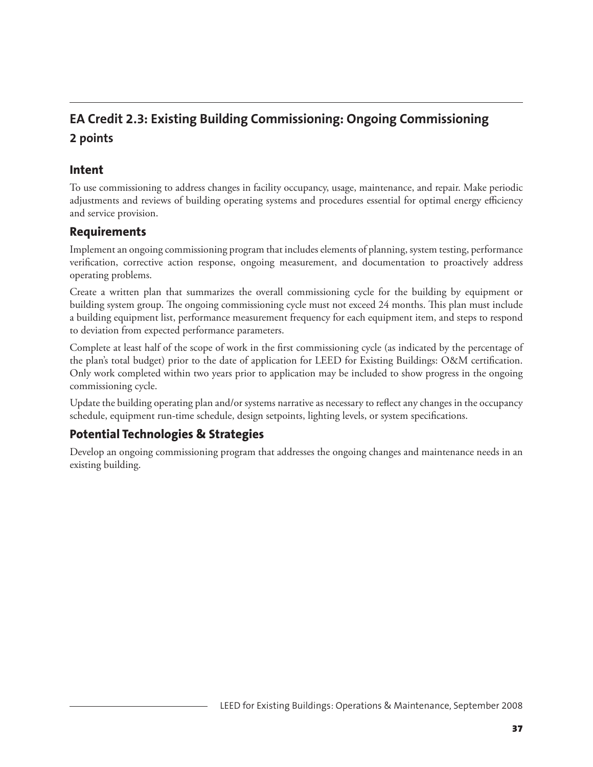## EA Credit 2.3: Existing Building Commissioning: Ongoing Commissioning

### 2 points

### Intent

To use commissioning to address changes in facility occupancy, usage, maintenance, and repair. Make periodic adjustments and reviews of building operating systems and procedures essential for optimal energy efficiency and service provision.

### Requirements

Implement an ongoing commissioning program that includes elements of planning, system testing, performance verification, corrective action response, ongoing measurement, and documentation to proactively address operating problems.

Create a written plan that summarizes the overall commissioning cycle for the building by equipment or building system group. The ongoing commissioning cycle must not exceed 24 months. This plan must include a building equipment list, performance measurement frequency for each equipment item, and steps to respond to deviation from expected performance parameters.

Complete at least half of the scope of work in the first commissioning cycle (as indicated by the percentage of the plan's total budget) prior to the date of application for LEED for Existing Buildings: O&M certification. Only work completed within two years prior to application may be included to show progress in the ongoing commissioning cycle.

Update the building operating plan and/or systems narrative as necessary to reflect any changes in the occupancy schedule, equipment run-time schedule, design setpoints, lighting levels, or system specifications.

### Potential Technologies & Strategies

Develop an ongoing commissioning program that addresses the ongoing changes and maintenance needs in an existing building.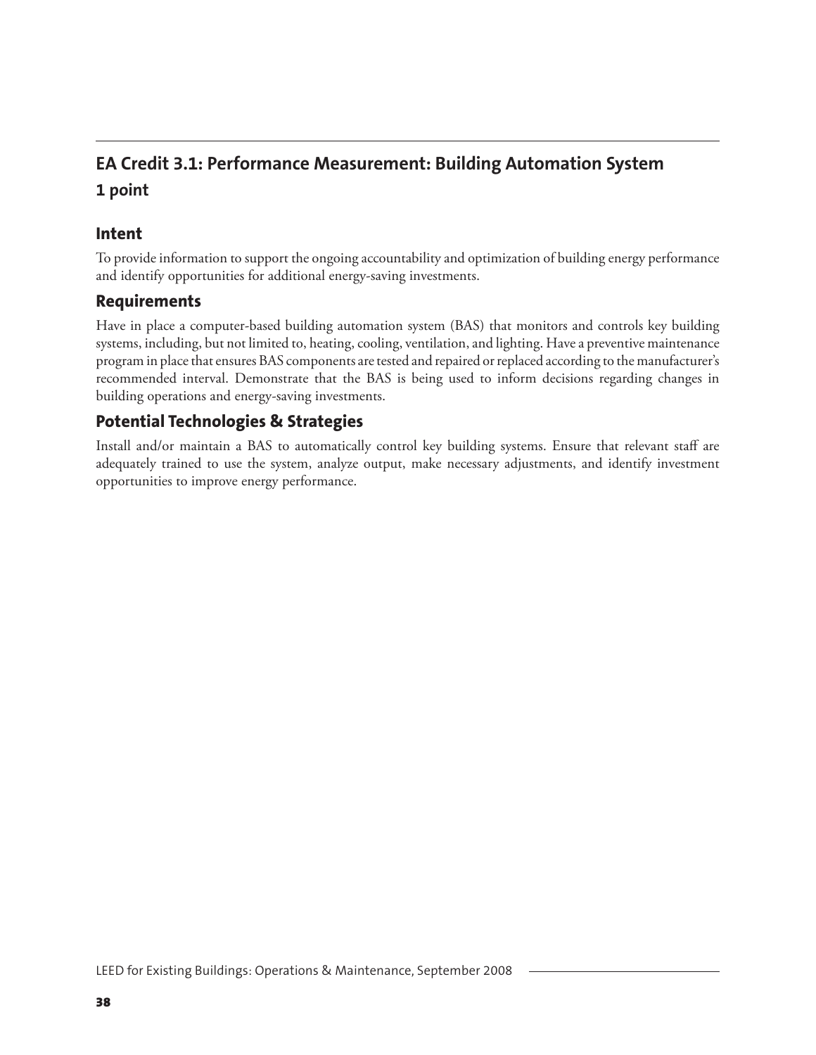## EA Credit 3.1: Performance Measurement: Building Automation System

### 1 point

### Intent

To provide information to support the ongoing accountability and optimization of building energy performance and identify opportunities for additional energy-saving investments.

### Requirements

Have in place a computer-based building automation system (BAS) that monitors and controls key building systems, including, but not limited to, heating, cooling, ventilation, and lighting. Have a preventive maintenance program in place that ensures BAS components are tested and repaired or replaced according to the manufacturer's recommended interval. Demonstrate that the BAS is being used to inform decisions regarding changes in building operations and energy-saving investments.

### Potential Technologies & Strategies

Install and/or maintain a BAS to automatically control key building systems. Ensure that relevant staff are adequately trained to use the system, analyze output, make necessary adjustments, and identify investment opportunities to improve energy performance.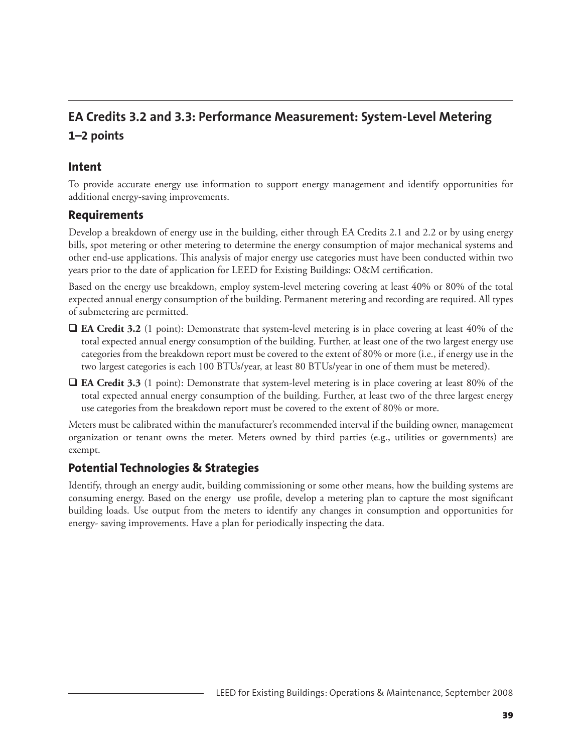## EA Credits 3.2 and 3.3: Performance Measurement: System-Level Metering

### 1–2 points

### Intent

To provide accurate energy use information to support energy management and identify opportunities for additional energy-saving improvements.

### Requirements

Develop a breakdown of energy use in the building, either through EA Credits 2.1 and 2.2 or by using energy bills, spot metering or other metering to determine the energy consumption of major mechanical systems and other end-use applications. This analysis of major energy use categories must have been conducted within two years prior to the date of application for LEED for Existing Buildings: O&M certification.

Based on the energy use breakdown, employ system-level metering covering at least 40% or 80% of the total expected annual energy consumption of the building. Permanent metering and recording are required. All types of submetering are permitted.

- ❑ **EA Credit 3.2** (1 point): Demonstrate that system-level metering is in place covering at least 40% of the total expected annual energy consumption of the building. Further, at least one of the two largest energy use categories from the breakdown report must be covered to the extent of 80% or more (i.e., if energy use in the two largest categories is each 100 BTUs/year, at least 80 BTUs/year in one of them must be metered).
- ❑ **EA Credit 3.3** (1 point): Demonstrate that system-level metering is in place covering at least 80% of the total expected annual energy consumption of the building. Further, at least two of the three largest energy use categories from the breakdown report must be covered to the extent of 80% or more.

Meters must be calibrated within the manufacturer's recommended interval if the building owner, management organization or tenant owns the meter. Meters owned by third parties (e.g., utilities or governments) are exempt.

### Potential Technologies & Strategies

Identify, through an energy audit, building commissioning or some other means, how the building systems are consuming energy. Based on the energy use profile, develop a metering plan to capture the most significant building loads. Use output from the meters to identify any changes in consumption and opportunities for energy- saving improvements. Have a plan for periodically inspecting the data.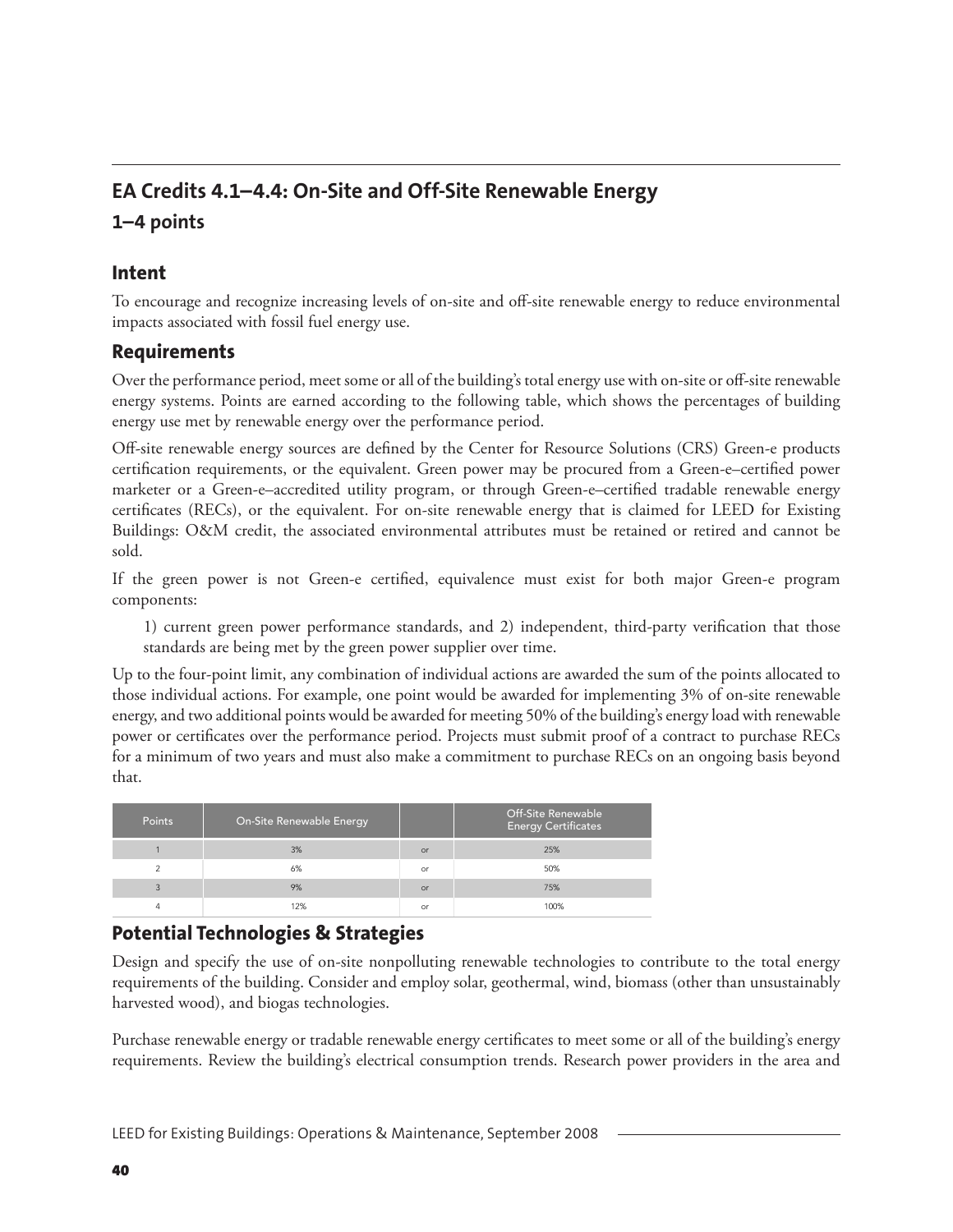## EA Credits 4.1–4.4: On-Site and Off-Site Renewable Energy

### 1–4 points

### Intent

To encourage and recognize increasing levels of on-site and off-site renewable energy to reduce environmental impacts associated with fossil fuel energy use.

### Requirements

Over the performance period, meet some or all of the building's total energy use with on-site or off-site renewable energy systems. Points are earned according to the following table, which shows the percentages of building energy use met by renewable energy over the performance period.

Off-site renewable energy sources are defined by the Center for Resource Solutions (CRS) Green-e products certification requirements, or the equivalent. Green power may be procured from a Green-e–certified power marketer or a Green-e–accredited utility program, or through Green-e–certified tradable renewable energy certificates (RECs), or the equivalent. For on-site renewable energy that is claimed for LEED for Existing Buildings: O&M credit, the associated environmental attributes must be retained or retired and cannot be sold.

If the green power is not Green-e certified, equivalence must exist for both major Green-e program components:

1) current green power performance standards, and 2) independent, third-party verification that those standards are being met by the green power supplier over time.

Up to the four-point limit, any combination of individual actions are awarded the sum of the points allocated to those individual actions. For example, one point would be awarded for implementing 3% of on-site renewable energy, and two additional points would be awarded for meeting 50% of the building's energy load with renewable power or certificates over the performance period. Projects must submit proof of a contract to purchase RECs for a minimum of two years and must also make a commitment to purchase RECs on an ongoing basis beyond that.

| Points | On-Site Renewable Energy | | Off-Site Renewable Energy Certificates |
|---|---|---|---|
| 1 | 3% | or | 25% |
| 2 | 6% | or | 50% |
| 3 | 9% | or | 75% |
| 4 | 12% | or | 100% |

### Potential Technologies & Strategies

Design and specify the use of on-site nonpolluting renewable technologies to contribute to the total energy requirements of the building. Consider and employ solar, geothermal, wind, biomass (other than unsustainably harvested wood), and biogas technologies.

Purchase renewable energy or tradable renewable energy certificates to meet some or all of the building's energy requirements. Review the building's electrical consumption trends. Research power providers in the area and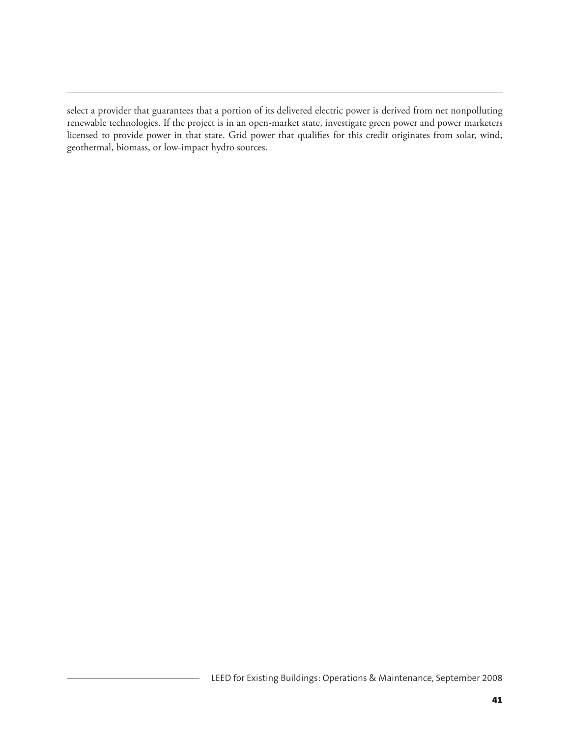select a provider that guarantees that a portion of its delivered electric power is derived from net nonpolluting renewable technologies. If the project is in an open-market state, investigate green power and power marketers licensed to provide power in that state. Grid power that qualifies for this credit originates from solar, wind, geothermal, biomass, or low-impact hydro sources.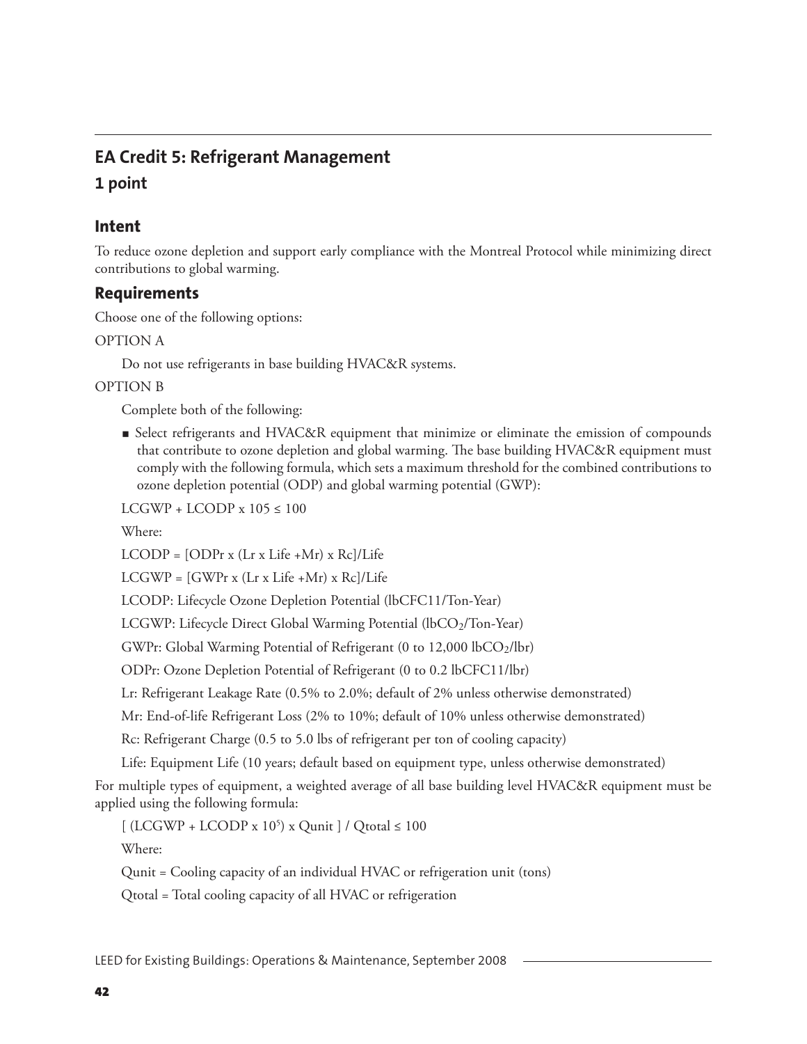## EA Credit 5: Refrigerant Management

### 1 point

### Intent

To reduce ozone depletion and support early compliance with the Montreal Protocol while minimizing direct contributions to global warming.

### Requirements

Choose one of the following options:

OPTION A

Do not use refrigerants in base building HVAC&R systems.

OPTION B

Complete both of the following:

- Select refrigerants and HVAC&R equipment that minimize or eliminate the emission of compounds that contribute to ozone depletion and global warming. The base building HVAC&R equipment must comply with the following formula, which sets a maximum threshold for the combined contributions to ozone depletion potential (ODP) and global warming potential (GWP):

$$LCGWP + LCODP \times 105 \leq 100$$

Where:

$$LCODP = [ODPr \times (Lr \times Life + Mr) \times Rc]/Life$$

$$LCGWP = [GWPr \times (Lr \times Life + Mr) \times Rc]/Life$$

LCODP: Lifecycle Ozone Depletion Potential (lbCFC11/Ton-Year)

LCGWP: Lifecycle Direct Global Warming Potential ($lbCO_2$/Ton-Year)

GWPr: Global Warming Potential of Refrigerant (0 to 12,000 $lbCO_2$/lbr)

ODPr: Ozone Depletion Potential of Refrigerant (0 to 0.2 lbCFC11/lbr)

Lr: Refrigerant Leakage Rate (0.5% to 2.0%; default of 2% unless otherwise demonstrated)

Mr: End-of-life Refrigerant Loss (2% to 10%; default of 10% unless otherwise demonstrated)

Rc: Refrigerant Charge (0.5 to 5.0 lbs of refrigerant per ton of cooling capacity)

Life: Equipment Life (10 years; default based on equipment type, unless otherwise demonstrated)

For multiple types of equipment, a weighted average of all base building level HVAC&R equipment must be applied using the following formula:

$$[\ (LCGWP + LCODP \times 10^5) \times Qunit\ ]\ /\ Qtotal \leq 100$$

Where:

Qunit = Cooling capacity of an individual HVAC or refrigeration unit (tons)

Qtotal = Total cooling capacity of all HVAC or refrigeration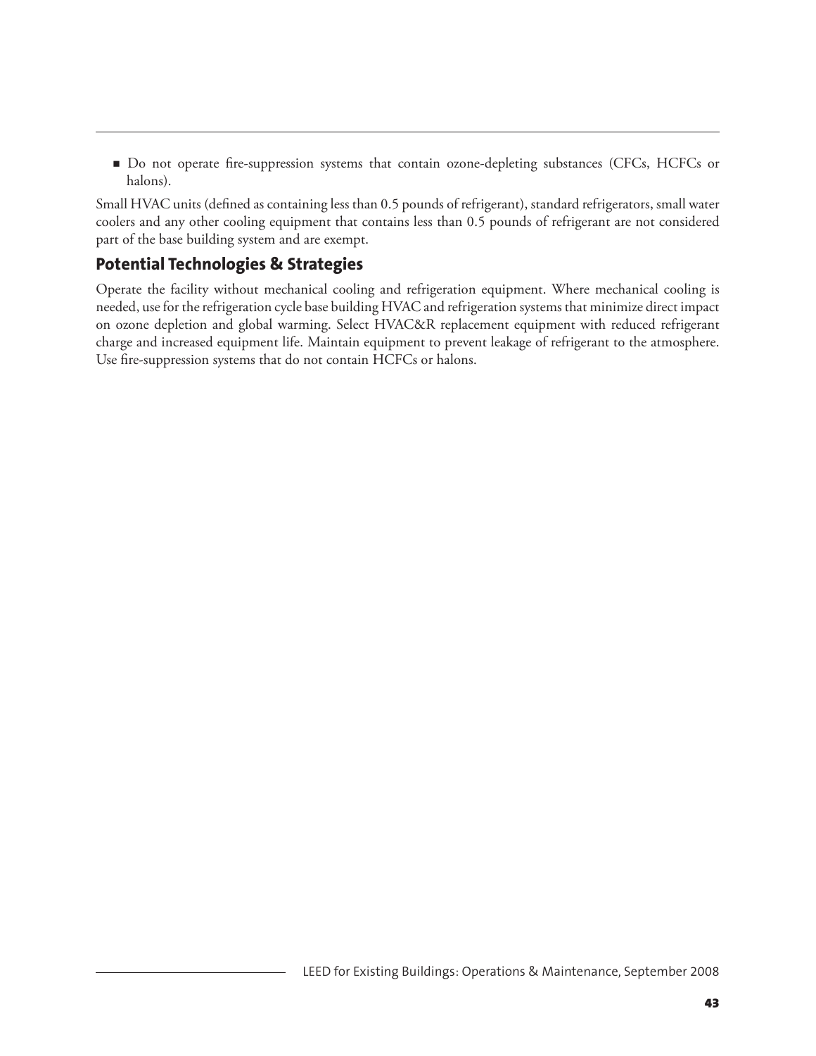- Do not operate fire-suppression systems that contain ozone-depleting substances (CFCs, HCFCs or halons).

Small HVAC units (defined as containing less than 0.5 pounds of refrigerant), standard refrigerators, small water coolers and any other cooling equipment that contains less than 0.5 pounds of refrigerant are not considered part of the base building system and are exempt.

## Potential Technologies & Strategies

Operate the facility without mechanical cooling and refrigeration equipment. Where mechanical cooling is needed, use for the refrigeration cycle base building HVAC and refrigeration systems that minimize direct impact on ozone depletion and global warming. Select HVAC&R replacement equipment with reduced refrigerant charge and increased equipment life. Maintain equipment to prevent leakage of refrigerant to the atmosphere. Use fire-suppression systems that do not contain HCFCs or halons.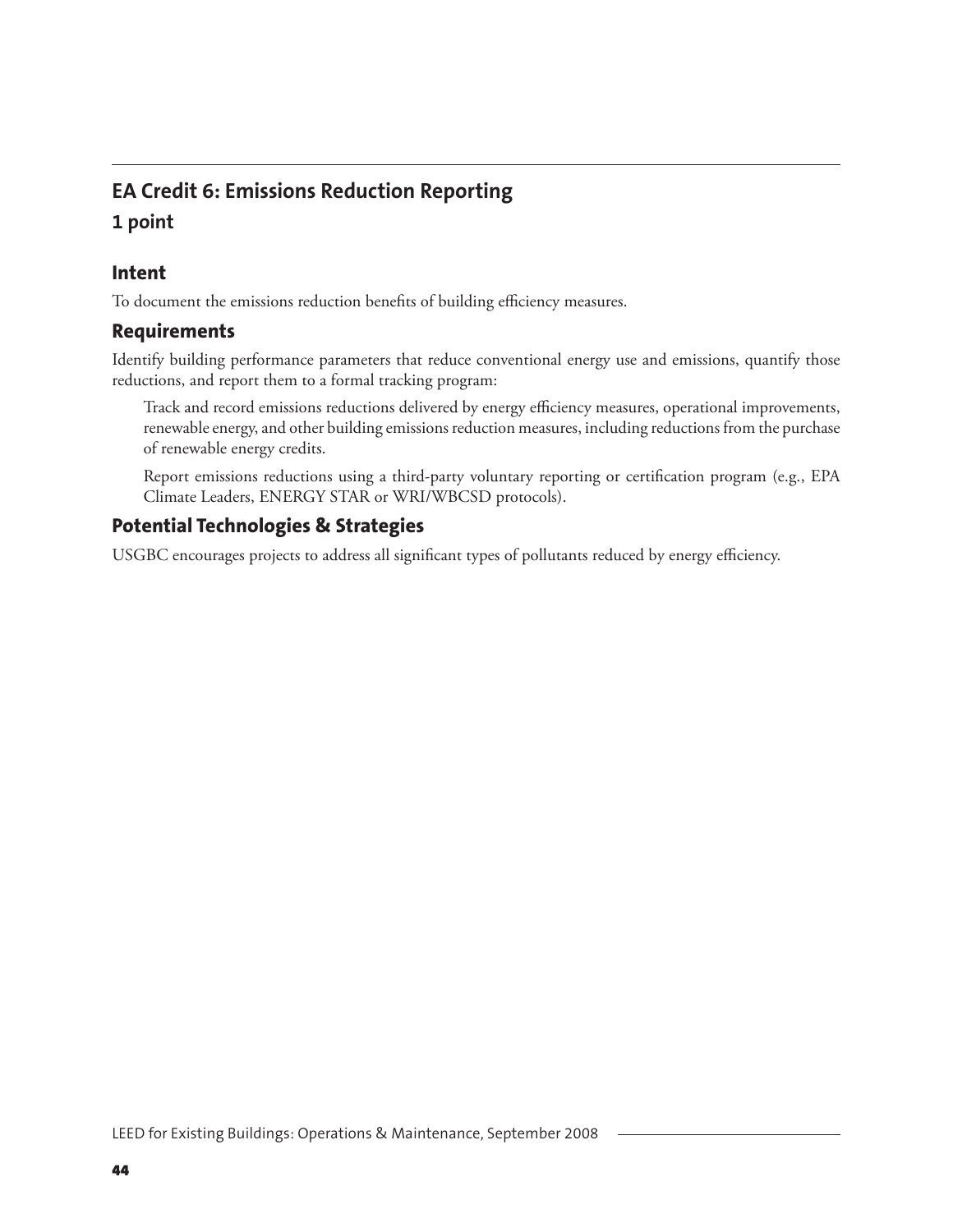## EA Credit 6: Emissions Reduction Reporting

### 1 point

### Intent

To document the emissions reduction benefits of building efficiency measures.

### Requirements

Identify building performance parameters that reduce conventional energy use and emissions, quantify those reductions, and report them to a formal tracking program:

Track and record emissions reductions delivered by energy efficiency measures, operational improvements, renewable energy, and other building emissions reduction measures, including reductions from the purchase of renewable energy credits.

Report emissions reductions using a third-party voluntary reporting or certification program (e.g., EPA Climate Leaders, ENERGY STAR or WRI/WBCSD protocols).

### Potential Technologies & Strategies

USGBC encourages projects to address all significant types of pollutants reduced by energy efficiency.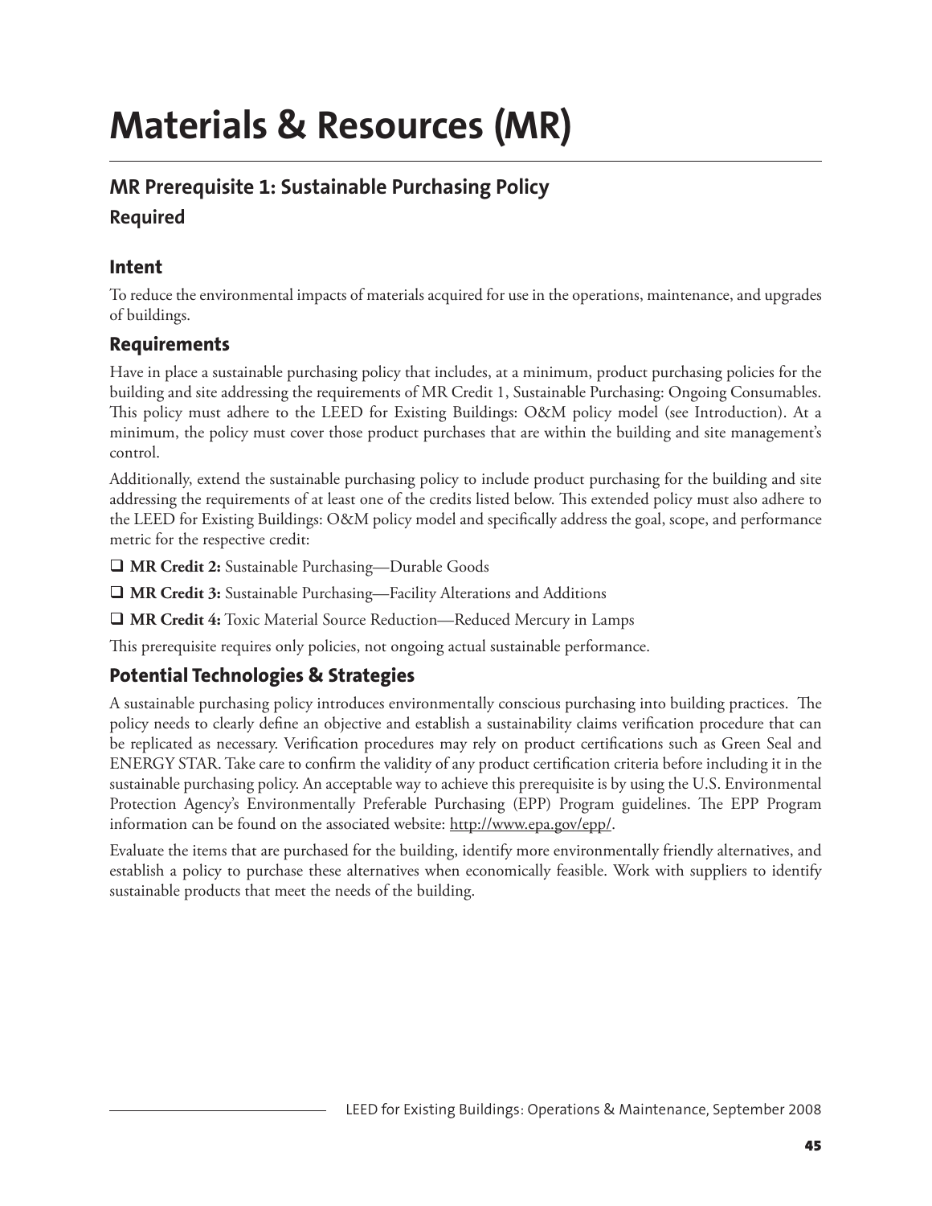# Materials & Resources (MR)

## MR Prerequisite 1: Sustainable Purchasing Policy

### Required

### Intent

To reduce the environmental impacts of materials acquired for use in the operations, maintenance, and upgrades of buildings.

### Requirements

Have in place a sustainable purchasing policy that includes, at a minimum, product purchasing policies for the building and site addressing the requirements of MR Credit 1, Sustainable Purchasing: Ongoing Consumables. This policy must adhere to the LEED for Existing Buildings: O&M policy model (see Introduction). At a minimum, the policy must cover those product purchases that are within the building and site management's control.

Additionally, extend the sustainable purchasing policy to include product purchasing for the building and site addressing the requirements of at least one of the credits listed below. This extended policy must also adhere to the LEED for Existing Buildings: O&M policy model and specifically address the goal, scope, and performance metric for the respective credit:

- [ ] **MR Credit 2:** Sustainable Purchasing—Durable Goods
- [ ] **MR Credit 3:** Sustainable Purchasing—Facility Alterations and Additions
- [ ] **MR Credit 4:** Toxic Material Source Reduction—Reduced Mercury in Lamps

This prerequisite requires only policies, not ongoing actual sustainable performance.

### Potential Technologies & Strategies

A sustainable purchasing policy introduces environmentally conscious purchasing into building practices. The policy needs to clearly define an objective and establish a sustainability claims verification procedure that can be replicated as necessary. Verification procedures may rely on product certifications such as Green Seal and ENERGY STAR. Take care to confirm the validity of any product certification criteria before including it in the sustainable purchasing policy. An acceptable way to achieve this prerequisite is by using the U.S. Environmental Protection Agency's Environmentally Preferable Purchasing (EPP) Program guidelines. The EPP Program information can be found on the associated website: http://www.epa.gov/epp/.

Evaluate the items that are purchased for the building, identify more environmentally friendly alternatives, and establish a policy to purchase these alternatives when economically feasible. Work with suppliers to identify sustainable products that meet the needs of the building.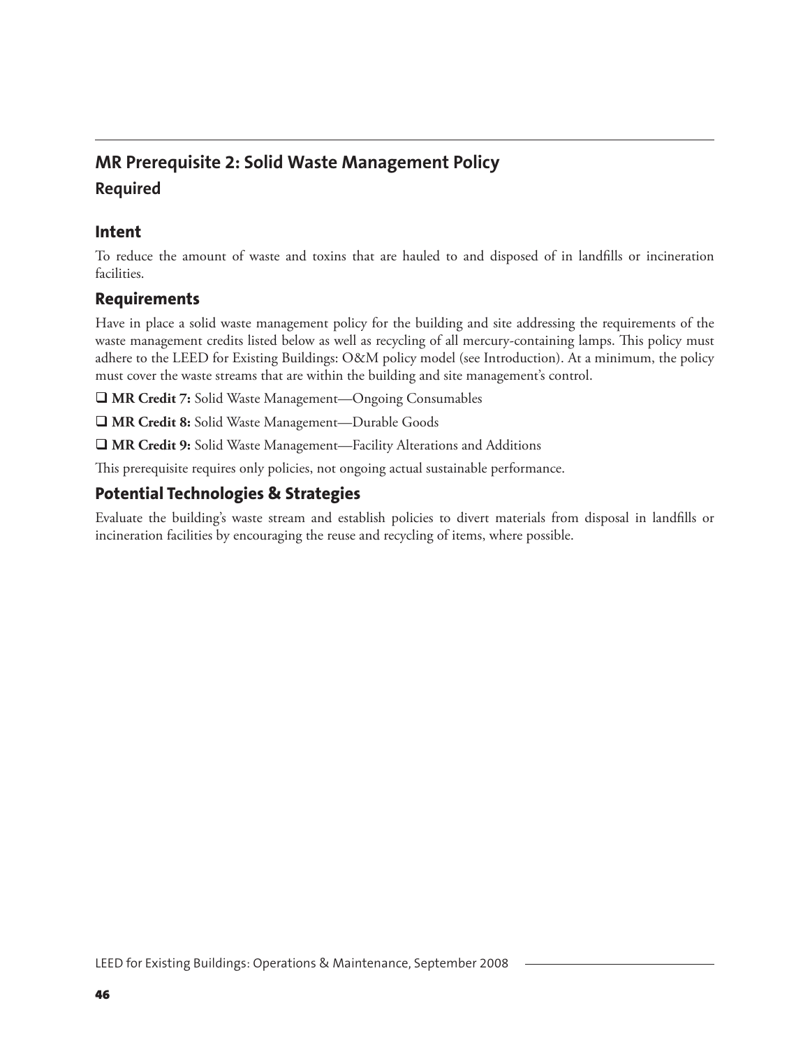## MR Prerequisite 2: Solid Waste Management Policy

### Required

### Intent

To reduce the amount of waste and toxins that are hauled to and disposed of in landfills or incineration facilities.

### Requirements

Have in place a solid waste management policy for the building and site addressing the requirements of the waste management credits listed below as well as recycling of all mercury-containing lamps. This policy must adhere to the LEED for Existing Buildings: O&M policy model (see Introduction). At a minimum, the policy must cover the waste streams that are within the building and site management's control.

- ❑ **MR Credit 7:** Solid Waste Management—Ongoing Consumables
- ❑ **MR Credit 8:** Solid Waste Management—Durable Goods
- ❑ **MR Credit 9:** Solid Waste Management—Facility Alterations and Additions

This prerequisite requires only policies, not ongoing actual sustainable performance.

### Potential Technologies & Strategies

Evaluate the building's waste stream and establish policies to divert materials from disposal in landfills or incineration facilities by encouraging the reuse and recycling of items, where possible.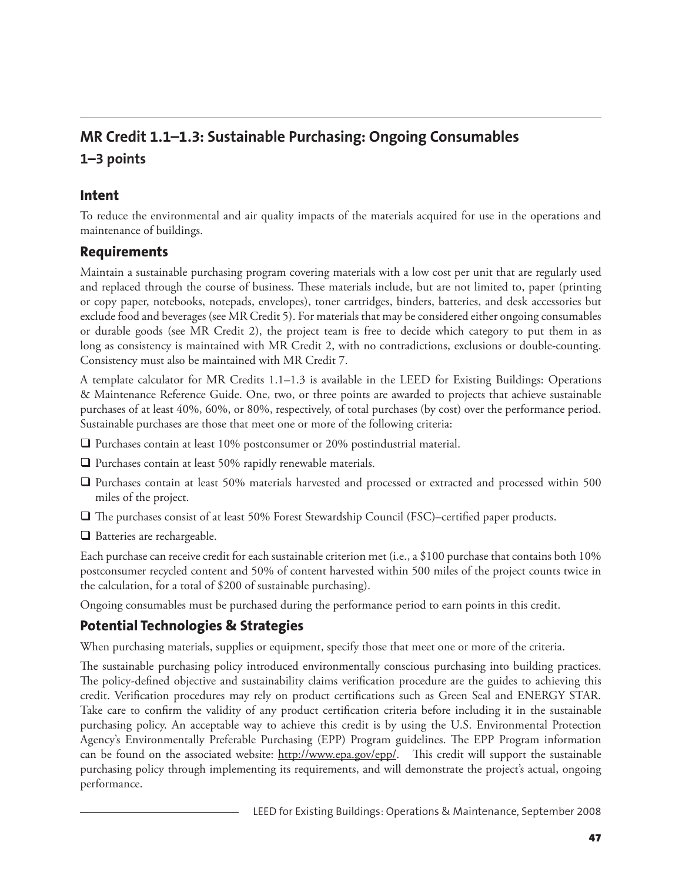## MR Credit 1.1–1.3: Sustainable Purchasing: Ongoing Consumables

### 1–3 points

### Intent

To reduce the environmental and air quality impacts of the materials acquired for use in the operations and maintenance of buildings.

### Requirements

Maintain a sustainable purchasing program covering materials with a low cost per unit that are regularly used and replaced through the course of business. These materials include, but are not limited to, paper (printing or copy paper, notebooks, notepads, envelopes), toner cartridges, binders, batteries, and desk accessories but exclude food and beverages (see MR Credit 5). For materials that may be considered either ongoing consumables or durable goods (see MR Credit 2), the project team is free to decide which category to put them in as long as consistency is maintained with MR Credit 2, with no contradictions, exclusions or double-counting. Consistency must also be maintained with MR Credit 7.

A template calculator for MR Credits 1.1–1.3 is available in the LEED for Existing Buildings: Operations & Maintenance Reference Guide. One, two, or three points are awarded to projects that achieve sustainable purchases of at least 40%, 60%, or 80%, respectively, of total purchases (by cost) over the performance period. Sustainable purchases are those that meet one or more of the following criteria:

- ❑ Purchases contain at least 10% postconsumer or 20% postindustrial material.
- ❑ Purchases contain at least 50% rapidly renewable materials.
- ❑ Purchases contain at least 50% materials harvested and processed or extracted and processed within 500 miles of the project.
- ❑ The purchases consist of at least 50% Forest Stewardship Council (FSC)–certified paper products.
- ❑ Batteries are rechargeable.

Each purchase can receive credit for each sustainable criterion met (i.e., a $100 purchase that contains both 10% postconsumer recycled content and 50% of content harvested within 500 miles of the project counts twice in the calculation, for a total of $200 of sustainable purchasing).

Ongoing consumables must be purchased during the performance period to earn points in this credit.

### Potential Technologies & Strategies

When purchasing materials, supplies or equipment, specify those that meet one or more of the criteria.

The sustainable purchasing policy introduced environmentally conscious purchasing into building practices. The policy-defined objective and sustainability claims verification procedure are the guides to achieving this credit. Verification procedures may rely on product certifications such as Green Seal and ENERGY STAR. Take care to confirm the validity of any product certification criteria before including it in the sustainable purchasing policy. An acceptable way to achieve this credit is by using the U.S. Environmental Protection Agency's Environmentally Preferable Purchasing (EPP) Program guidelines. The EPP Program information can be found on the associated website: http://www.epa.gov/epp/. This credit will support the sustainable purchasing policy through implementing its requirements, and will demonstrate the project's actual, ongoing performance.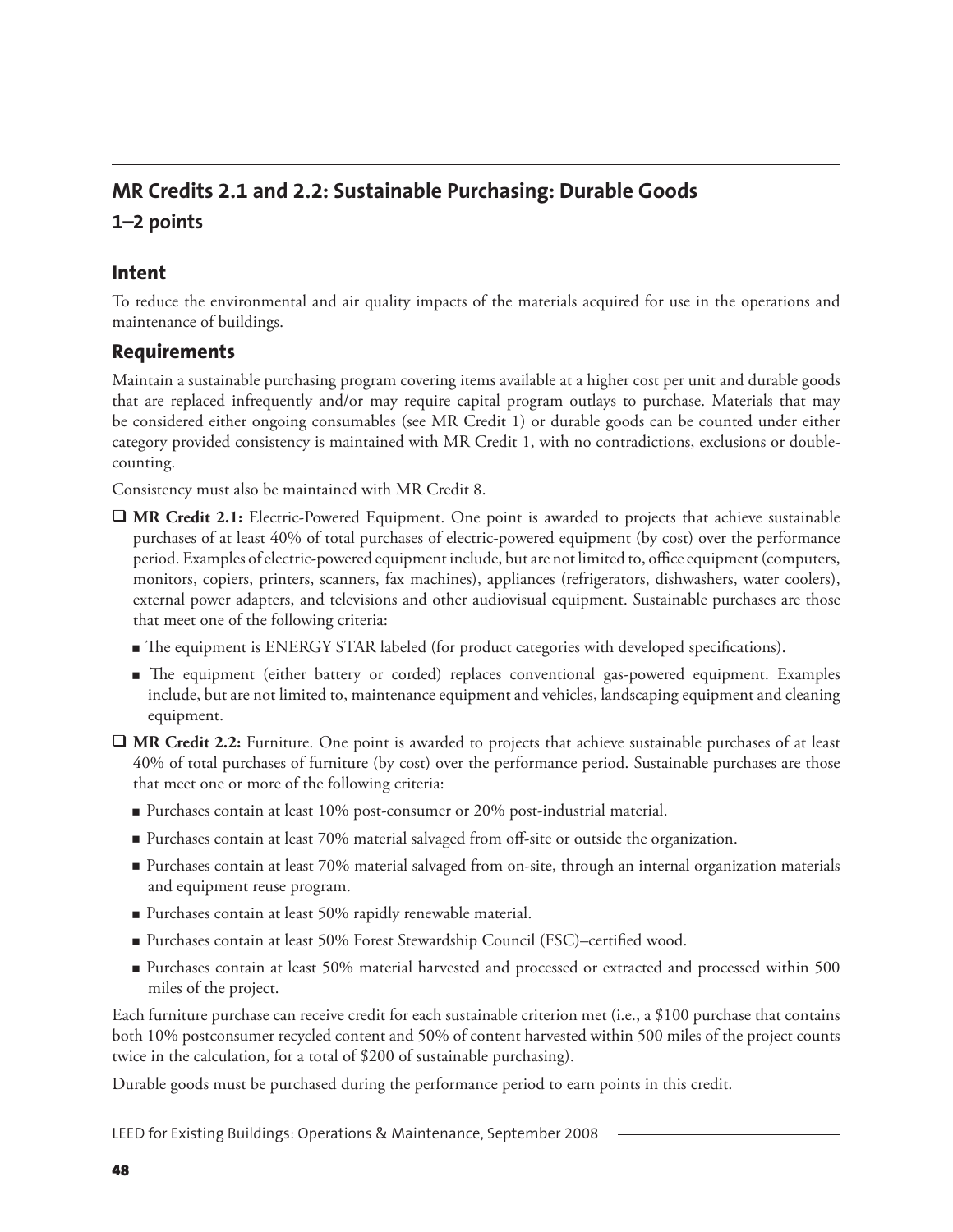## MR Credits 2.1 and 2.2: Sustainable Purchasing: Durable Goods

### 1–2 points

### Intent

To reduce the environmental and air quality impacts of the materials acquired for use in the operations and maintenance of buildings.

### Requirements

Maintain a sustainable purchasing program covering items available at a higher cost per unit and durable goods that are replaced infrequently and/or may require capital program outlays to purchase. Materials that may be considered either ongoing consumables (see MR Credit 1) or durable goods can be counted under either category provided consistency is maintained with MR Credit 1, with no contradictions, exclusions or double-counting.

Consistency must also be maintained with MR Credit 8.

- ❑ **MR Credit 2.1:** Electric-Powered Equipment. One point is awarded to projects that achieve sustainable purchases of at least 40% of total purchases of electric-powered equipment (by cost) over the performance period. Examples of electric-powered equipment include, but are not limited to, office equipment (computers, monitors, copiers, printers, scanners, fax machines), appliances (refrigerators, dishwashers, water coolers), external power adapters, and televisions and other audiovisual equipment. Sustainable purchases are those that meet one of the following criteria:
  - The equipment is ENERGY STAR labeled (for product categories with developed specifications).
  - The equipment (either battery or corded) replaces conventional gas-powered equipment. Examples include, but are not limited to, maintenance equipment and vehicles, landscaping equipment and cleaning equipment.
- ❑ **MR Credit 2.2:** Furniture. One point is awarded to projects that achieve sustainable purchases of at least 40% of total purchases of furniture (by cost) over the performance period. Sustainable purchases are those that meet one or more of the following criteria:
  - Purchases contain at least 10% post-consumer or 20% post-industrial material.
  - Purchases contain at least 70% material salvaged from off-site or outside the organization.
  - Purchases contain at least 70% material salvaged from on-site, through an internal organization materials and equipment reuse program.
  - Purchases contain at least 50% rapidly renewable material.
  - Purchases contain at least 50% Forest Stewardship Council (FSC)–certified wood.
  - Purchases contain at least 50% material harvested and processed or extracted and processed within 500 miles of the project.

Each furniture purchase can receive credit for each sustainable criterion met (i.e., a $100 purchase that contains both 10% postconsumer recycled content and 50% of content harvested within 500 miles of the project counts twice in the calculation, for a total of $200 of sustainable purchasing).

Durable goods must be purchased during the performance period to earn points in this credit.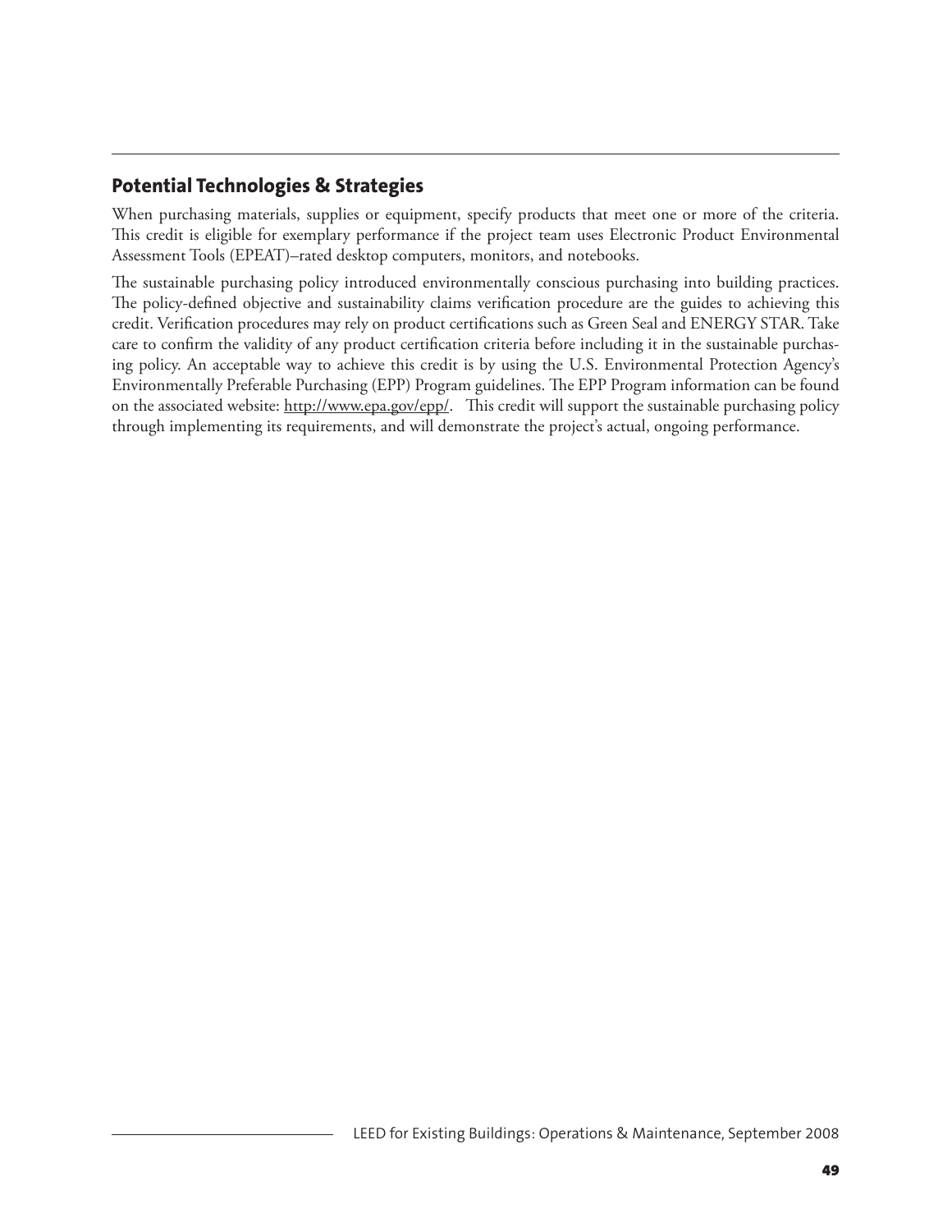## Potential Technologies & Strategies

When purchasing materials, supplies or equipment, specify products that meet one or more of the criteria. This credit is eligible for exemplary performance if the project team uses Electronic Product Environmental Assessment Tools (EPEAT)–rated desktop computers, monitors, and notebooks.

The sustainable purchasing policy introduced environmentally conscious purchasing into building practices. The policy-defined objective and sustainability claims verification procedure are the guides to achieving this credit. Verification procedures may rely on product certifications such as Green Seal and ENERGY STAR. Take care to confirm the validity of any product certification criteria before including it in the sustainable purchasing policy. An acceptable way to achieve this credit is by using the U.S. Environmental Protection Agency's Environmentally Preferable Purchasing (EPP) Program guidelines. The EPP Program information can be found on the associated website: http://www.epa.gov/epp/. This credit will support the sustainable purchasing policy through implementing its requirements, and will demonstrate the project's actual, ongoing performance.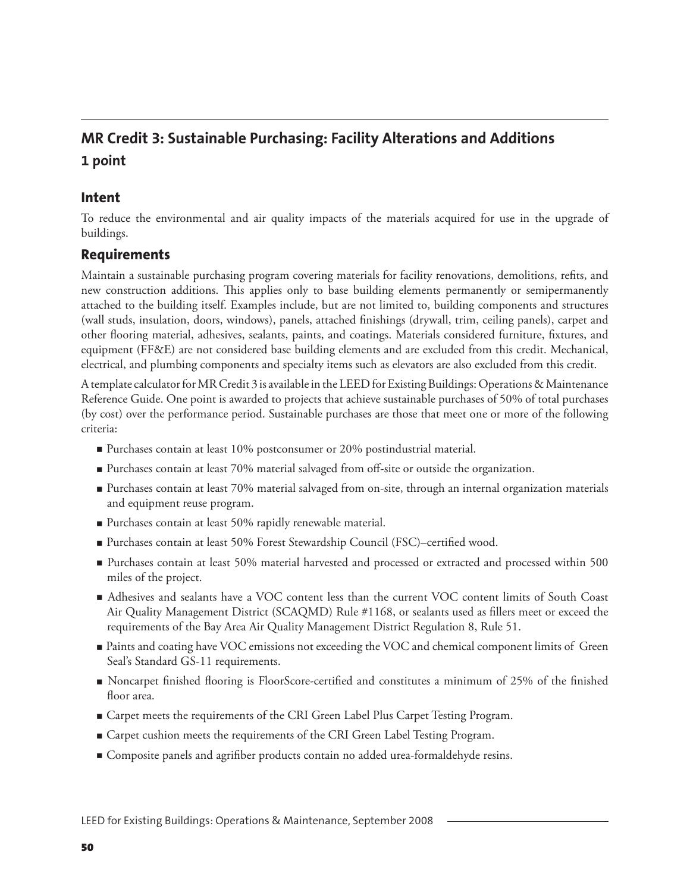## MR Credit 3: Sustainable Purchasing: Facility Alterations and Additions

### 1 point

### Intent

To reduce the environmental and air quality impacts of the materials acquired for use in the upgrade of buildings.

### Requirements

Maintain a sustainable purchasing program covering materials for facility renovations, demolitions, refits, and new construction additions. This applies only to base building elements permanently or semipermanently attached to the building itself. Examples include, but are not limited to, building components and structures (wall studs, insulation, doors, windows), panels, attached finishings (drywall, trim, ceiling panels), carpet and other flooring material, adhesives, sealants, paints, and coatings. Materials considered furniture, fixtures, and equipment (FF&E) are not considered base building elements and are excluded from this credit. Mechanical, electrical, and plumbing components and specialty items such as elevators are also excluded from this credit.

A template calculator for MR Credit 3 is available in the LEED for Existing Buildings: Operations & Maintenance Reference Guide. One point is awarded to projects that achieve sustainable purchases of 50% of total purchases (by cost) over the performance period. Sustainable purchases are those that meet one or more of the following criteria:

- Purchases contain at least 10% postconsumer or 20% postindustrial material.
- Purchases contain at least 70% material salvaged from off-site or outside the organization.
- Purchases contain at least 70% material salvaged from on-site, through an internal organization materials and equipment reuse program.
- Purchases contain at least 50% rapidly renewable material.
- Purchases contain at least 50% Forest Stewardship Council (FSC)–certified wood.
- Purchases contain at least 50% material harvested and processed or extracted and processed within 500 miles of the project.
- Adhesives and sealants have a VOC content less than the current VOC content limits of South Coast Air Quality Management District (SCAQMD) Rule #1168, or sealants used as fillers meet or exceed the requirements of the Bay Area Air Quality Management District Regulation 8, Rule 51.
- Paints and coating have VOC emissions not exceeding the VOC and chemical component limits of Green Seal's Standard GS-11 requirements.
- Noncarpet finished flooring is FloorScore-certified and constitutes a minimum of 25% of the finished floor area.
- Carpet meets the requirements of the CRI Green Label Plus Carpet Testing Program.
- Carpet cushion meets the requirements of the CRI Green Label Testing Program.
- Composite panels and agrifiber products contain no added urea-formaldehyde resins.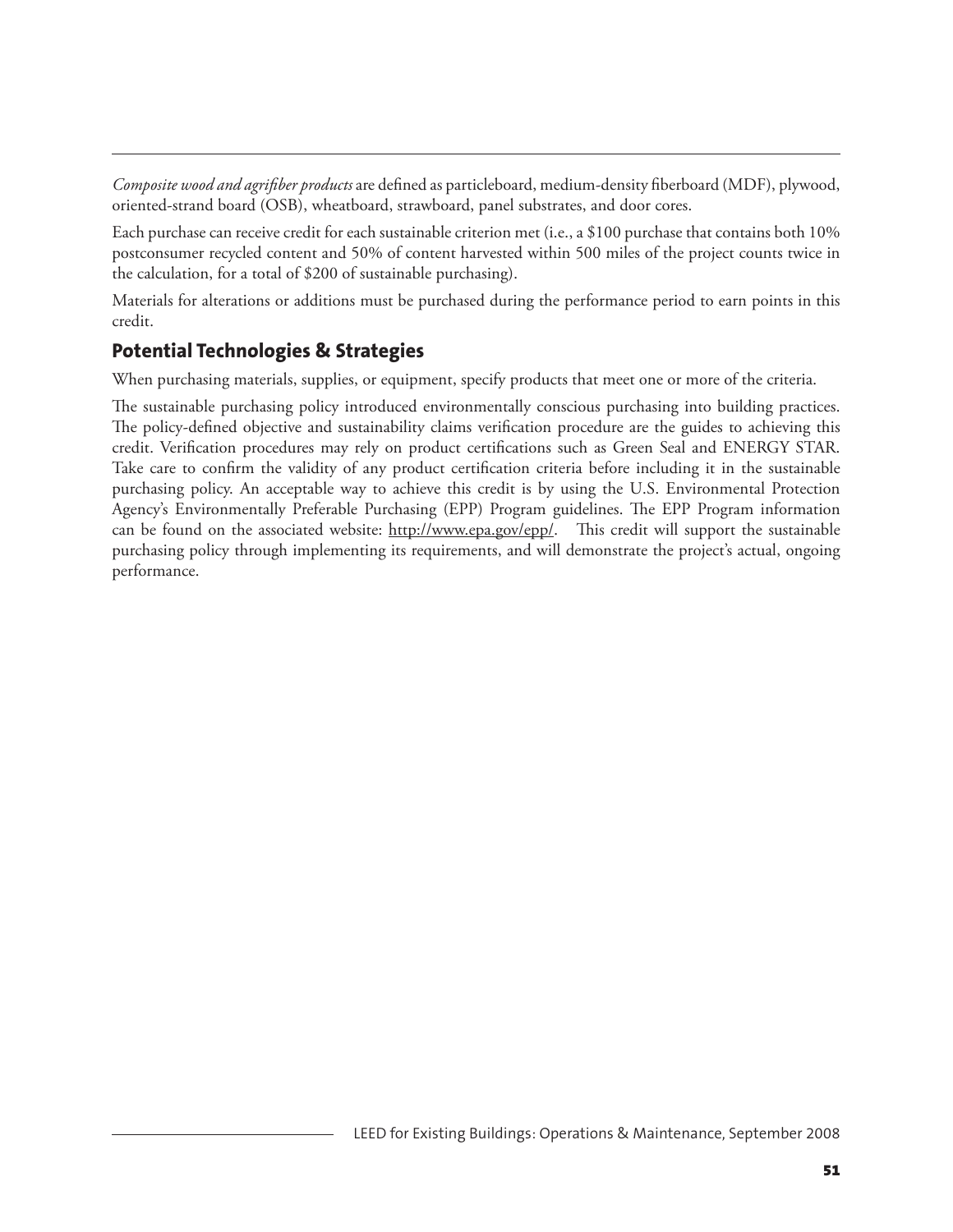*Composite wood and agrifiber products* are defined as particleboard, medium-density fiberboard (MDF), plywood, oriented-strand board (OSB), wheatboard, strawboard, panel substrates, and door cores.

Each purchase can receive credit for each sustainable criterion met (i.e., a $100 purchase that contains both 10% postconsumer recycled content and 50% of content harvested within 500 miles of the project counts twice in the calculation, for a total of $200 of sustainable purchasing).

Materials for alterations or additions must be purchased during the performance period to earn points in this credit.

## Potential Technologies & Strategies

When purchasing materials, supplies, or equipment, specify products that meet one or more of the criteria.

The sustainable purchasing policy introduced environmentally conscious purchasing into building practices. The policy-defined objective and sustainability claims verification procedure are the guides to achieving this credit. Verification procedures may rely on product certifications such as Green Seal and ENERGY STAR. Take care to confirm the validity of any product certification criteria before including it in the sustainable purchasing policy. An acceptable way to achieve this credit is by using the U.S. Environmental Protection Agency's Environmentally Preferable Purchasing (EPP) Program guidelines. The EPP Program information can be found on the associated website: http://www.epa.gov/epp/. This credit will support the sustainable purchasing policy through implementing its requirements, and will demonstrate the project's actual, ongoing performance.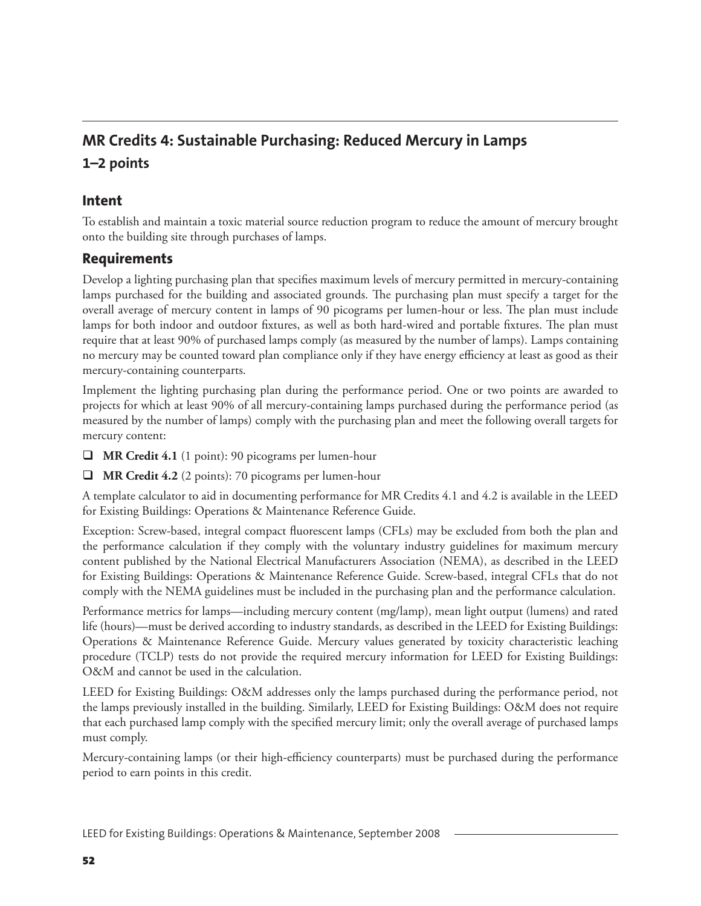## MR Credits 4: Sustainable Purchasing: Reduced Mercury in Lamps

### 1–2 points

### Intent

To establish and maintain a toxic material source reduction program to reduce the amount of mercury brought onto the building site through purchases of lamps.

### Requirements

Develop a lighting purchasing plan that specifies maximum levels of mercury permitted in mercury-containing lamps purchased for the building and associated grounds. The purchasing plan must specify a target for the overall average of mercury content in lamps of 90 picograms per lumen-hour or less. The plan must include lamps for both indoor and outdoor fixtures, as well as both hard-wired and portable fixtures. The plan must require that at least 90% of purchased lamps comply (as measured by the number of lamps). Lamps containing no mercury may be counted toward plan compliance only if they have energy efficiency at least as good as their mercury-containing counterparts.

Implement the lighting purchasing plan during the performance period. One or two points are awarded to projects for which at least 90% of all mercury-containing lamps purchased during the performance period (as measured by the number of lamps) comply with the purchasing plan and meet the following overall targets for mercury content:

- ❑ **MR Credit 4.1** (1 point): 90 picograms per lumen-hour
- ❑ **MR Credit 4.2** (2 points): 70 picograms per lumen-hour

A template calculator to aid in documenting performance for MR Credits 4.1 and 4.2 is available in the LEED for Existing Buildings: Operations & Maintenance Reference Guide.

Exception: Screw-based, integral compact fluorescent lamps (CFLs) may be excluded from both the plan and the performance calculation if they comply with the voluntary industry guidelines for maximum mercury content published by the National Electrical Manufacturers Association (NEMA), as described in the LEED for Existing Buildings: Operations & Maintenance Reference Guide. Screw-based, integral CFLs that do not comply with the NEMA guidelines must be included in the purchasing plan and the performance calculation.

Performance metrics for lamps—including mercury content (mg/lamp), mean light output (lumens) and rated life (hours)—must be derived according to industry standards, as described in the LEED for Existing Buildings: Operations & Maintenance Reference Guide. Mercury values generated by toxicity characteristic leaching procedure (TCLP) tests do not provide the required mercury information for LEED for Existing Buildings: O&M and cannot be used in the calculation.

LEED for Existing Buildings: O&M addresses only the lamps purchased during the performance period, not the lamps previously installed in the building. Similarly, LEED for Existing Buildings: O&M does not require that each purchased lamp comply with the specified mercury limit; only the overall average of purchased lamps must comply.

Mercury-containing lamps (or their high-efficiency counterparts) must be purchased during the performance period to earn points in this credit.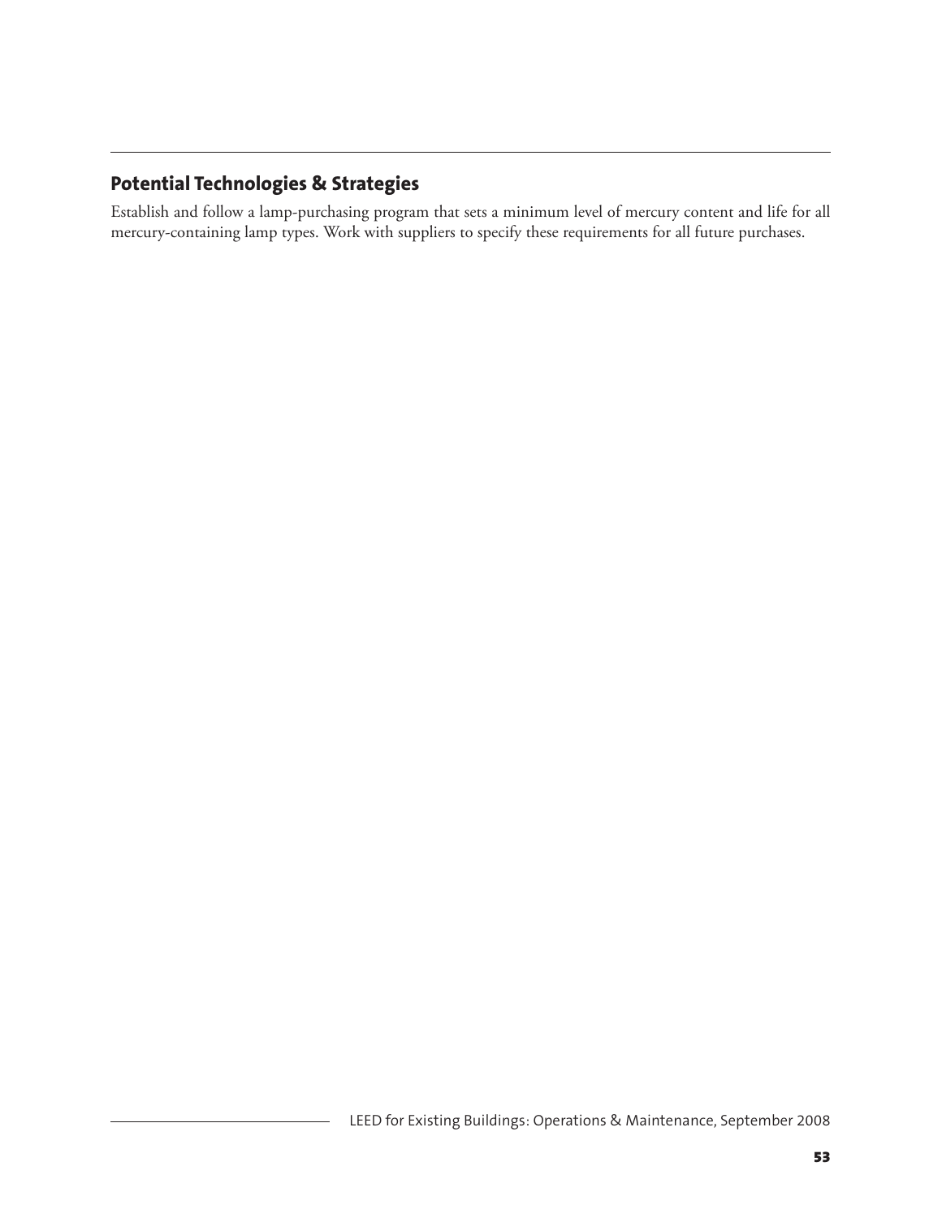## Potential Technologies & Strategies

Establish and follow a lamp-purchasing program that sets a minimum level of mercury content and life for all mercury-containing lamp types. Work with suppliers to specify these requirements for all future purchases.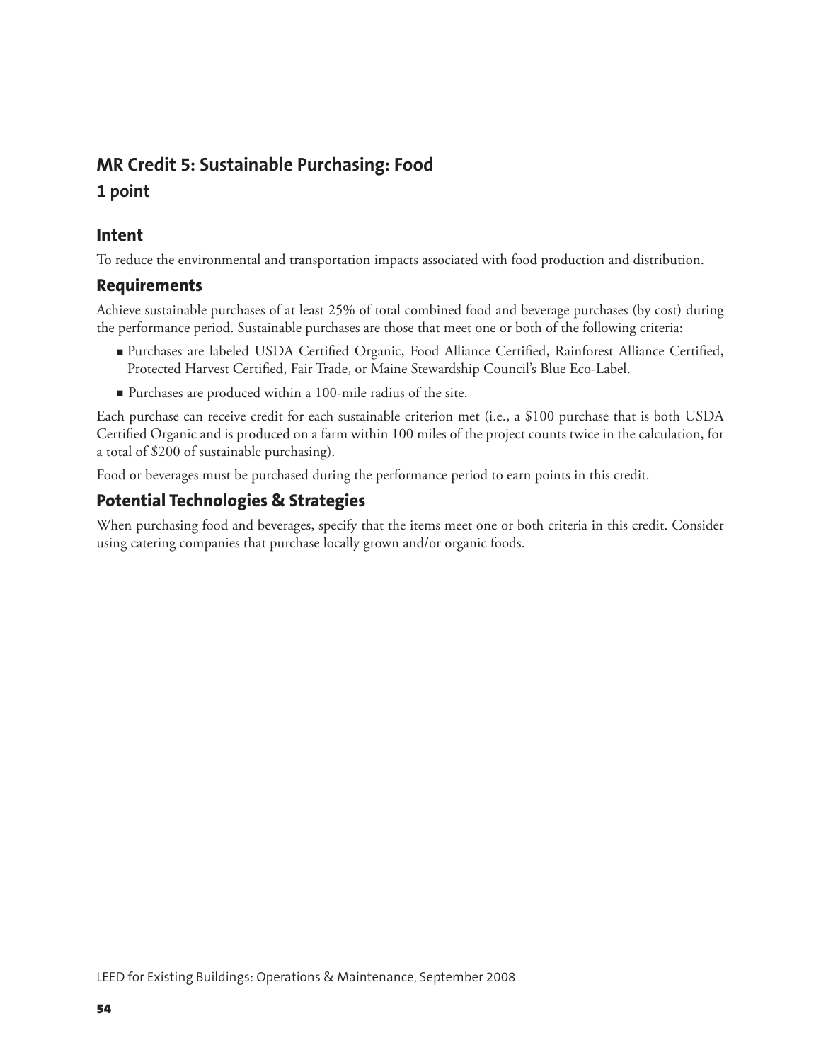## MR Credit 5: Sustainable Purchasing: Food

### 1 point

### Intent

To reduce the environmental and transportation impacts associated with food production and distribution.

### Requirements

Achieve sustainable purchases of at least 25% of total combined food and beverage purchases (by cost) during the performance period. Sustainable purchases are those that meet one or both of the following criteria:

- Purchases are labeled USDA Certified Organic, Food Alliance Certified, Rainforest Alliance Certified, Protected Harvest Certified, Fair Trade, or Maine Stewardship Council's Blue Eco-Label.
- Purchases are produced within a 100-mile radius of the site.

Each purchase can receive credit for each sustainable criterion met (i.e., a $100 purchase that is both USDA Certified Organic and is produced on a farm within 100 miles of the project counts twice in the calculation, for a total of $200 of sustainable purchasing).

Food or beverages must be purchased during the performance period to earn points in this credit.

### Potential Technologies & Strategies

When purchasing food and beverages, specify that the items meet one or both criteria in this credit. Consider using catering companies that purchase locally grown and/or organic foods.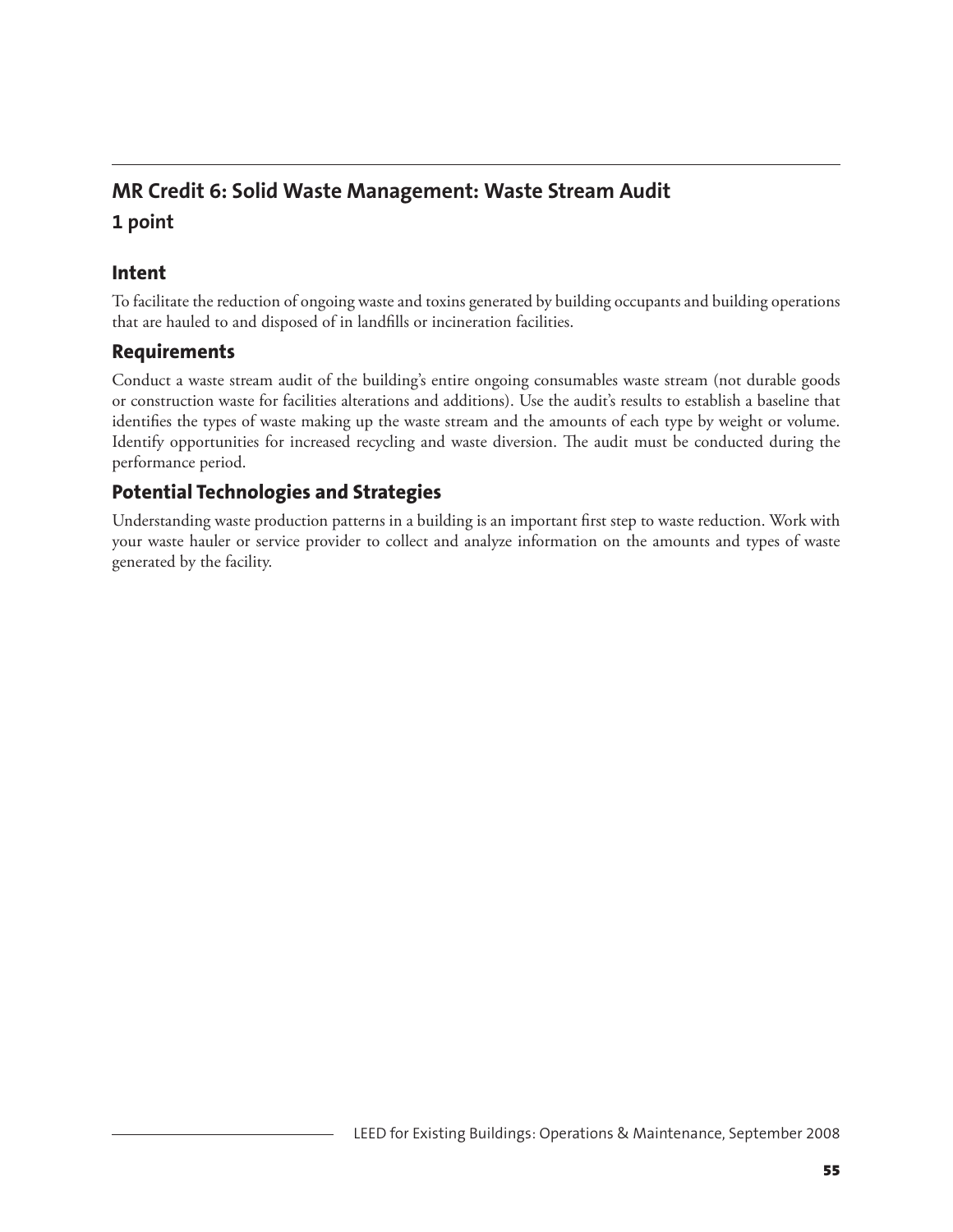## MR Credit 6: Solid Waste Management: Waste Stream Audit

### 1 point

### Intent

To facilitate the reduction of ongoing waste and toxins generated by building occupants and building operations that are hauled to and disposed of in landfills or incineration facilities.

### Requirements

Conduct a waste stream audit of the building's entire ongoing consumables waste stream (not durable goods or construction waste for facilities alterations and additions). Use the audit's results to establish a baseline that identifies the types of waste making up the waste stream and the amounts of each type by weight or volume. Identify opportunities for increased recycling and waste diversion. The audit must be conducted during the performance period.

### Potential Technologies and Strategies

Understanding waste production patterns in a building is an important first step to waste reduction. Work with your waste hauler or service provider to collect and analyze information on the amounts and types of waste generated by the facility.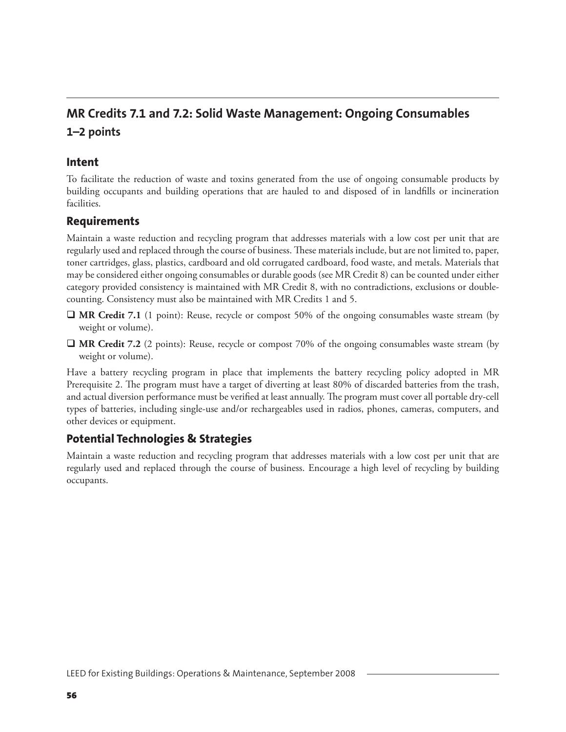## MR Credits 7.1 and 7.2: Solid Waste Management: Ongoing Consumables

### 1–2 points

### Intent

To facilitate the reduction of waste and toxins generated from the use of ongoing consumable products by building occupants and building operations that are hauled to and disposed of in landfills or incineration facilities.

### Requirements

Maintain a waste reduction and recycling program that addresses materials with a low cost per unit that are regularly used and replaced through the course of business. These materials include, but are not limited to, paper, toner cartridges, glass, plastics, cardboard and old corrugated cardboard, food waste, and metals. Materials that may be considered either ongoing consumables or durable goods (see MR Credit 8) can be counted under either category provided consistency is maintained with MR Credit 8, with no contradictions, exclusions or double-counting. Consistency must also be maintained with MR Credits 1 and 5.

- ❑ **MR Credit 7.1** (1 point): Reuse, recycle or compost 50% of the ongoing consumables waste stream (by weight or volume).
- ❑ **MR Credit 7.2** (2 points): Reuse, recycle or compost 70% of the ongoing consumables waste stream (by weight or volume).

Have a battery recycling program in place that implements the battery recycling policy adopted in MR Prerequisite 2. The program must have a target of diverting at least 80% of discarded batteries from the trash, and actual diversion performance must be verified at least annually. The program must cover all portable dry-cell types of batteries, including single-use and/or rechargeables used in radios, phones, cameras, computers, and other devices or equipment.

### Potential Technologies & Strategies

Maintain a waste reduction and recycling program that addresses materials with a low cost per unit that are regularly used and replaced through the course of business. Encourage a high level of recycling by building occupants.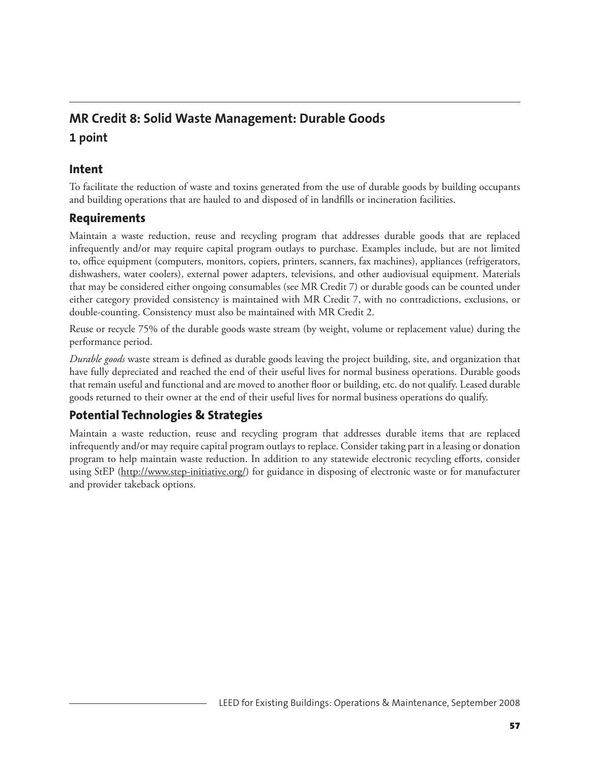## MR Credit 8: Solid Waste Management: Durable Goods

### 1 point

### Intent

To facilitate the reduction of waste and toxins generated from the use of durable goods by building occupants and building operations that are hauled to and disposed of in landfills or incineration facilities.

### Requirements

Maintain a waste reduction, reuse and recycling program that addresses durable goods that are replaced infrequently and/or may require capital program outlays to purchase. Examples include, but are not limited to, office equipment (computers, monitors, copiers, printers, scanners, fax machines), appliances (refrigerators, dishwashers, water coolers), external power adapters, televisions, and other audiovisual equipment. Materials that may be considered either ongoing consumables (see MR Credit 7) or durable goods can be counted under either category provided consistency is maintained with MR Credit 7, with no contradictions, exclusions, or double-counting. Consistency must also be maintained with MR Credit 2.

Reuse or recycle 75% of the durable goods waste stream (by weight, volume or replacement value) during the performance period.

*Durable goods* waste stream is defined as durable goods leaving the project building, site, and organization that have fully depreciated and reached the end of their useful lives for normal business operations. Durable goods that remain useful and functional and are moved to another floor or building, etc. do not qualify. Leased durable goods returned to their owner at the end of their useful lives for normal business operations do qualify.

### Potential Technologies & Strategies

Maintain a waste reduction, reuse and recycling program that addresses durable items that are replaced infrequently and/or may require capital program outlays to replace. Consider taking part in a leasing or donation program to help maintain waste reduction. In addition to any statewide electronic recycling efforts, consider using StEP (http://www.step-initiative.org/) for guidance in disposing of electronic waste or for manufacturer and provider takeback options.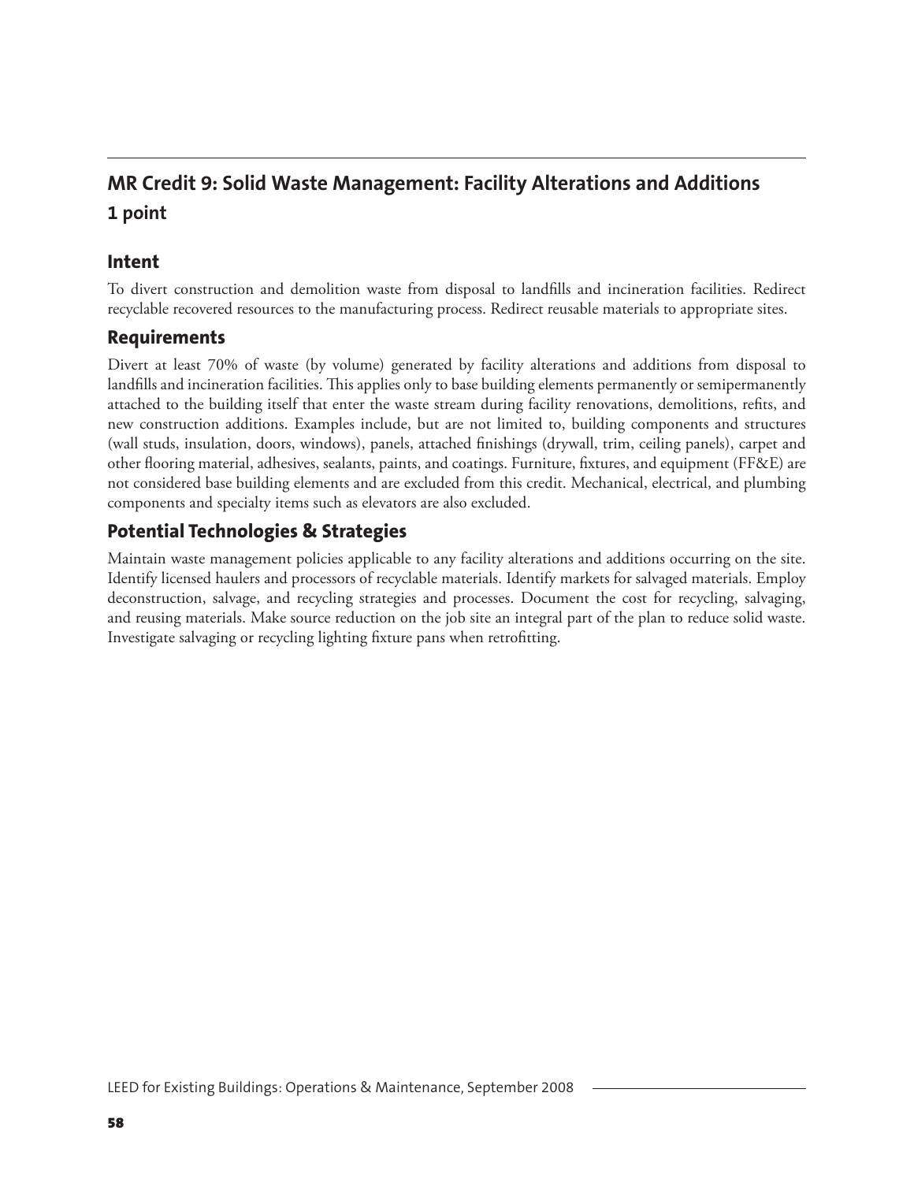## MR Credit 9: Solid Waste Management: Facility Alterations and Additions

**1 point**

### Intent

To divert construction and demolition waste from disposal to landfills and incineration facilities. Redirect recyclable recovered resources to the manufacturing process. Redirect reusable materials to appropriate sites.

### Requirements

Divert at least 70% of waste (by volume) generated by facility alterations and additions from disposal to landfills and incineration facilities. This applies only to base building elements permanently or semipermanently attached to the building itself that enter the waste stream during facility renovations, demolitions, refits, and new construction additions. Examples include, but are not limited to, building components and structures (wall studs, insulation, doors, windows), panels, attached finishings (drywall, trim, ceiling panels), carpet and other flooring material, adhesives, sealants, paints, and coatings. Furniture, fixtures, and equipment (FF&E) are not considered base building elements and are excluded from this credit. Mechanical, electrical, and plumbing components and specialty items such as elevators are also excluded.

### Potential Technologies & Strategies

Maintain waste management policies applicable to any facility alterations and additions occurring on the site. Identify licensed haulers and processors of recyclable materials. Identify markets for salvaged materials. Employ deconstruction, salvage, and recycling strategies and processes. Document the cost for recycling, salvaging, and reusing materials. Make source reduction on the job site an integral part of the plan to reduce solid waste. Investigate salvaging or recycling lighting fixture pans when retrofitting.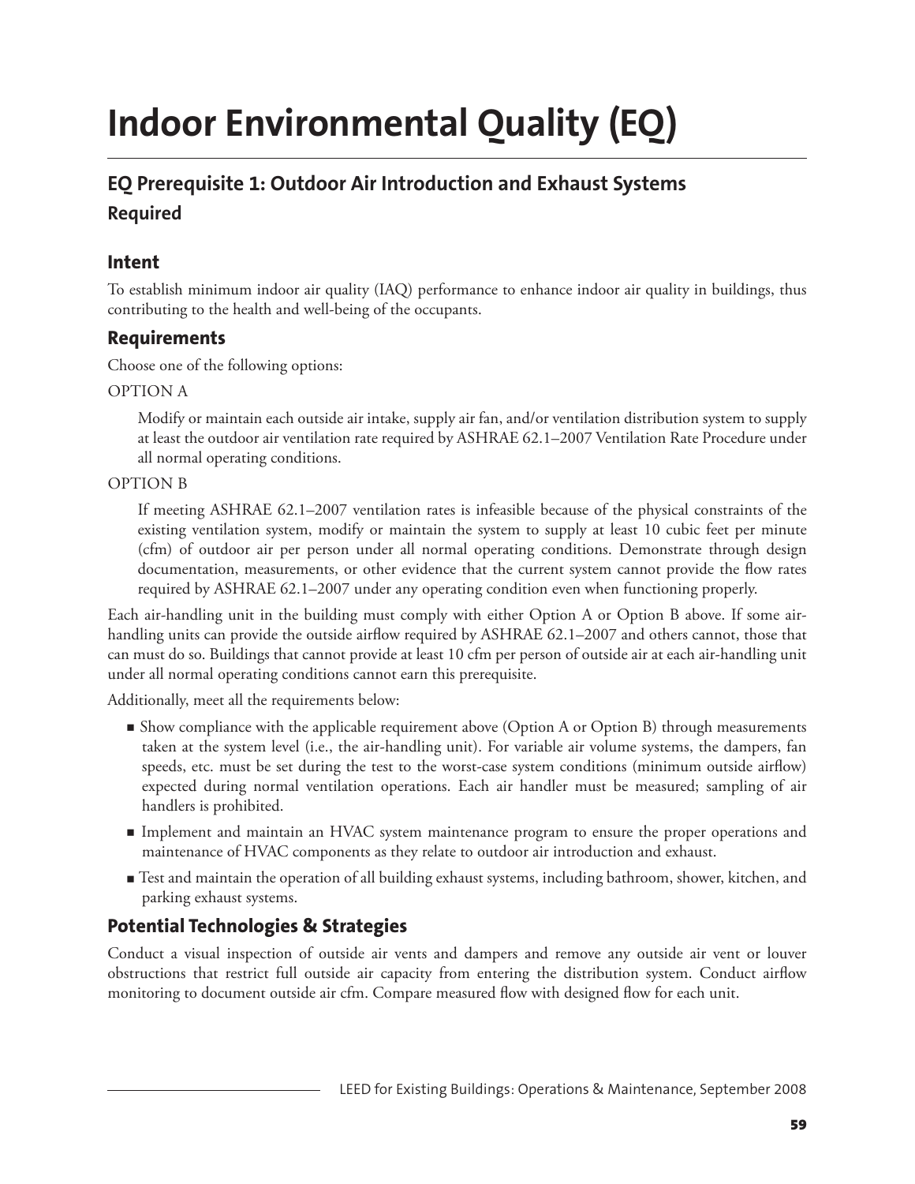# Indoor Environmental Quality (EQ)

## EQ Prerequisite 1: Outdoor Air Introduction and Exhaust Systems

### Required

### Intent

To establish minimum indoor air quality (IAQ) performance to enhance indoor air quality in buildings, thus contributing to the health and well-being of the occupants.

### Requirements

Choose one of the following options:

OPTION A

> Modify or maintain each outside air intake, supply air fan, and/or ventilation distribution system to supply at least the outdoor air ventilation rate required by ASHRAE 62.1–2007 Ventilation Rate Procedure under all normal operating conditions.

OPTION B

> If meeting ASHRAE 62.1–2007 ventilation rates is infeasible because of the physical constraints of the existing ventilation system, modify or maintain the system to supply at least 10 cubic feet per minute (cfm) of outdoor air per person under all normal operating conditions. Demonstrate through design documentation, measurements, or other evidence that the current system cannot provide the flow rates required by ASHRAE 62.1–2007 under any operating condition even when functioning properly.

Each air-handling unit in the building must comply with either Option A or Option B above. If some air-handling units can provide the outside airflow required by ASHRAE 62.1–2007 and others cannot, those that can must do so. Buildings that cannot provide at least 10 cfm per person of outside air at each air-handling unit under all normal operating conditions cannot earn this prerequisite.

Additionally, meet all the requirements below:

- Show compliance with the applicable requirement above (Option A or Option B) through measurements taken at the system level (i.e., the air-handling unit). For variable air volume systems, the dampers, fan speeds, etc. must be set during the test to the worst-case system conditions (minimum outside airflow) expected during normal ventilation operations. Each air handler must be measured; sampling of air handlers is prohibited.
- Implement and maintain an HVAC system maintenance program to ensure the proper operations and maintenance of HVAC components as they relate to outdoor air introduction and exhaust.
- Test and maintain the operation of all building exhaust systems, including bathroom, shower, kitchen, and parking exhaust systems.

### Potential Technologies & Strategies

Conduct a visual inspection of outside air vents and dampers and remove any outside air vent or louver obstructions that restrict full outside air capacity from entering the distribution system. Conduct airflow monitoring to document outside air cfm. Compare measured flow with designed flow for each unit.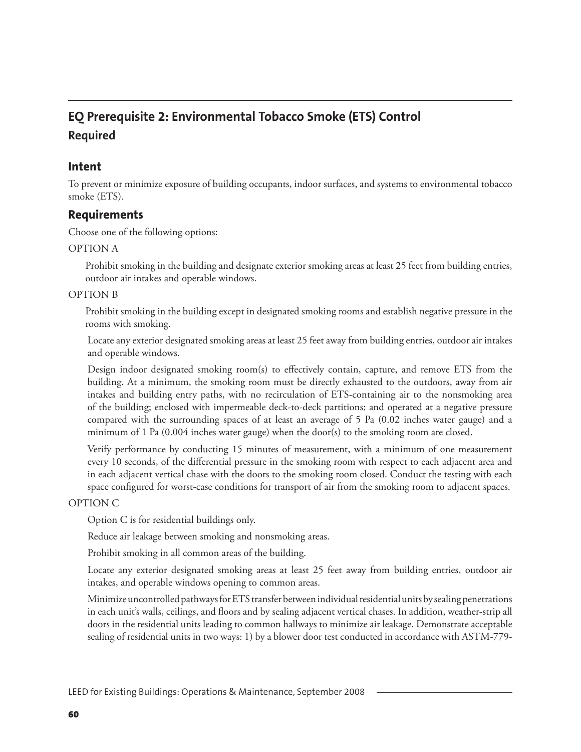## EQ Prerequisite 2: Environmental Tobacco Smoke (ETS) Control

### Required

### Intent

To prevent or minimize exposure of building occupants, indoor surfaces, and systems to environmental tobacco smoke (ETS).

### Requirements

Choose one of the following options:

OPTION A

Prohibit smoking in the building and designate exterior smoking areas at least 25 feet from building entries, outdoor air intakes and operable windows.

OPTION B

Prohibit smoking in the building except in designated smoking rooms and establish negative pressure in the rooms with smoking.

Locate any exterior designated smoking areas at least 25 feet away from building entries, outdoor air intakes and operable windows.

Design indoor designated smoking room(s) to effectively contain, capture, and remove ETS from the building. At a minimum, the smoking room must be directly exhausted to the outdoors, away from air intakes and building entry paths, with no recirculation of ETS-containing air to the nonsmoking area of the building; enclosed with impermeable deck-to-deck partitions; and operated at a negative pressure compared with the surrounding spaces of at least an average of 5 Pa (0.02 inches water gauge) and a minimum of 1 Pa (0.004 inches water gauge) when the door(s) to the smoking room are closed.

Verify performance by conducting 15 minutes of measurement, with a minimum of one measurement every 10 seconds, of the differential pressure in the smoking room with respect to each adjacent area and in each adjacent vertical chase with the doors to the smoking room closed. Conduct the testing with each space configured for worst-case conditions for transport of air from the smoking room to adjacent spaces.

OPTION C

Option C is for residential buildings only.

Reduce air leakage between smoking and nonsmoking areas.

Prohibit smoking in all common areas of the building.

Locate any exterior designated smoking areas at least 25 feet away from building entries, outdoor air intakes, and operable windows opening to common areas.

Minimize uncontrolled pathways for ETS transfer between individual residential units by sealing penetrations in each unit's walls, ceilings, and floors and by sealing adjacent vertical chases. In addition, weather-strip all doors in the residential units leading to common hallways to minimize air leakage. Demonstrate acceptable sealing of residential units in two ways: 1) by a blower door test conducted in accordance with ASTM-779-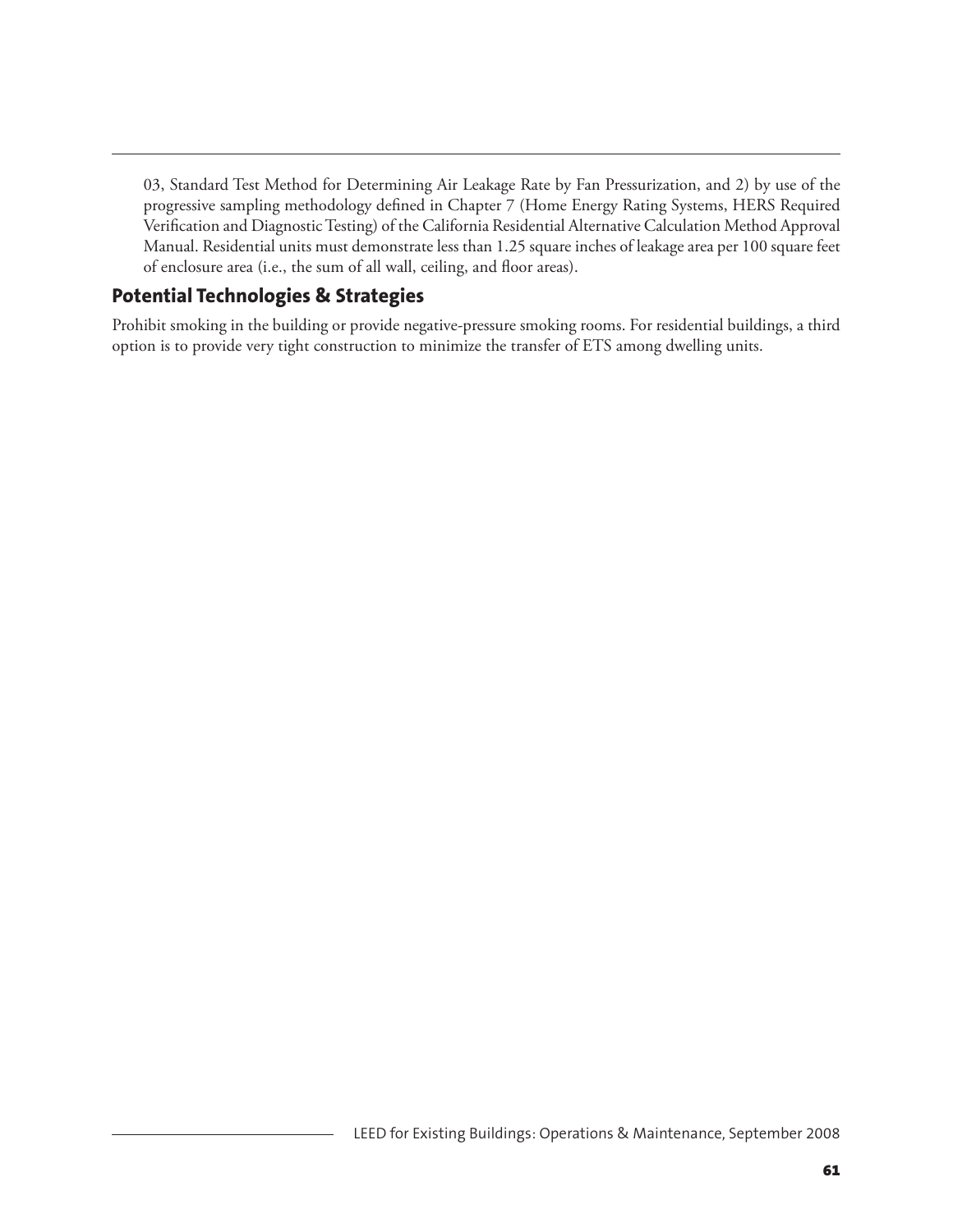03, Standard Test Method for Determining Air Leakage Rate by Fan Pressurization, and 2) by use of the progressive sampling methodology defined in Chapter 7 (Home Energy Rating Systems, HERS Required Verification and Diagnostic Testing) of the California Residential Alternative Calculation Method Approval Manual. Residential units must demonstrate less than 1.25 square inches of leakage area per 100 square feet of enclosure area (i.e., the sum of all wall, ceiling, and floor areas).

## Potential Technologies & Strategies

Prohibit smoking in the building or provide negative-pressure smoking rooms. For residential buildings, a third option is to provide very tight construction to minimize the transfer of ETS among dwelling units.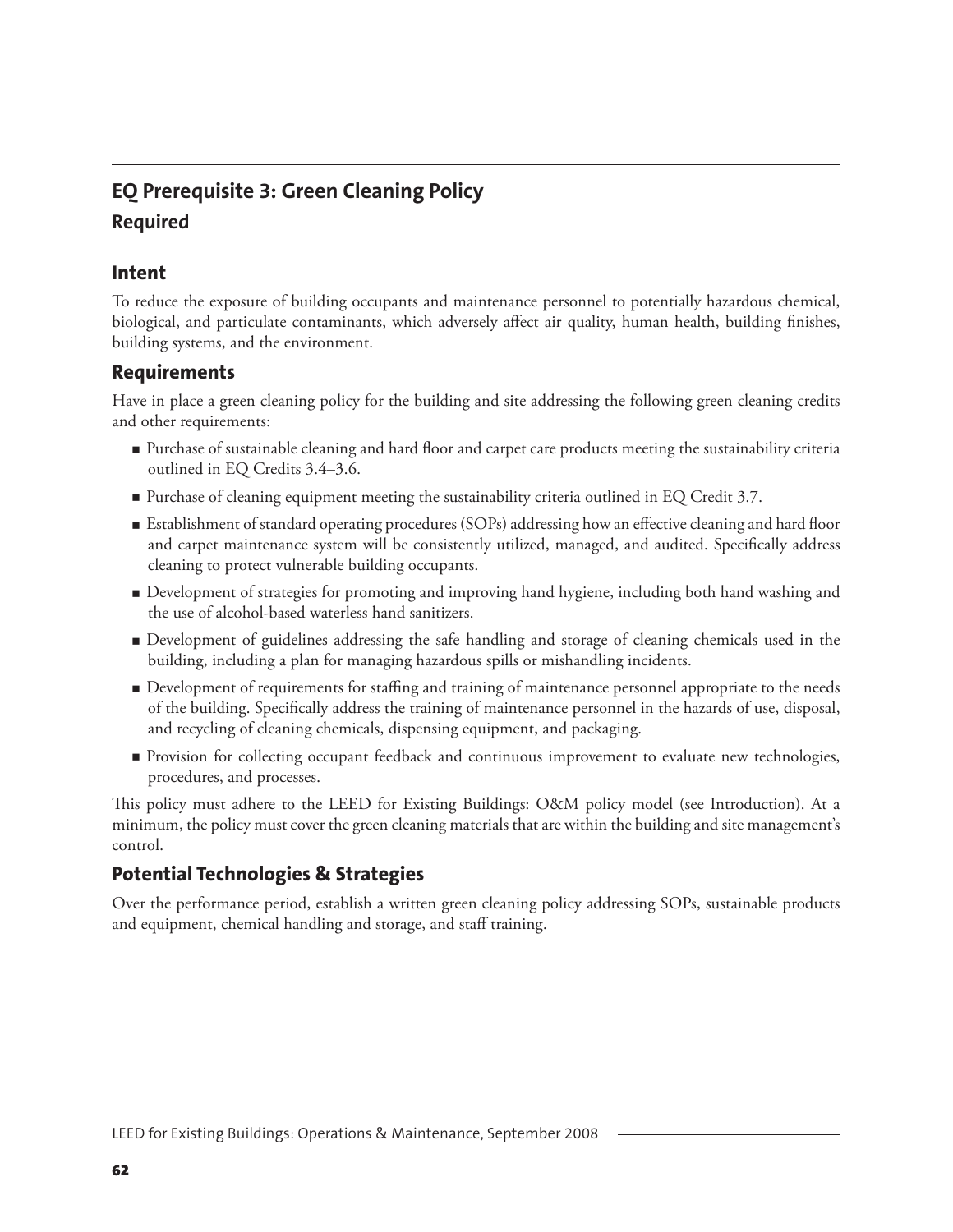## EQ Prerequisite 3: Green Cleaning Policy

### Required

### Intent

To reduce the exposure of building occupants and maintenance personnel to potentially hazardous chemical, biological, and particulate contaminants, which adversely affect air quality, human health, building finishes, building systems, and the environment.

### Requirements

Have in place a green cleaning policy for the building and site addressing the following green cleaning credits and other requirements:

- Purchase of sustainable cleaning and hard floor and carpet care products meeting the sustainability criteria outlined in EQ Credits 3.4–3.6.
- Purchase of cleaning equipment meeting the sustainability criteria outlined in EQ Credit 3.7.
- Establishment of standard operating procedures (SOPs) addressing how an effective cleaning and hard floor and carpet maintenance system will be consistently utilized, managed, and audited. Specifically address cleaning to protect vulnerable building occupants.
- Development of strategies for promoting and improving hand hygiene, including both hand washing and the use of alcohol-based waterless hand sanitizers.
- Development of guidelines addressing the safe handling and storage of cleaning chemicals used in the building, including a plan for managing hazardous spills or mishandling incidents.
- Development of requirements for staffing and training of maintenance personnel appropriate to the needs of the building. Specifically address the training of maintenance personnel in the hazards of use, disposal, and recycling of cleaning chemicals, dispensing equipment, and packaging.
- Provision for collecting occupant feedback and continuous improvement to evaluate new technologies, procedures, and processes.

This policy must adhere to the LEED for Existing Buildings: O&M policy model (see Introduction). At a minimum, the policy must cover the green cleaning materials that are within the building and site management's control.

### Potential Technologies & Strategies

Over the performance period, establish a written green cleaning policy addressing SOPs, sustainable products and equipment, chemical handling and storage, and staff training.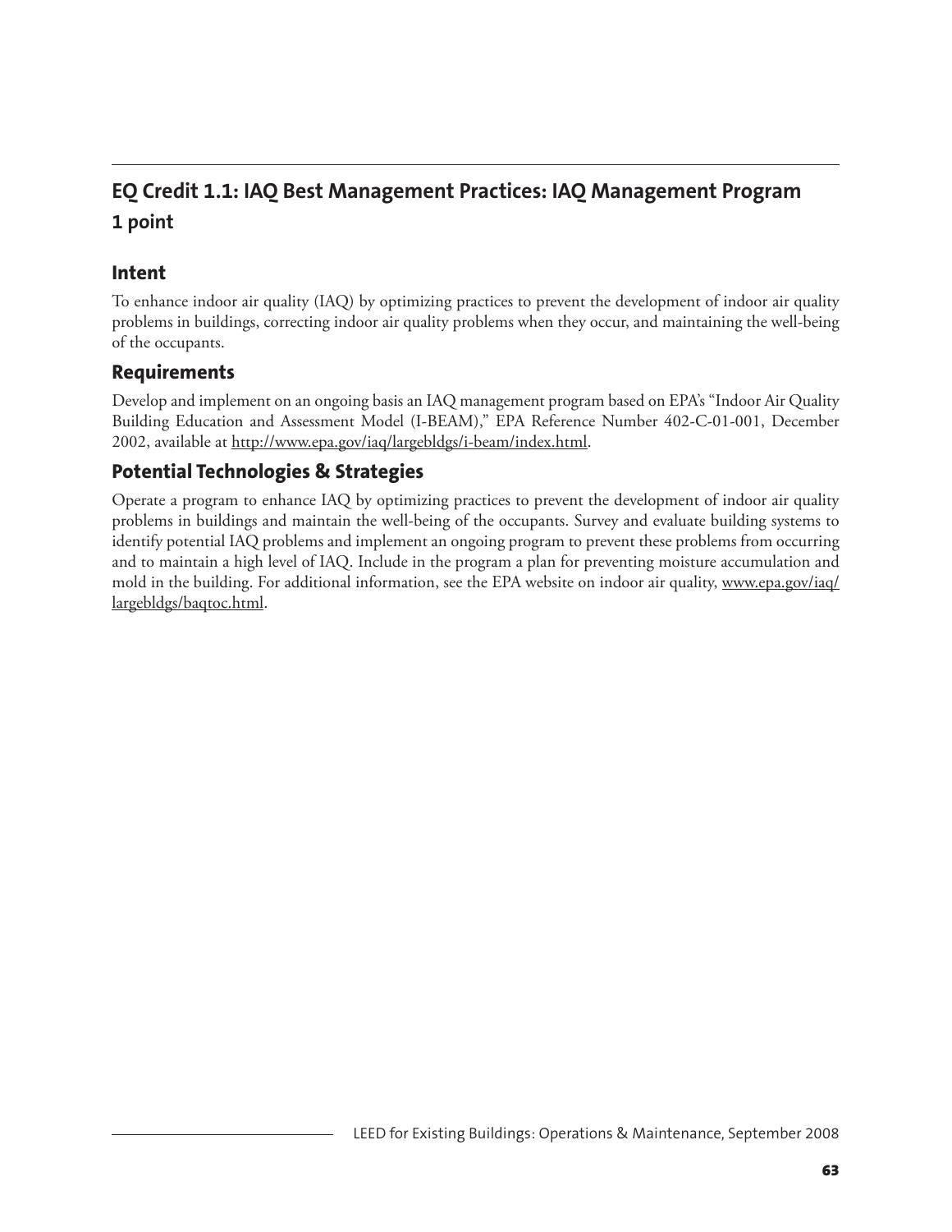## EQ Credit 1.1: IAQ Best Management Practices: IAQ Management Program

**1 point**

### Intent

To enhance indoor air quality (IAQ) by optimizing practices to prevent the development of indoor air quality problems in buildings, correcting indoor air quality problems when they occur, and maintaining the well-being of the occupants.

### Requirements

Develop and implement on an ongoing basis an IAQ management program based on EPA's "Indoor Air Quality Building Education and Assessment Model (I-BEAM)," EPA Reference Number 402-C-01-001, December 2002, available at http://www.epa.gov/iaq/largebldgs/i-beam/index.html.

### Potential Technologies & Strategies

Operate a program to enhance IAQ by optimizing practices to prevent the development of indoor air quality problems in buildings and maintain the well-being of the occupants. Survey and evaluate building systems to identify potential IAQ problems and implement an ongoing program to prevent these problems from occurring and to maintain a high level of IAQ. Include in the program a plan for preventing moisture accumulation and mold in the building. For additional information, see the EPA website on indoor air quality, www.epa.gov/iaq/largebldgs/baqtoc.html.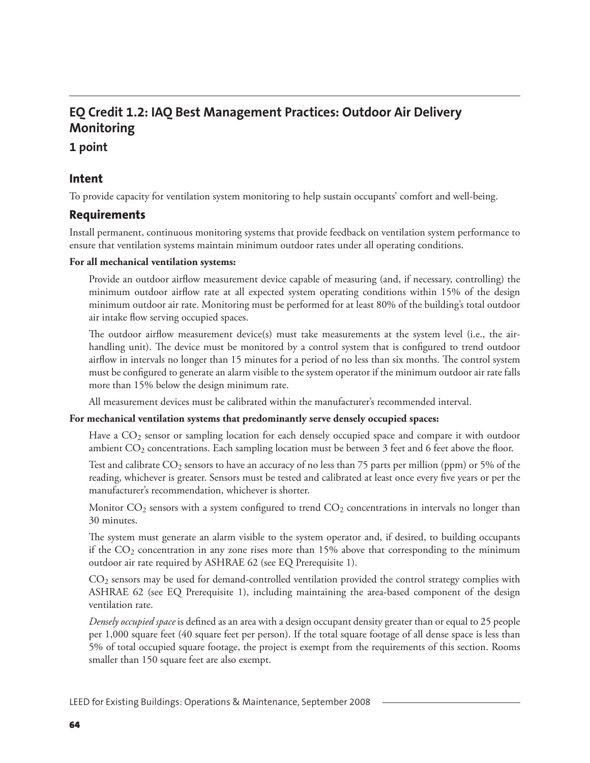## EQ Credit 1.2: IAQ Best Management Practices: Outdoor Air Delivery Monitoring

### 1 point

### Intent

To provide capacity for ventilation system monitoring to help sustain occupants' comfort and well-being.

### Requirements

Install permanent, continuous monitoring systems that provide feedback on ventilation system performance to ensure that ventilation systems maintain minimum outdoor rates under all operating conditions.

**For all mechanical ventilation systems:**

Provide an outdoor airflow measurement device capable of measuring (and, if necessary, controlling) the minimum outdoor airflow rate at all expected system operating conditions within 15% of the design minimum outdoor air rate. Monitoring must be performed for at least 80% of the building's total outdoor air intake flow serving occupied spaces.

The outdoor airflow measurement device(s) must take measurements at the system level (i.e., the air-handling unit). The device must be monitored by a control system that is configured to trend outdoor airflow in intervals no longer than 15 minutes for a period of no less than six months. The control system must be configured to generate an alarm visible to the system operator if the minimum outdoor air rate falls more than 15% below the design minimum rate.

All measurement devices must be calibrated within the manufacturer's recommended interval.

**For mechanical ventilation systems that predominantly serve densely occupied spaces:**

Have a $CO_2$ sensor or sampling location for each densely occupied space and compare it with outdoor ambient $CO_2$ concentrations. Each sampling location must be between 3 feet and 6 feet above the floor.

Test and calibrate $CO_2$ sensors to have an accuracy of no less than 75 parts per million (ppm) or 5% of the reading, whichever is greater. Sensors must be tested and calibrated at least once every five years or per the manufacturer's recommendation, whichever is shorter.

Monitor $CO_2$ sensors with a system configured to trend $CO_2$ concentrations in intervals no longer than 30 minutes.

The system must generate an alarm visible to the system operator and, if desired, to building occupants if the $CO_2$ concentration in any zone rises more than 15% above that corresponding to the minimum outdoor air rate required by ASHRAE 62 (see EQ Prerequisite 1).

$CO_2$ sensors may be used for demand-controlled ventilation provided the control strategy complies with ASHRAE 62 (see EQ Prerequisite 1), including maintaining the area-based component of the design ventilation rate.

*Densely occupied space* is defined as an area with a design occupant density greater than or equal to 25 people per 1,000 square feet (40 square feet per person). If the total square footage of all dense space is less than 5% of total occupied square footage, the project is exempt from the requirements of this section. Rooms smaller than 150 square feet are also exempt.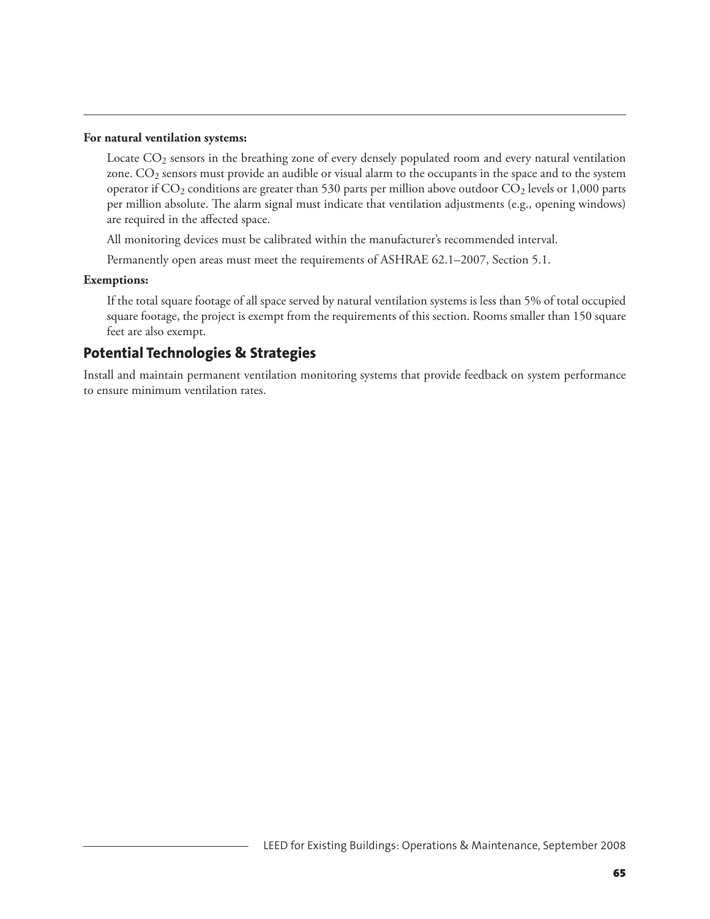**For natural ventilation systems:**

Locate $CO_2$ sensors in the breathing zone of every densely populated room and every natural ventilation zone. $CO_2$ sensors must provide an audible or visual alarm to the occupants in the space and to the system operator if $CO_2$ conditions are greater than 530 parts per million above outdoor $CO_2$ levels or 1,000 parts per million absolute. The alarm signal must indicate that ventilation adjustments (e.g., opening windows) are required in the affected space.

All monitoring devices must be calibrated within the manufacturer's recommended interval.

Permanently open areas must meet the requirements of ASHRAE 62.1–2007, Section 5.1.

**Exemptions:**

If the total square footage of all space served by natural ventilation systems is less than 5% of total occupied square footage, the project is exempt from the requirements of this section. Rooms smaller than 150 square feet are also exempt.

## Potential Technologies & Strategies

Install and maintain permanent ventilation monitoring systems that provide feedback on system performance to ensure minimum ventilation rates.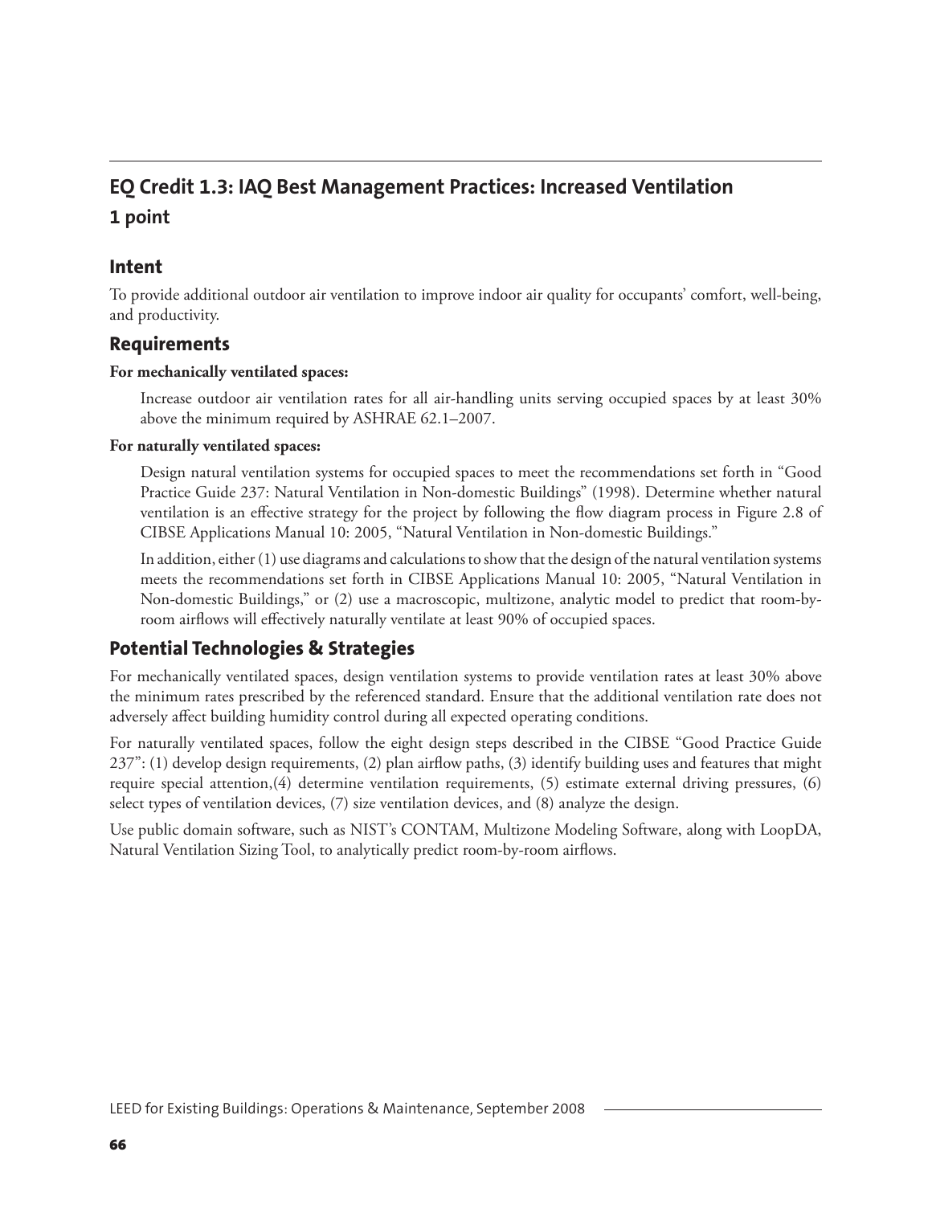## EQ Credit 1.3: IAQ Best Management Practices: Increased Ventilation

### 1 point

### Intent

To provide additional outdoor air ventilation to improve indoor air quality for occupants' comfort, well-being, and productivity.

### Requirements

**For mechanically ventilated spaces:**

Increase outdoor air ventilation rates for all air-handling units serving occupied spaces by at least 30% above the minimum required by ASHRAE 62.1–2007.

**For naturally ventilated spaces:**

Design natural ventilation systems for occupied spaces to meet the recommendations set forth in "Good Practice Guide 237: Natural Ventilation in Non-domestic Buildings" (1998). Determine whether natural ventilation is an effective strategy for the project by following the flow diagram process in Figure 2.8 of CIBSE Applications Manual 10: 2005, "Natural Ventilation in Non-domestic Buildings."

In addition, either (1) use diagrams and calculations to show that the design of the natural ventilation systems meets the recommendations set forth in CIBSE Applications Manual 10: 2005, "Natural Ventilation in Non-domestic Buildings," or (2) use a macroscopic, multizone, analytic model to predict that room-by-room airflows will effectively naturally ventilate at least 90% of occupied spaces.

### Potential Technologies & Strategies

For mechanically ventilated spaces, design ventilation systems to provide ventilation rates at least 30% above the minimum rates prescribed by the referenced standard. Ensure that the additional ventilation rate does not adversely affect building humidity control during all expected operating conditions.

For naturally ventilated spaces, follow the eight design steps described in the CIBSE "Good Practice Guide 237": (1) develop design requirements, (2) plan airflow paths, (3) identify building uses and features that might require special attention,(4) determine ventilation requirements, (5) estimate external driving pressures, (6) select types of ventilation devices, (7) size ventilation devices, and (8) analyze the design.

Use public domain software, such as NIST's CONTAM, Multizone Modeling Software, along with LoopDA, Natural Ventilation Sizing Tool, to analytically predict room-by-room airflows.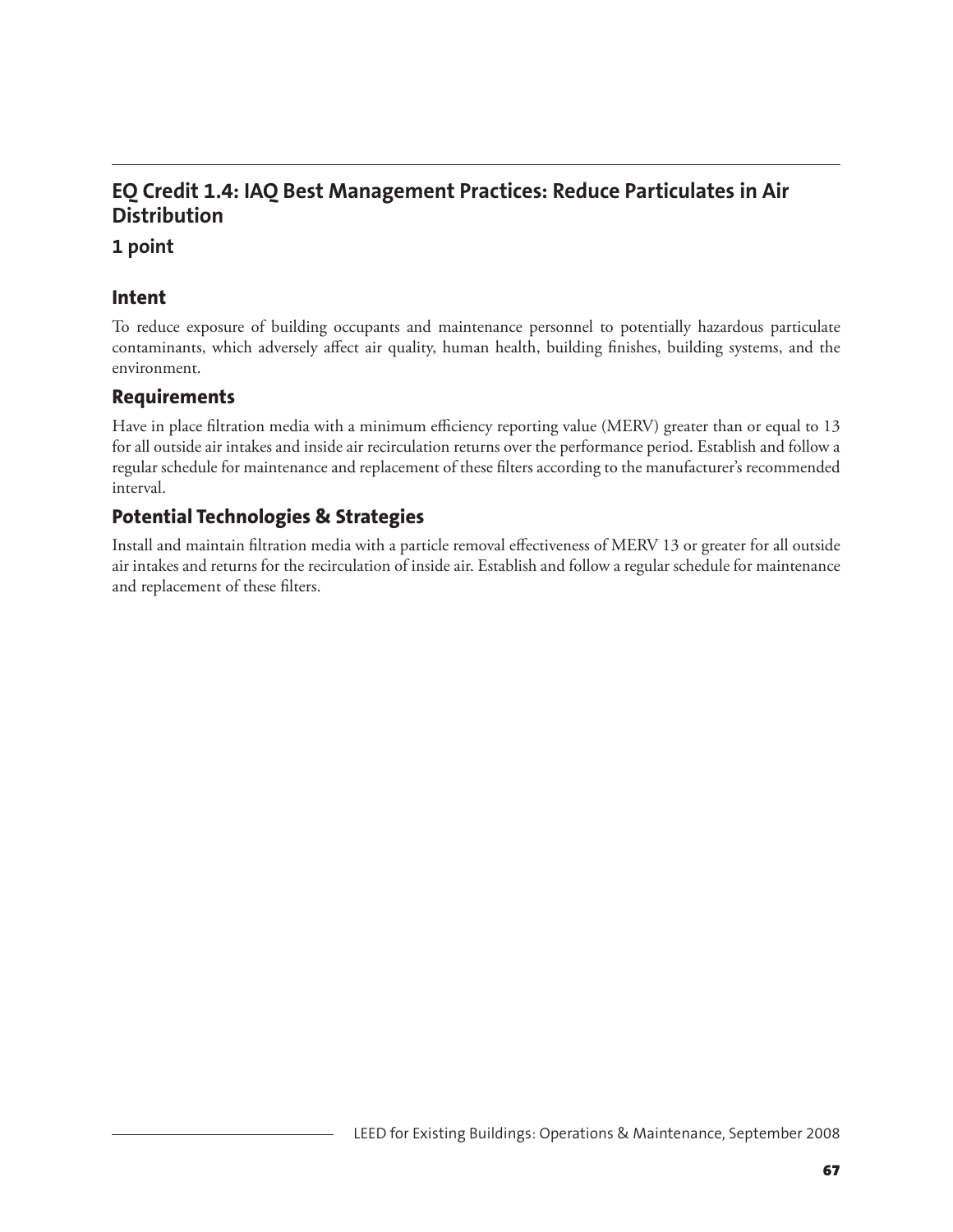## EQ Credit 1.4: IAQ Best Management Practices: Reduce Particulates in Air Distribution

### 1 point

### Intent

To reduce exposure of building occupants and maintenance personnel to potentially hazardous particulate contaminants, which adversely affect air quality, human health, building finishes, building systems, and the environment.

### Requirements

Have in place filtration media with a minimum efficiency reporting value (MERV) greater than or equal to 13 for all outside air intakes and inside air recirculation returns over the performance period. Establish and follow a regular schedule for maintenance and replacement of these filters according to the manufacturer's recommended interval.

### Potential Technologies & Strategies

Install and maintain filtration media with a particle removal effectiveness of MERV 13 or greater for all outside air intakes and returns for the recirculation of inside air. Establish and follow a regular schedule for maintenance and replacement of these filters.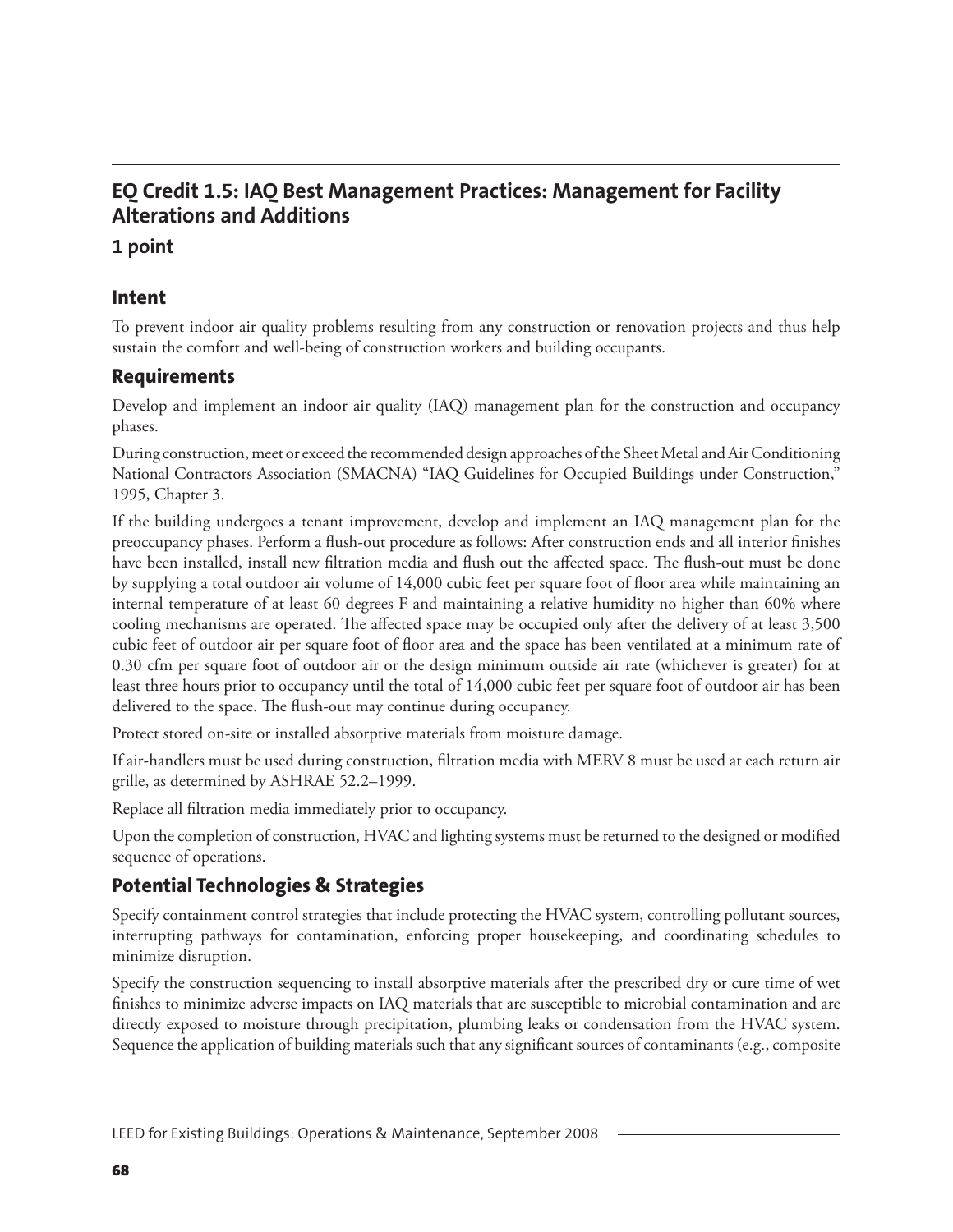## EQ Credit 1.5: IAQ Best Management Practices: Management for Facility Alterations and Additions

### 1 point

### Intent

To prevent indoor air quality problems resulting from any construction or renovation projects and thus help sustain the comfort and well-being of construction workers and building occupants.

### Requirements

Develop and implement an indoor air quality (IAQ) management plan for the construction and occupancy phases.

During construction, meet or exceed the recommended design approaches of the Sheet Metal and Air Conditioning National Contractors Association (SMACNA) "IAQ Guidelines for Occupied Buildings under Construction," 1995, Chapter 3.

If the building undergoes a tenant improvement, develop and implement an IAQ management plan for the preoccupancy phases. Perform a flush-out procedure as follows: After construction ends and all interior finishes have been installed, install new filtration media and flush out the affected space. The flush-out must be done by supplying a total outdoor air volume of 14,000 cubic feet per square foot of floor area while maintaining an internal temperature of at least 60 degrees F and maintaining a relative humidity no higher than 60% where cooling mechanisms are operated. The affected space may be occupied only after the delivery of at least 3,500 cubic feet of outdoor air per square foot of floor area and the space has been ventilated at a minimum rate of 0.30 cfm per square foot of outdoor air or the design minimum outside air rate (whichever is greater) for at least three hours prior to occupancy until the total of 14,000 cubic feet per square foot of outdoor air has been delivered to the space. The flush-out may continue during occupancy.

Protect stored on-site or installed absorptive materials from moisture damage.

If air-handlers must be used during construction, filtration media with MERV 8 must be used at each return air grille, as determined by ASHRAE 52.2–1999.

Replace all filtration media immediately prior to occupancy.

Upon the completion of construction, HVAC and lighting systems must be returned to the designed or modified sequence of operations.

### Potential Technologies & Strategies

Specify containment control strategies that include protecting the HVAC system, controlling pollutant sources, interrupting pathways for contamination, enforcing proper housekeeping, and coordinating schedules to minimize disruption.

Specify the construction sequencing to install absorptive materials after the prescribed dry or cure time of wet finishes to minimize adverse impacts on IAQ materials that are susceptible to microbial contamination and are directly exposed to moisture through precipitation, plumbing leaks or condensation from the HVAC system. Sequence the application of building materials such that any significant sources of contaminants (e.g., composite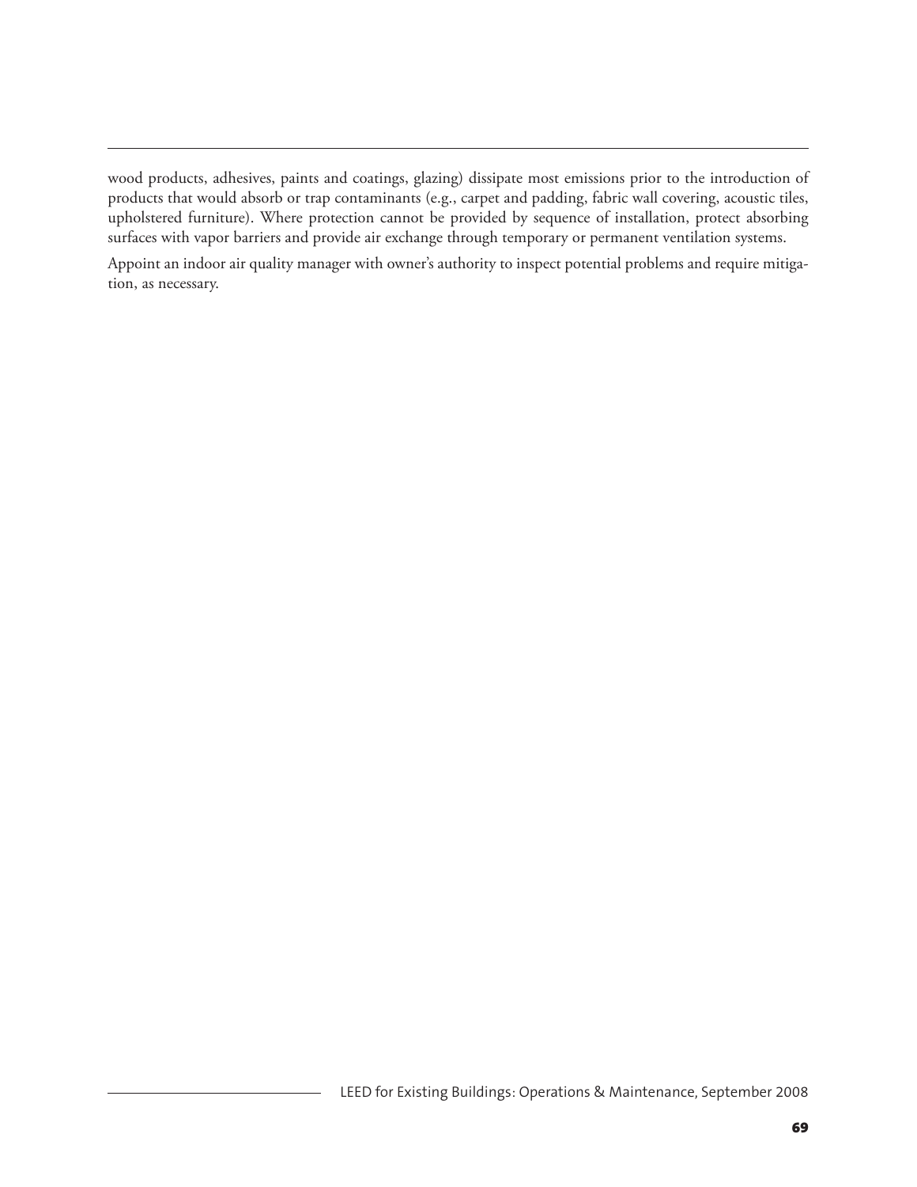wood products, adhesives, paints and coatings, glazing) dissipate most emissions prior to the introduction of products that would absorb or trap contaminants (e.g., carpet and padding, fabric wall covering, acoustic tiles, upholstered furniture). Where protection cannot be provided by sequence of installation, protect absorbing surfaces with vapor barriers and provide air exchange through temporary or permanent ventilation systems.

Appoint an indoor air quality manager with owner's authority to inspect potential problems and require mitigation, as necessary.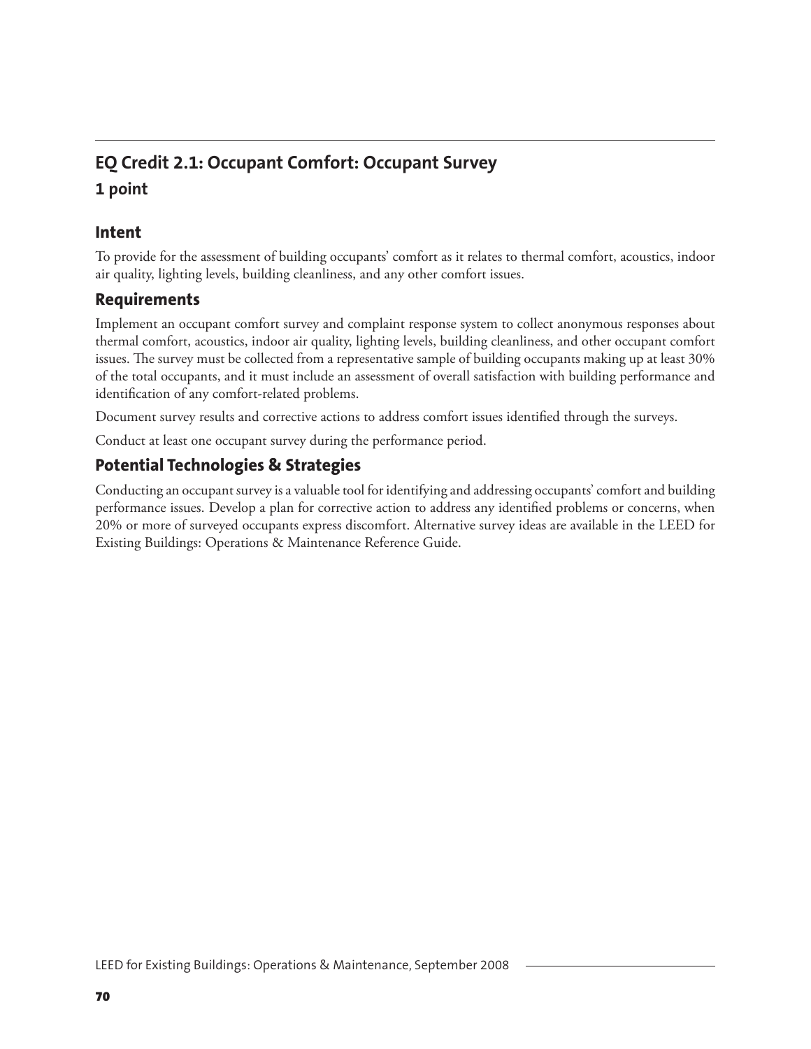## EQ Credit 2.1: Occupant Comfort: Occupant Survey

### 1 point

### Intent

To provide for the assessment of building occupants' comfort as it relates to thermal comfort, acoustics, indoor air quality, lighting levels, building cleanliness, and any other comfort issues.

### Requirements

Implement an occupant comfort survey and complaint response system to collect anonymous responses about thermal comfort, acoustics, indoor air quality, lighting levels, building cleanliness, and other occupant comfort issues. The survey must be collected from a representative sample of building occupants making up at least 30% of the total occupants, and it must include an assessment of overall satisfaction with building performance and identification of any comfort-related problems.

Document survey results and corrective actions to address comfort issues identified through the surveys.

Conduct at least one occupant survey during the performance period.

### Potential Technologies & Strategies

Conducting an occupant survey is a valuable tool for identifying and addressing occupants' comfort and building performance issues. Develop a plan for corrective action to address any identified problems or concerns, when 20% or more of surveyed occupants express discomfort. Alternative survey ideas are available in the LEED for Existing Buildings: Operations & Maintenance Reference Guide.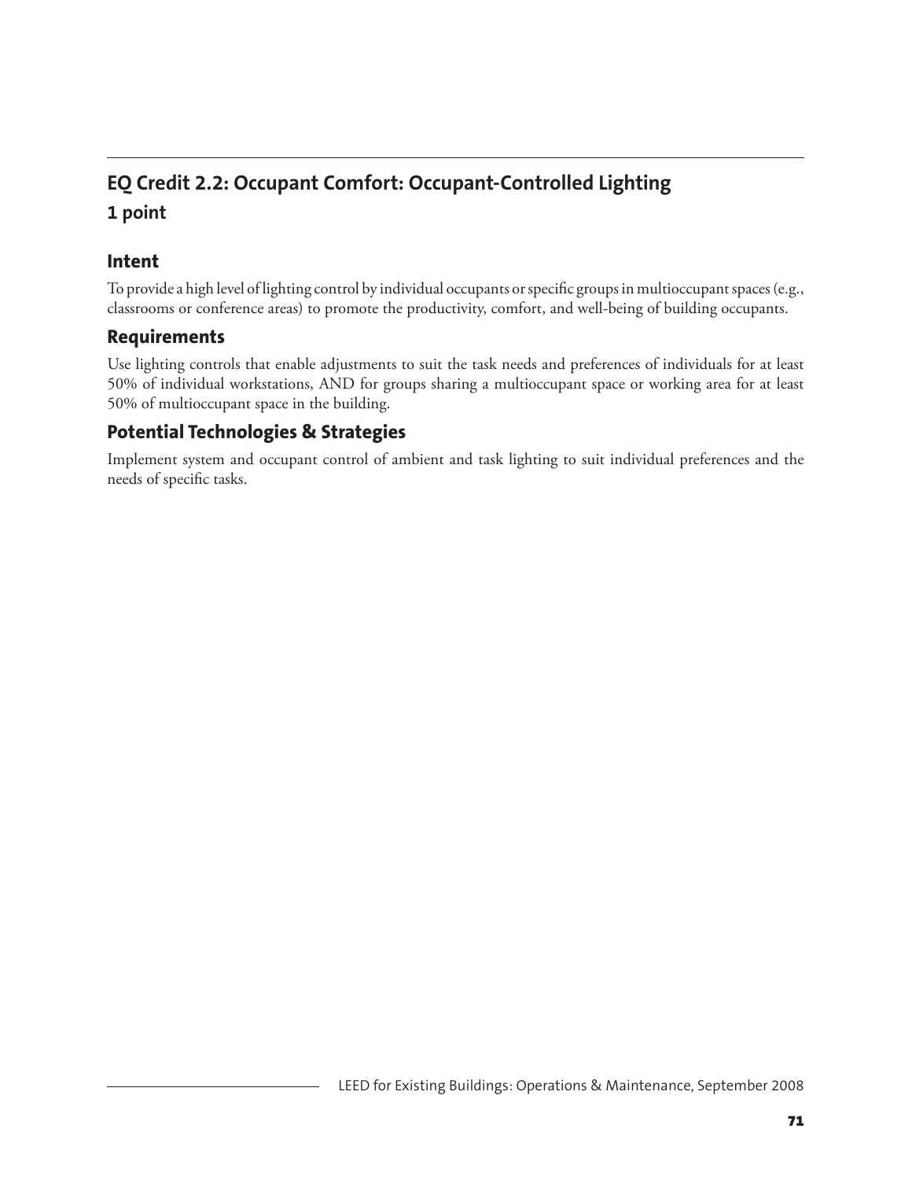## EQ Credit 2.2: Occupant Comfort: Occupant-Controlled Lighting

**1 point**

### Intent

To provide a high level of lighting control by individual occupants or specific groups in multioccupant spaces (e.g., classrooms or conference areas) to promote the productivity, comfort, and well-being of building occupants.

### Requirements

Use lighting controls that enable adjustments to suit the task needs and preferences of individuals for at least 50% of individual workstations, AND for groups sharing a multioccupant space or working area for at least 50% of multioccupant space in the building.

### Potential Technologies & Strategies

Implement system and occupant control of ambient and task lighting to suit individual preferences and the needs of specific tasks.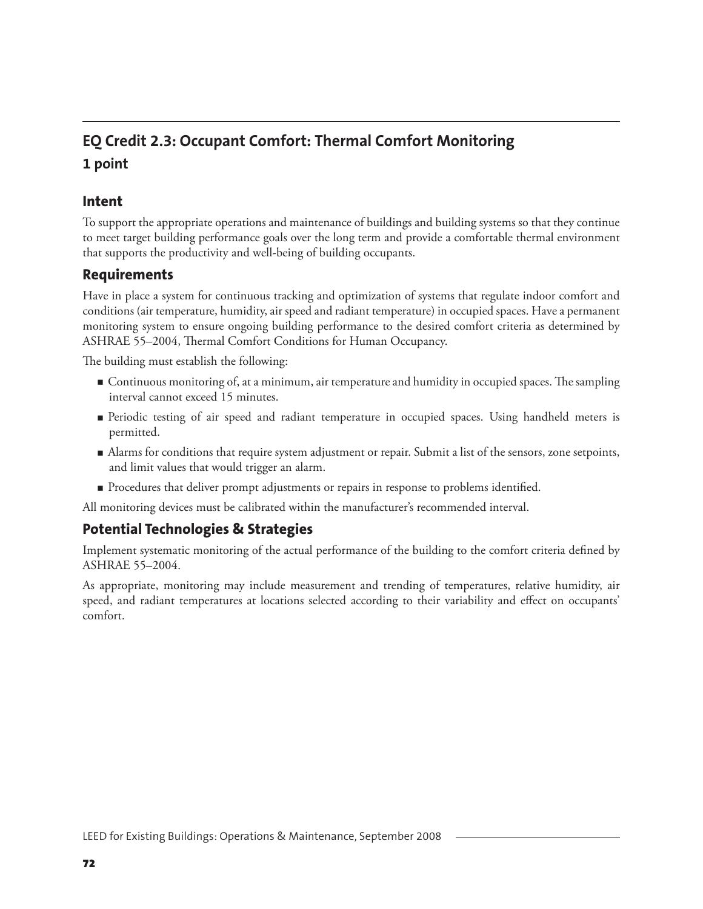## EQ Credit 2.3: Occupant Comfort: Thermal Comfort Monitoring

### 1 point

### Intent

To support the appropriate operations and maintenance of buildings and building systems so that they continue to meet target building performance goals over the long term and provide a comfortable thermal environment that supports the productivity and well-being of building occupants.

### Requirements

Have in place a system for continuous tracking and optimization of systems that regulate indoor comfort and conditions (air temperature, humidity, air speed and radiant temperature) in occupied spaces. Have a permanent monitoring system to ensure ongoing building performance to the desired comfort criteria as determined by ASHRAE 55–2004, Thermal Comfort Conditions for Human Occupancy.

The building must establish the following:

- Continuous monitoring of, at a minimum, air temperature and humidity in occupied spaces. The sampling interval cannot exceed 15 minutes.
- Periodic testing of air speed and radiant temperature in occupied spaces. Using handheld meters is permitted.
- Alarms for conditions that require system adjustment or repair. Submit a list of the sensors, zone setpoints, and limit values that would trigger an alarm.
- Procedures that deliver prompt adjustments or repairs in response to problems identified.

All monitoring devices must be calibrated within the manufacturer's recommended interval.

### Potential Technologies & Strategies

Implement systematic monitoring of the actual performance of the building to the comfort criteria defined by ASHRAE 55–2004.

As appropriate, monitoring may include measurement and trending of temperatures, relative humidity, air speed, and radiant temperatures at locations selected according to their variability and effect on occupants' comfort.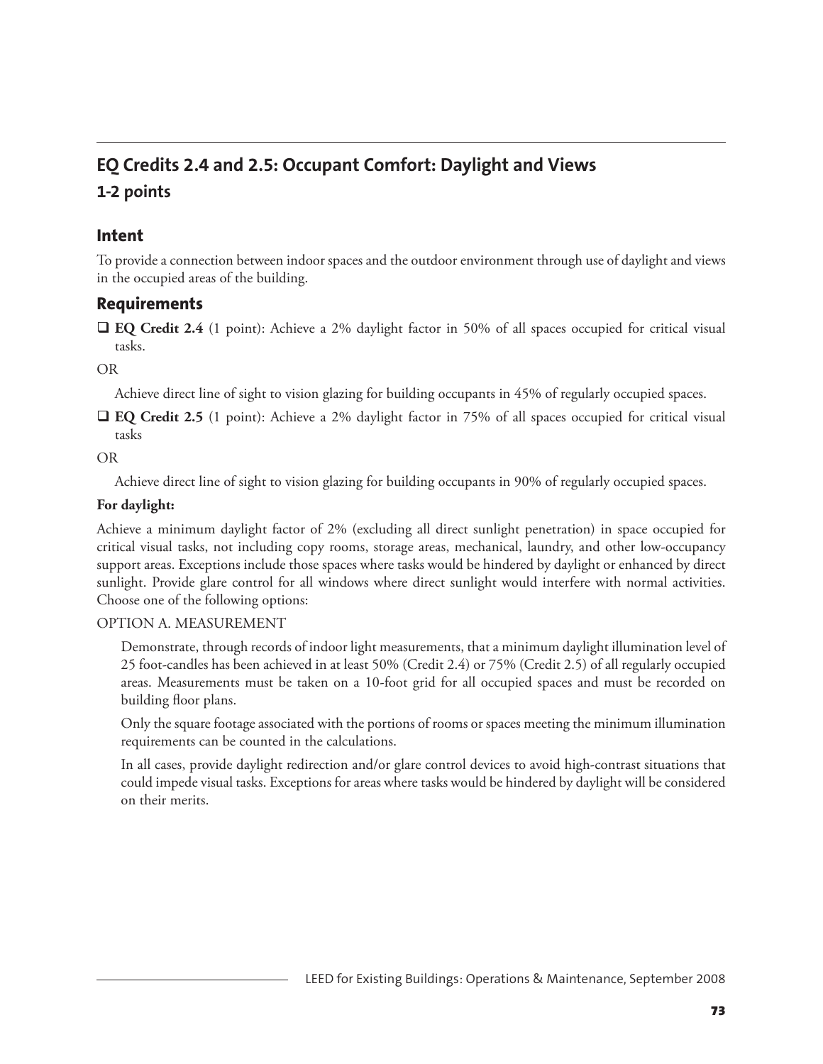## EQ Credits 2.4 and 2.5: Occupant Comfort: Daylight and Views

### 1-2 points

### Intent

To provide a connection between indoor spaces and the outdoor environment through use of daylight and views in the occupied areas of the building.

### Requirements

- ❑ **EQ Credit 2.4** (1 point): Achieve a 2% daylight factor in 50% of all spaces occupied for critical visual tasks.

OR

Achieve direct line of sight to vision glazing for building occupants in 45% of regularly occupied spaces.

- ❑ **EQ Credit 2.5** (1 point): Achieve a 2% daylight factor in 75% of all spaces occupied for critical visual tasks

OR

Achieve direct line of sight to vision glazing for building occupants in 90% of regularly occupied spaces.

**For daylight:**

Achieve a minimum daylight factor of 2% (excluding all direct sunlight penetration) in space occupied for critical visual tasks, not including copy rooms, storage areas, mechanical, laundry, and other low-occupancy support areas. Exceptions include those spaces where tasks would be hindered by daylight or enhanced by direct sunlight. Provide glare control for all windows where direct sunlight would interfere with normal activities. Choose one of the following options:

OPTION A. MEASUREMENT

Demonstrate, through records of indoor light measurements, that a minimum daylight illumination level of 25 foot-candles has been achieved in at least 50% (Credit 2.4) or 75% (Credit 2.5) of all regularly occupied areas. Measurements must be taken on a 10-foot grid for all occupied spaces and must be recorded on building floor plans.

Only the square footage associated with the portions of rooms or spaces meeting the minimum illumination requirements can be counted in the calculations.

In all cases, provide daylight redirection and/or glare control devices to avoid high-contrast situations that could impede visual tasks. Exceptions for areas where tasks would be hindered by daylight will be considered on their merits.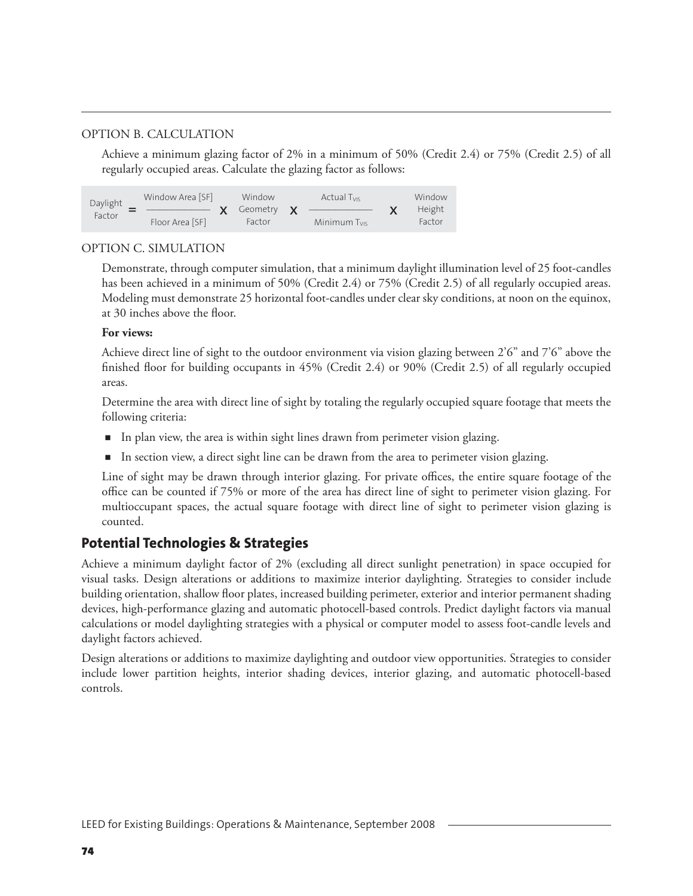OPTION B. CALCULATION

Achieve a minimum glazing factor of 2% in a minimum of 50% (Credit 2.4) or 75% (Credit 2.5) of all regularly occupied areas. Calculate the glazing factor as follows:

$$\text{Daylight Factor} = \frac{\text{Window Area [SF]}}{\text{Floor Area [SF]}} \times \text{Window Geometry Factor} \times \frac{\text{Actual } T_{VIS}}{\text{Minimum } T_{VIS}} \times \text{Window Height Factor}$$

OPTION C. SIMULATION

Demonstrate, through computer simulation, that a minimum daylight illumination level of 25 foot-candles has been achieved in a minimum of 50% (Credit 2.4) or 75% (Credit 2.5) of all regularly occupied areas. Modeling must demonstrate 25 horizontal foot-candles under clear sky conditions, at noon on the equinox, at 30 inches above the floor.

**For views:**

Achieve direct line of sight to the outdoor environment via vision glazing between 2'6" and 7'6" above the finished floor for building occupants in 45% (Credit 2.4) or 90% (Credit 2.5) of all regularly occupied areas.

Determine the area with direct line of sight by totaling the regularly occupied square footage that meets the following criteria:

- In plan view, the area is within sight lines drawn from perimeter vision glazing.
- In section view, a direct sight line can be drawn from the area to perimeter vision glazing.

Line of sight may be drawn through interior glazing. For private offices, the entire square footage of the office can be counted if 75% or more of the area has direct line of sight to perimeter vision glazing. For multioccupant spaces, the actual square footage with direct line of sight to perimeter vision glazing is counted.

## Potential Technologies & Strategies

Achieve a minimum daylight factor of 2% (excluding all direct sunlight penetration) in space occupied for visual tasks. Design alterations or additions to maximize interior daylighting. Strategies to consider include building orientation, shallow floor plates, increased building perimeter, exterior and interior permanent shading devices, high-performance glazing and automatic photocell-based controls. Predict daylight factors via manual calculations or model daylighting strategies with a physical or computer model to assess foot-candle levels and daylight factors achieved.

Design alterations or additions to maximize daylighting and outdoor view opportunities. Strategies to consider include lower partition heights, interior shading devices, interior glazing, and automatic photocell-based controls.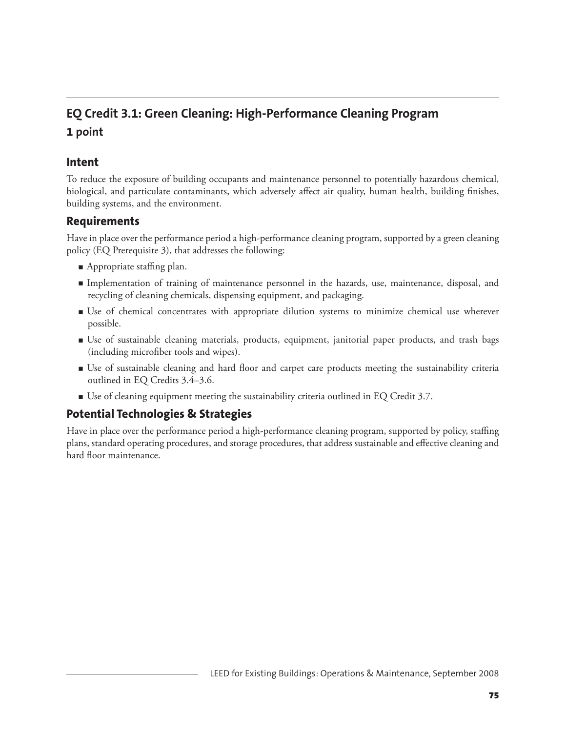## EQ Credit 3.1: Green Cleaning: High-Performance Cleaning Program

### 1 point

### Intent

To reduce the exposure of building occupants and maintenance personnel to potentially hazardous chemical, biological, and particulate contaminants, which adversely affect air quality, human health, building finishes, building systems, and the environment.

### Requirements

Have in place over the performance period a high-performance cleaning program, supported by a green cleaning policy (EQ Prerequisite 3), that addresses the following:

- Appropriate staffing plan.
- Implementation of training of maintenance personnel in the hazards, use, maintenance, disposal, and recycling of cleaning chemicals, dispensing equipment, and packaging.
- Use of chemical concentrates with appropriate dilution systems to minimize chemical use wherever possible.
- Use of sustainable cleaning materials, products, equipment, janitorial paper products, and trash bags (including microfiber tools and wipes).
- Use of sustainable cleaning and hard floor and carpet care products meeting the sustainability criteria outlined in EQ Credits 3.4–3.6.
- Use of cleaning equipment meeting the sustainability criteria outlined in EQ Credit 3.7.

### Potential Technologies & Strategies

Have in place over the performance period a high-performance cleaning program, supported by policy, staffing plans, standard operating procedures, and storage procedures, that address sustainable and effective cleaning and hard floor maintenance.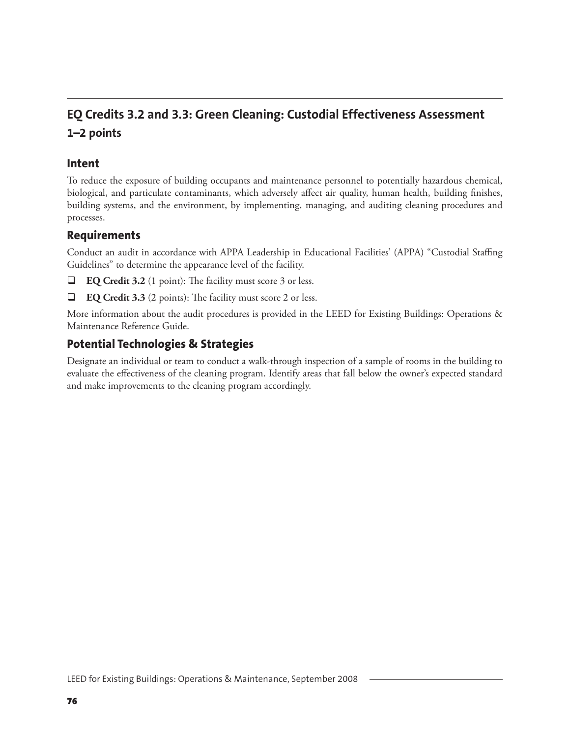## EQ Credits 3.2 and 3.3: Green Cleaning: Custodial Effectiveness Assessment

### 1–2 points

### Intent

To reduce the exposure of building occupants and maintenance personnel to potentially hazardous chemical, biological, and particulate contaminants, which adversely affect air quality, human health, building finishes, building systems, and the environment, by implementing, managing, and auditing cleaning procedures and processes.

### Requirements

Conduct an audit in accordance with APPA Leadership in Educational Facilities' (APPA) "Custodial Staffing Guidelines" to determine the appearance level of the facility.

- ❑ **EQ Credit 3.2** (1 point): The facility must score 3 or less.
- ❑ **EQ Credit 3.3** (2 points): The facility must score 2 or less.

More information about the audit procedures is provided in the LEED for Existing Buildings: Operations & Maintenance Reference Guide.

### Potential Technologies & Strategies

Designate an individual or team to conduct a walk-through inspection of a sample of rooms in the building to evaluate the effectiveness of the cleaning program. Identify areas that fall below the owner's expected standard and make improvements to the cleaning program accordingly.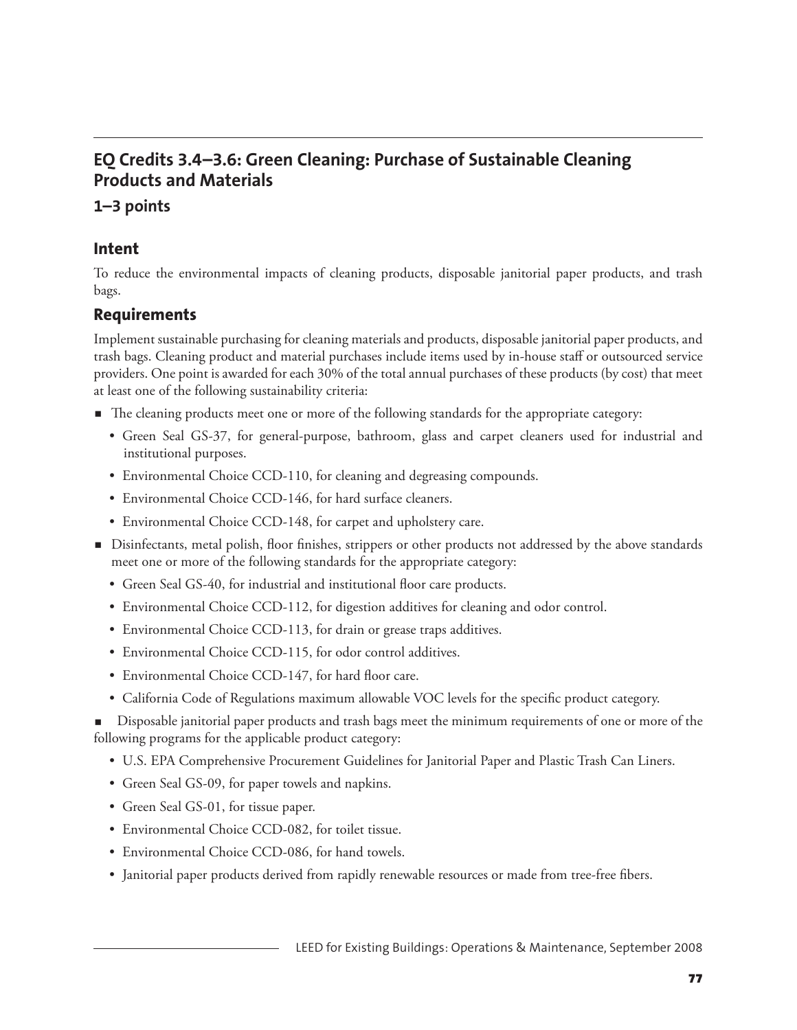## EQ Credits 3.4–3.6: Green Cleaning: Purchase of Sustainable Cleaning Products and Materials

### 1–3 points

### Intent

To reduce the environmental impacts of cleaning products, disposable janitorial paper products, and trash bags.

### Requirements

Implement sustainable purchasing for cleaning materials and products, disposable janitorial paper products, and trash bags. Cleaning product and material purchases include items used by in-house staff or outsourced service providers. One point is awarded for each 30% of the total annual purchases of these products (by cost) that meet at least one of the following sustainability criteria:

- The cleaning products meet one or more of the following standards for the appropriate category:
  - Green Seal GS-37, for general-purpose, bathroom, glass and carpet cleaners used for industrial and institutional purposes.
  - Environmental Choice CCD-110, for cleaning and degreasing compounds.
  - Environmental Choice CCD-146, for hard surface cleaners.
  - Environmental Choice CCD-148, for carpet and upholstery care.
- Disinfectants, metal polish, floor finishes, strippers or other products not addressed by the above standards meet one or more of the following standards for the appropriate category:
  - Green Seal GS-40, for industrial and institutional floor care products.
  - Environmental Choice CCD-112, for digestion additives for cleaning and odor control.
  - Environmental Choice CCD-113, for drain or grease traps additives.
  - Environmental Choice CCD-115, for odor control additives.
  - Environmental Choice CCD-147, for hard floor care.
  - California Code of Regulations maximum allowable VOC levels for the specific product category.
- Disposable janitorial paper products and trash bags meet the minimum requirements of one or more of the following programs for the applicable product category:
  - U.S. EPA Comprehensive Procurement Guidelines for Janitorial Paper and Plastic Trash Can Liners.
  - Green Seal GS-09, for paper towels and napkins.
  - Green Seal GS-01, for tissue paper.
  - Environmental Choice CCD-082, for toilet tissue.
  - Environmental Choice CCD-086, for hand towels.
  - Janitorial paper products derived from rapidly renewable resources or made from tree-free fibers.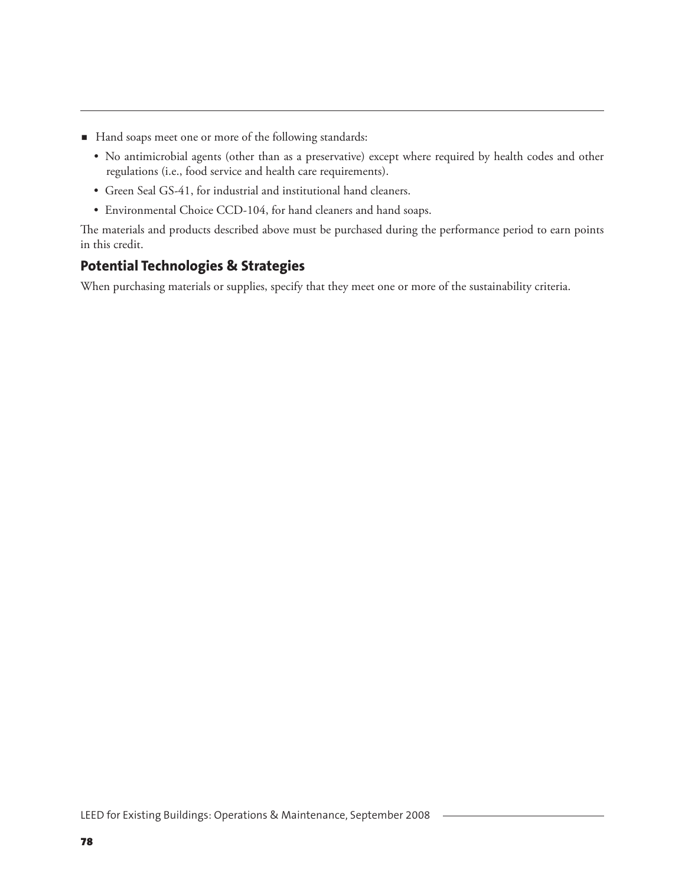- Hand soaps meet one or more of the following standards:
  - No antimicrobial agents (other than as a preservative) except where required by health codes and other regulations (i.e., food service and health care requirements).
  - Green Seal GS-41, for industrial and institutional hand cleaners.
  - Environmental Choice CCD-104, for hand cleaners and hand soaps.

The materials and products described above must be purchased during the performance period to earn points in this credit.

## Potential Technologies & Strategies

When purchasing materials or supplies, specify that they meet one or more of the sustainability criteria.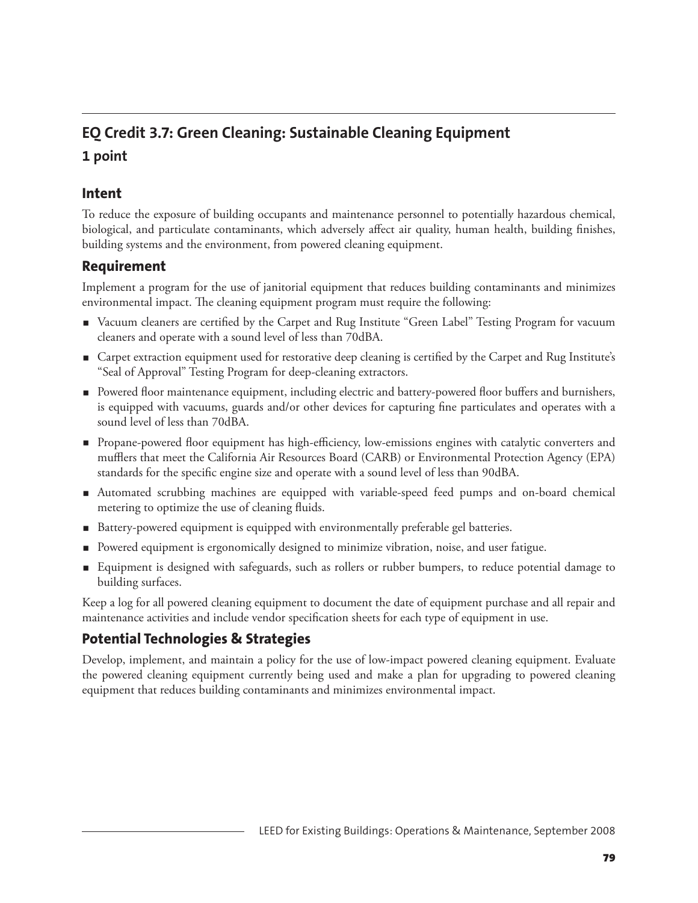## EQ Credit 3.7: Green Cleaning: Sustainable Cleaning Equipment

### 1 point

### Intent

To reduce the exposure of building occupants and maintenance personnel to potentially hazardous chemical, biological, and particulate contaminants, which adversely affect air quality, human health, building finishes, building systems and the environment, from powered cleaning equipment.

### Requirement

Implement a program for the use of janitorial equipment that reduces building contaminants and minimizes environmental impact. The cleaning equipment program must require the following:

- Vacuum cleaners are certified by the Carpet and Rug Institute "Green Label" Testing Program for vacuum cleaners and operate with a sound level of less than 70dBA.
- Carpet extraction equipment used for restorative deep cleaning is certified by the Carpet and Rug Institute's "Seal of Approval" Testing Program for deep-cleaning extractors.
- Powered floor maintenance equipment, including electric and battery-powered floor buffers and burnishers, is equipped with vacuums, guards and/or other devices for capturing fine particulates and operates with a sound level of less than 70dBA.
- Propane-powered floor equipment has high-efficiency, low-emissions engines with catalytic converters and mufflers that meet the California Air Resources Board (CARB) or Environmental Protection Agency (EPA) standards for the specific engine size and operate with a sound level of less than 90dBA.
- Automated scrubbing machines are equipped with variable-speed feed pumps and on-board chemical metering to optimize the use of cleaning fluids.
- Battery-powered equipment is equipped with environmentally preferable gel batteries.
- Powered equipment is ergonomically designed to minimize vibration, noise, and user fatigue.
- Equipment is designed with safeguards, such as rollers or rubber bumpers, to reduce potential damage to building surfaces.

Keep a log for all powered cleaning equipment to document the date of equipment purchase and all repair and maintenance activities and include vendor specification sheets for each type of equipment in use.

### Potential Technologies & Strategies

Develop, implement, and maintain a policy for the use of low-impact powered cleaning equipment. Evaluate the powered cleaning equipment currently being used and make a plan for upgrading to powered cleaning equipment that reduces building contaminants and minimizes environmental impact.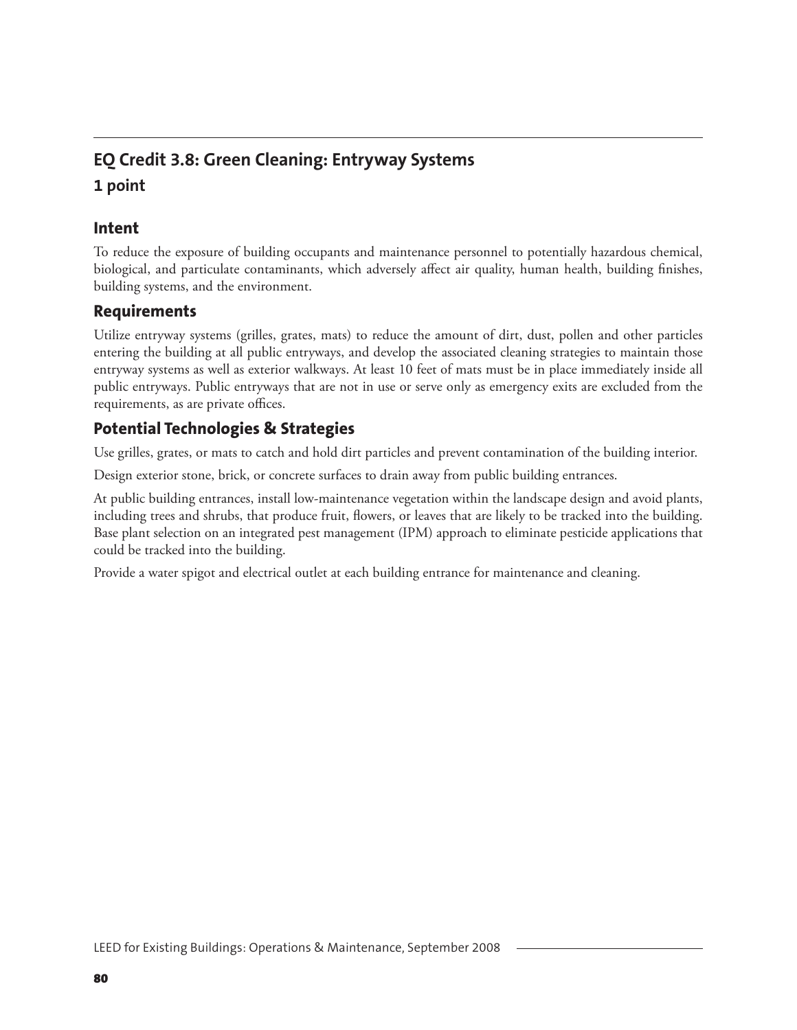## EQ Credit 3.8: Green Cleaning: Entryway Systems

**1 point**

### Intent

To reduce the exposure of building occupants and maintenance personnel to potentially hazardous chemical, biological, and particulate contaminants, which adversely affect air quality, human health, building finishes, building systems, and the environment.

### Requirements

Utilize entryway systems (grilles, grates, mats) to reduce the amount of dirt, dust, pollen and other particles entering the building at all public entryways, and develop the associated cleaning strategies to maintain those entryway systems as well as exterior walkways. At least 10 feet of mats must be in place immediately inside all public entryways. Public entryways that are not in use or serve only as emergency exits are excluded from the requirements, as are private offices.

### Potential Technologies & Strategies

Use grilles, grates, or mats to catch and hold dirt particles and prevent contamination of the building interior.

Design exterior stone, brick, or concrete surfaces to drain away from public building entrances.

At public building entrances, install low-maintenance vegetation within the landscape design and avoid plants, including trees and shrubs, that produce fruit, flowers, or leaves that are likely to be tracked into the building. Base plant selection on an integrated pest management (IPM) approach to eliminate pesticide applications that could be tracked into the building.

Provide a water spigot and electrical outlet at each building entrance for maintenance and cleaning.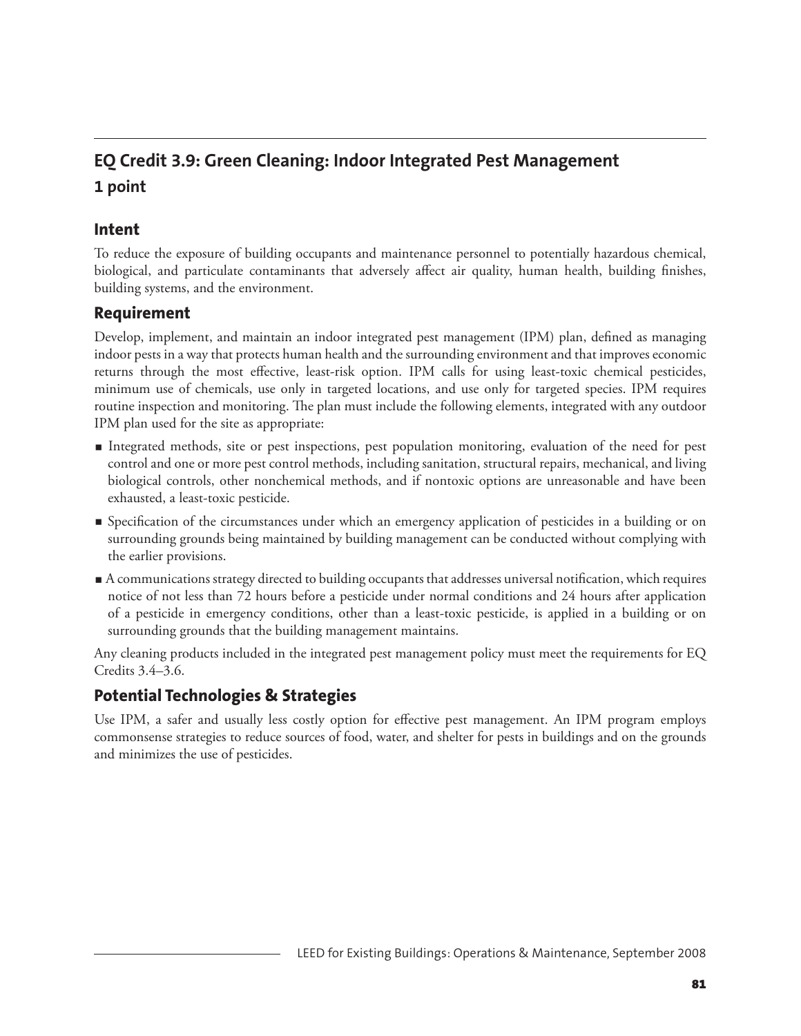## EQ Credit 3.9: Green Cleaning: Indoor Integrated Pest Management

**1 point**

### Intent

To reduce the exposure of building occupants and maintenance personnel to potentially hazardous chemical, biological, and particulate contaminants that adversely affect air quality, human health, building finishes, building systems, and the environment.

### Requirement

Develop, implement, and maintain an indoor integrated pest management (IPM) plan, defined as managing indoor pests in a way that protects human health and the surrounding environment and that improves economic returns through the most effective, least-risk option. IPM calls for using least-toxic chemical pesticides, minimum use of chemicals, use only in targeted locations, and use only for targeted species. IPM requires routine inspection and monitoring. The plan must include the following elements, integrated with any outdoor IPM plan used for the site as appropriate:

- Integrated methods, site or pest inspections, pest population monitoring, evaluation of the need for pest control and one or more pest control methods, including sanitation, structural repairs, mechanical, and living biological controls, other nonchemical methods, and if nontoxic options are unreasonable and have been exhausted, a least-toxic pesticide.
- Specification of the circumstances under which an emergency application of pesticides in a building or on surrounding grounds being maintained by building management can be conducted without complying with the earlier provisions.
- A communications strategy directed to building occupants that addresses universal notification, which requires notice of not less than 72 hours before a pesticide under normal conditions and 24 hours after application of a pesticide in emergency conditions, other than a least-toxic pesticide, is applied in a building or on surrounding grounds that the building management maintains.

Any cleaning products included in the integrated pest management policy must meet the requirements for EQ Credits 3.4–3.6.

### Potential Technologies & Strategies

Use IPM, a safer and usually less costly option for effective pest management. An IPM program employs commonsense strategies to reduce sources of food, water, and shelter for pests in buildings and on the grounds and minimizes the use of pesticides.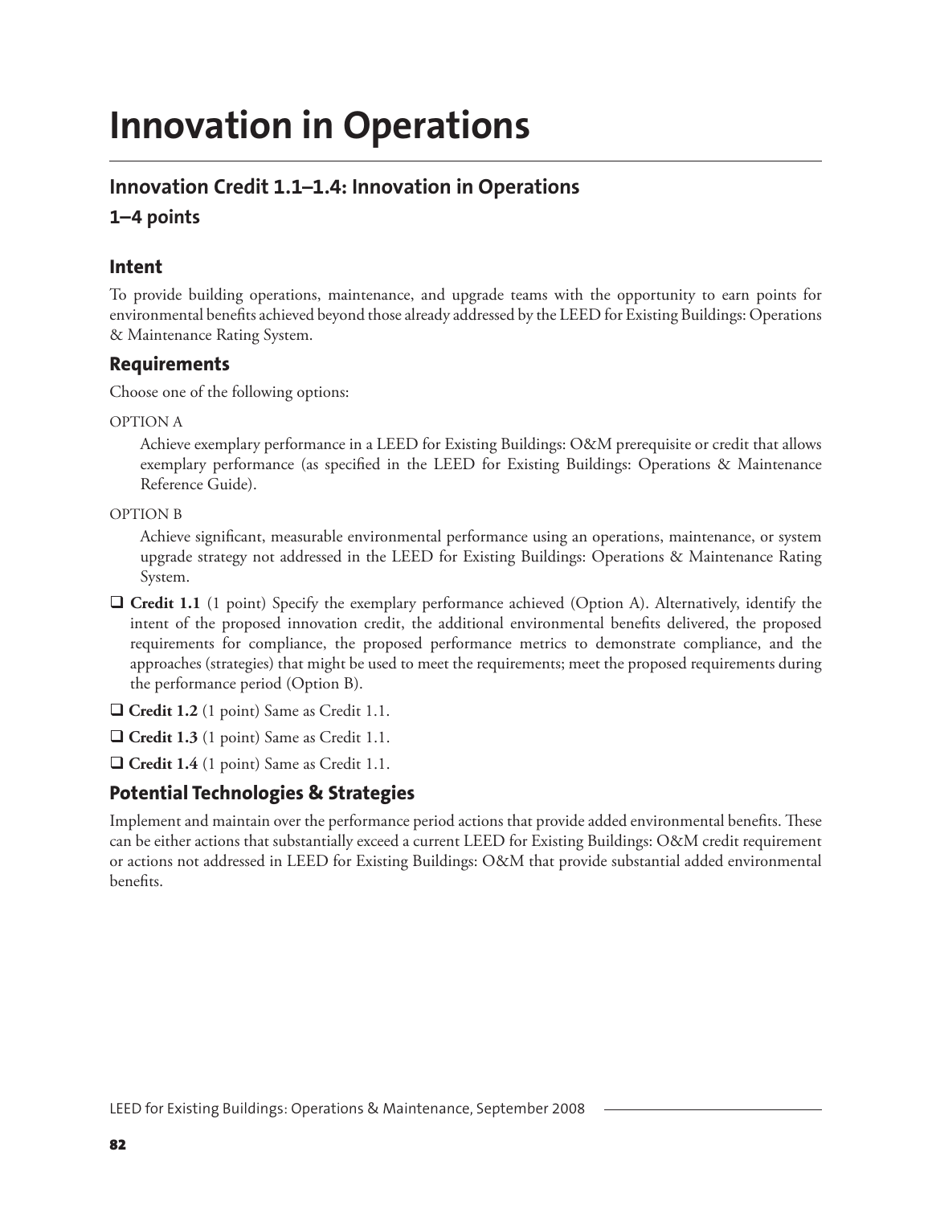# Innovation in Operations

## Innovation Credit 1.1–1.4: Innovation in Operations

### 1–4 points

### Intent

To provide building operations, maintenance, and upgrade teams with the opportunity to earn points for environmental benefits achieved beyond those already addressed by the LEED for Existing Buildings: Operations & Maintenance Rating System.

### Requirements

Choose one of the following options:

OPTION A

Achieve exemplary performance in a LEED for Existing Buildings: O&M prerequisite or credit that allows exemplary performance (as specified in the LEED for Existing Buildings: Operations & Maintenance Reference Guide).

OPTION B

Achieve significant, measurable environmental performance using an operations, maintenance, or system upgrade strategy not addressed in the LEED for Existing Buildings: Operations & Maintenance Rating System.

- ❑ **Credit 1.1** (1 point) Specify the exemplary performance achieved (Option A). Alternatively, identify the intent of the proposed innovation credit, the additional environmental benefits delivered, the proposed requirements for compliance, the proposed performance metrics to demonstrate compliance, and the approaches (strategies) that might be used to meet the requirements; meet the proposed requirements during the performance period (Option B).
- ❑ **Credit 1.2** (1 point) Same as Credit 1.1.
- ❑ **Credit 1.3** (1 point) Same as Credit 1.1.
- ❑ **Credit 1.4** (1 point) Same as Credit 1.1.

### Potential Technologies & Strategies

Implement and maintain over the performance period actions that provide added environmental benefits. These can be either actions that substantially exceed a current LEED for Existing Buildings: O&M credit requirement or actions not addressed in LEED for Existing Buildings: O&M that provide substantial added environmental benefits.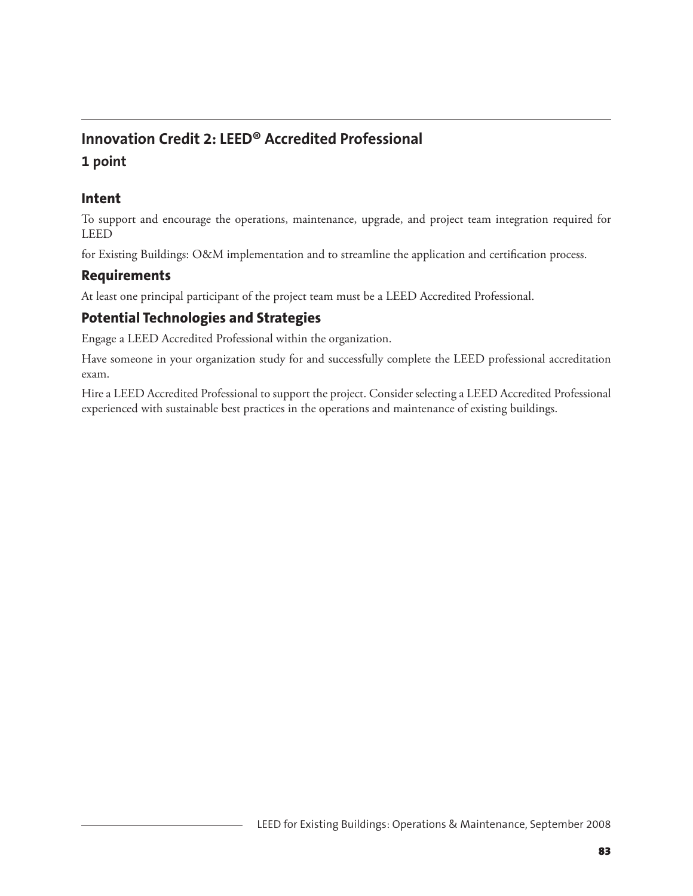## Innovation Credit 2: LEED® Accredited Professional

### 1 point

### Intent

To support and encourage the operations, maintenance, upgrade, and project team integration required for LEED

for Existing Buildings: O&M implementation and to streamline the application and certification process.

### Requirements

At least one principal participant of the project team must be a LEED Accredited Professional.

### Potential Technologies and Strategies

Engage a LEED Accredited Professional within the organization.

Have someone in your organization study for and successfully complete the LEED professional accreditation exam.

Hire a LEED Accredited Professional to support the project. Consider selecting a LEED Accredited Professional experienced with sustainable best practices in the operations and maintenance of existing buildings.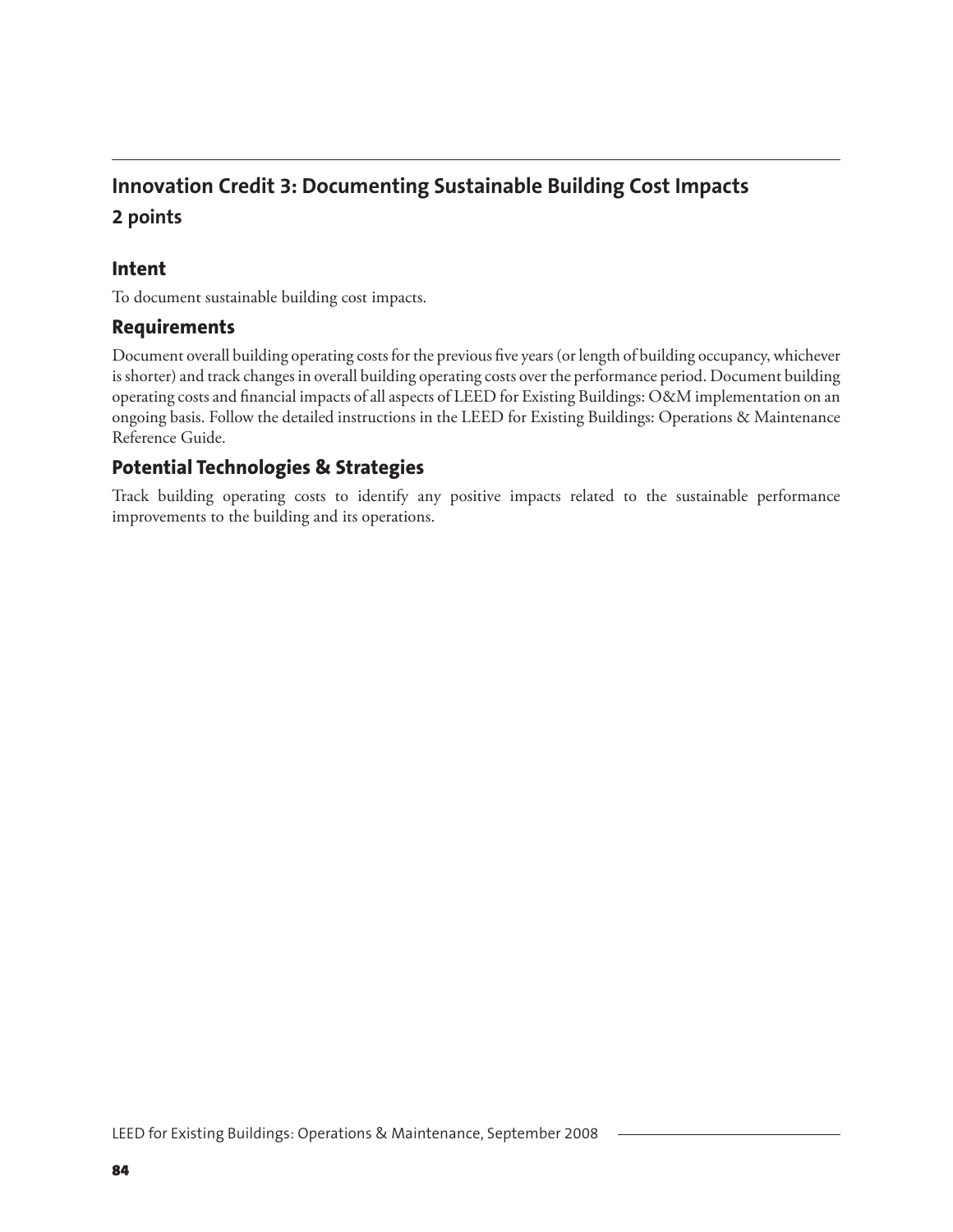## Innovation Credit 3: Documenting Sustainable Building Cost Impacts

### 2 points

### Intent

To document sustainable building cost impacts.

### Requirements

Document overall building operating costs for the previous five years (or length of building occupancy, whichever is shorter) and track changes in overall building operating costs over the performance period. Document building operating costs and financial impacts of all aspects of LEED for Existing Buildings: O&M implementation on an ongoing basis. Follow the detailed instructions in the LEED for Existing Buildings: Operations & Maintenance Reference Guide.

### Potential Technologies & Strategies

Track building operating costs to identify any positive impacts related to the sustainable performance improvements to the building and its operations.